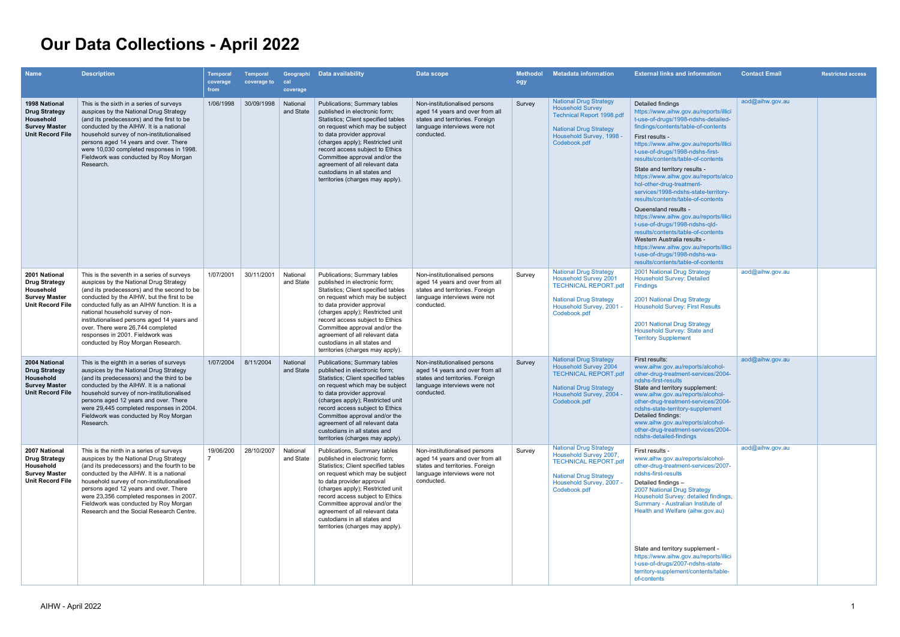# Our Data Collections - April 2022

| Name | Description | Temporal coverage from | Temporal coverage to | Geographical coverage | Data availability | Data scope | Methodology | Metadata information | External links and information | Contact Email | Restricted access |
|---|---|---|---|---|---|---|---|---|---|---|---|
| **1998 National Drug Strategy Household Survey Master Unit Record File** | This is the sixth in a series of surveys auspices by the National Drug Strategy (and its predecessors) and the first to be conducted by the AIHW. It is a national household survey of non-institutionalised persons aged 14 years and over. There were 10,030 completed responses in 1998. Fieldwork was conducted by Roy Morgan Research. | 1/06/1998 | 30/09/1998 | National and State | Publications; Summary tables published in electronic form; Statistics; Client specified tables on request which may be subject to data provider approval (charges apply); Restricted unit record access subject to Ethics Committee approval and/or the agreement of all relevant data custodians in all states and territories (charges may apply). | Non-institutionalised persons aged 14 years and over from all states and territories. Foreign language interviews were not conducted. | Survey | National Drug Strategy Household Survey Technical Report 1998.pdf<br><br>National Drug Strategy Household Survey, 1998 - Codebook.pdf | Detailed findings https://www.aihw.gov.au/reports/illicit-use-of-drugs/1998-ndshs-detailed-findings/contents/table-of-contents<br>First results - https://www.aihw.gov.au/reports/illicit-use-of-drugs/1998-ndshs-first-results/contents/table-of-contents<br>State and territory results - https://www.aihw.gov.au/reports/alcohol-other-drug-treatment-services/1998-ndshs-state-territory-results/contents/table-of-contents<br>Queensland results - https://www.aihw.gov.au/reports/illicit-use-of-drugs/1998-ndshs-qld-results/contents/table-of-contents<br>Western Australia results - https://www.aihw.gov.au/reports/illicit-use-of-drugs/1998-ndshs-wa-results/contents/table-of-contents | aod@aihw.gov.au | |
| **2001 National Drug Strategy Household Survey Master Unit Record File** | This is the seventh in a series of surveys auspices by the National Drug Strategy (and its predecessors) and the second to be conducted by the AIHW, but the first to be conducted fully as an AIHW function. It is a national household survey of non-institutionalised persons aged 14 years and over. There were 26,744 completed responses in 2001. Fieldwork was conducted by Roy Morgan Research. | 1/07/2001 | 30/11/2001 | National and State | Publications; Summary tables published in electronic form; Statistics; Client specified tables on request which may be subject to data provider approval (charges apply); Restricted unit record access subject to Ethics Committee approval and/or the agreement of all relevant data custodians in all states and territories (charges may apply). | Non-institutionalised persons aged 14 years and over from all states and territories. Foreign language interviews were not conducted. | Survey | National Drug Strategy Household Survey 2001 TECHNICAL REPORT.pdf<br><br>National Drug Strategy Household Survey, 2001 - Codebook.pdf | 2001 National Drug Strategy Household Survey: Detailed Findings<br><br>2001 National Drug Strategy Household Survey: First Results<br><br>2001 National Drug Strategy Household Survey: State and Territory Supplement | aod@aihw.gov.au | |
| **2004 National Drug Strategy Household Survey Master Unit Record File** | This is the eighth in a series of surveys auspices by the National Drug Strategy (and its predecessors) and the third to be conducted by the AIHW. It is a national household survey of non-institutionalised persons aged 12 years and over. There were 29,445 completed responses in 2004. Fieldwork was conducted by Roy Morgan Research. | 1/07/2004 | 8/11/2004 | National and State | Publications; Summary tables published in electronic form; Statistics; Client specified tables on request which may be subject to data provider approval (charges apply); Restricted unit record access subject to Ethics Committee approval and/or the agreement of all relevant data custodians in all states and territories (charges may apply). | Non-institutionalised persons aged 14 years and over from all states and territories. Foreign language interviews were not conducted. | Survey | National Drug Strategy Household Survey 2004 TECHNICAL REPORT.pdf<br><br>National Drug Strategy Household Survey, 2004 - Codebook.pdf | First results: www.aihw.gov.au/reports/alcohol-other-drug-treatment-services/2004-ndshs-first-results<br>State and territory supplement: www.aihw.gov.au/reports/alcohol-other-drug-treatment-services/2004-ndshs-state-territory-supplement<br>Detailed findings: www.aihw.gov.au/reports/alcohol-other-drug-treatment-services/2004-ndshs-detailed-findings | aod@aihw.gov.au | |
| **2007 National Drug Strategy Household Survey Master Unit Record File** | This is the ninth in a series of surveys auspices by the National Drug Strategy (and its predecessors) and the fourth to be conducted by the AIHW. It is a national household survey of non-institutionalised persons aged 12 years and over. There were 23,356 completed responses in 2007. Fieldwork was conducted by Roy Morgan Research and the Social Research Centre. | 19/06/2007 | 28/10/2007 | National and State | Publications, Summary tables published in electronic form; Statistics; Client specified tables on request which may be subject to data provider approval (charges apply); Restricted unit record access subject to Ethics Committee approval and/or the agreement of all relevant data custodians in all states and territories (charges may apply). | Non-institutionalised persons aged 14 years and over from all states and territories. Foreign language interviews were not conducted. | Survey | National Drug Strategy Household Survey 2007, TECHNICAL REPORT.pdf<br><br>National Drug Strategy Household Survey, 2007 - Codebook.pdf | First results - www.aihw.gov.au/reports/alcohol-other-drug-treatment-services/2007-ndshs-first-results<br>Detailed findings – 2007 National Drug Strategy Household Survey: detailed findings, Summary - Australian Institute of Health and Welfare (aihw.gov.au)<br><br>State and territory supplement - https://www.aihw.gov.au/reports/illicit-use-of-drugs/2007-ndshs-state-territory-supplement/contents/table-of-contents | aod@aihw.gov.au | |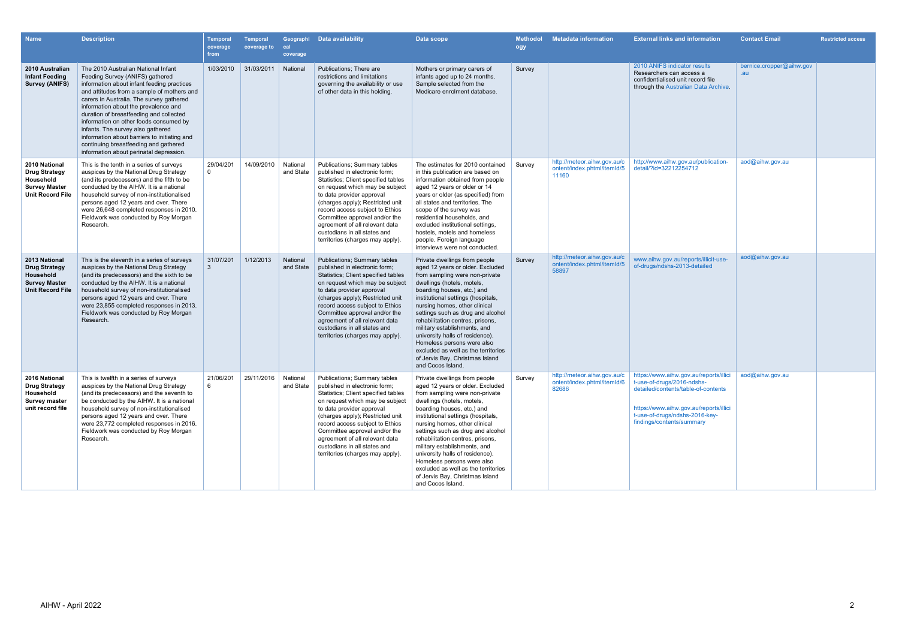| Name | Description | Temporal coverage from | Temporal coverage to | Geographical coverage | Data availability | Data scope | Methodology | Metadata information | External links and information | Contact Email | Restricted access |
|---|---|---|---|---|---|---|---|---|---|---|---|
| **2010 Australian Infant Feeding Survey (ANIFS)** | The 2010 Australian National Infant Feeding Survey (ANIFS) gathered information about infant feeding practices and attitudes from a sample of mothers and carers in Australia. The survey gathered information about the prevalence and duration of breastfeeding and collected information on other foods consumed by infants. The survey also gathered information about barriers to initiating and continuing breastfeeding and gathered information about perinatal depression. | 1/03/2010 | 31/03/2011 | National | Publications; There are restrictions and limitations governing the availability or use of other data in this holding. | Mothers or primary carers of infants aged up to 24 months. Sample selected from the Medicare enrolment database. | Survey | | 2010 ANIFS indicator results Researchers can access a confidentialised unit record file through the Australian Data Archive. | bernice.cropper@aihw.gov.au | |
| **2010 National Drug Strategy Household Survey Master Unit Record File** | This is the tenth in a series of surveys auspices by the National Drug Strategy (and its predecessors) and the fifth to be conducted by the AIHW. It is a national household survey of non-institutionalised persons aged 12 years and over. There were 26,648 completed responses in 2010. Fieldwork was conducted by Roy Morgan Research. | 29/04/2010 | 14/09/2010 | National and State | Publications; Summary tables published in electronic form; Statistics; Client specified tables on request which may be subject to data provider approval (charges apply); Restricted unit record access subject to Ethics Committee approval and/or the agreement of all relevant data custodians in all states and territories (charges may apply). | The estimates for 2010 contained in this publication are based on information obtained from people aged 12 years or older or 14 years or older (as specified) from all states and territories. The scope of the survey was residential households, and excluded institutional settings, hostels, motels and homeless people. Foreign language interviews were not conducted. | Survey | http://meteor.aihw.gov.au/content/index.phtml/itemId/511160 | http://www.aihw.gov.au/publication-detail/?id=32212254712 | aod@aihw.gov.au | |
| **2013 National Drug Strategy Household Survey Master Unit Record File** | This is the eleventh in a series of surveys auspices by the National Drug Strategy (and its predecessors) and the sixth to be conducted by the AIHW. It is a national household survey of non-institutionalised persons aged 12 years and over. There were 23,855 completed responses in 2013. Fieldwork was conducted by Roy Morgan Research. | 31/07/2013 | 1/12/2013 | National and State | Publications; Summary tables published in electronic form; Statistics; Client specified tables on request which may be subject to data provider approval (charges apply); Restricted unit record access subject to Ethics Committee approval and/or the agreement of all relevant data custodians in all states and territories (charges may apply). | Private dwellings from people aged 12 years or older. Excluded from sampling were non-private dwellings (hotels, motels, boarding houses, etc.) and institutional settings (hospitals, nursing homes, other clinical settings such as drug and alcohol rehabilitation centres, prisons, military establishments, and university halls of residence). Homeless persons were also excluded as well as the territories of Jervis Bay, Christmas Island and Cocos Island. | Survey | http://meteor.aihw.gov.au/content/index.phtml/itemId/558897 | www.aihw.gov.au/reports/illicit-use-of-drugs/ndshs-2013-detailed | aod@aihw.gov.au | |
| **2016 National Drug Strategy Household Survey master unit record file** | This is twelfth in a series of surveys auspices by the National Drug Strategy (and its predecessors) and the seventh to be conducted by the AIHW. It is a national household survey of non-institutionalised persons aged 12 years and over. There were 23,772 completed responses in 2016. Fieldwork was conducted by Roy Morgan Research. | 21/06/2016 | 29/11/2016 | National and State | Publications; Summary tables published in electronic form; Statistics; Client specified tables on request which may be subject to data provider approval (charges apply); Restricted unit record access subject to Ethics Committee approval and/or the agreement of all relevant data custodians in all states and territories (charges may apply). | Private dwellings from people aged 12 years or older. Excluded from sampling were non-private dwellings (hotels, motels, boarding houses, etc.) and institutional settings (hospitals, nursing homes, other clinical settings such as drug and alcohol rehabilitation centres, prisons, military establishments, and university halls of residence). Homeless persons were also excluded as well as the territories of Jervis Bay, Christmas Island and Cocos Island. | Survey | http://meteor.aihw.gov.au/content/index.phtml/itemId/682686 | https://www.aihw.gov.au/reports/illicit-use-of-drugs/2016-ndshs-detailed/contents/table-of-contents<br><br>https://www.aihw.gov.au/reports/illicit-use-of-drugs/ndshs-2016-key-findings/contents/summary | aod@aihw.gov.au | |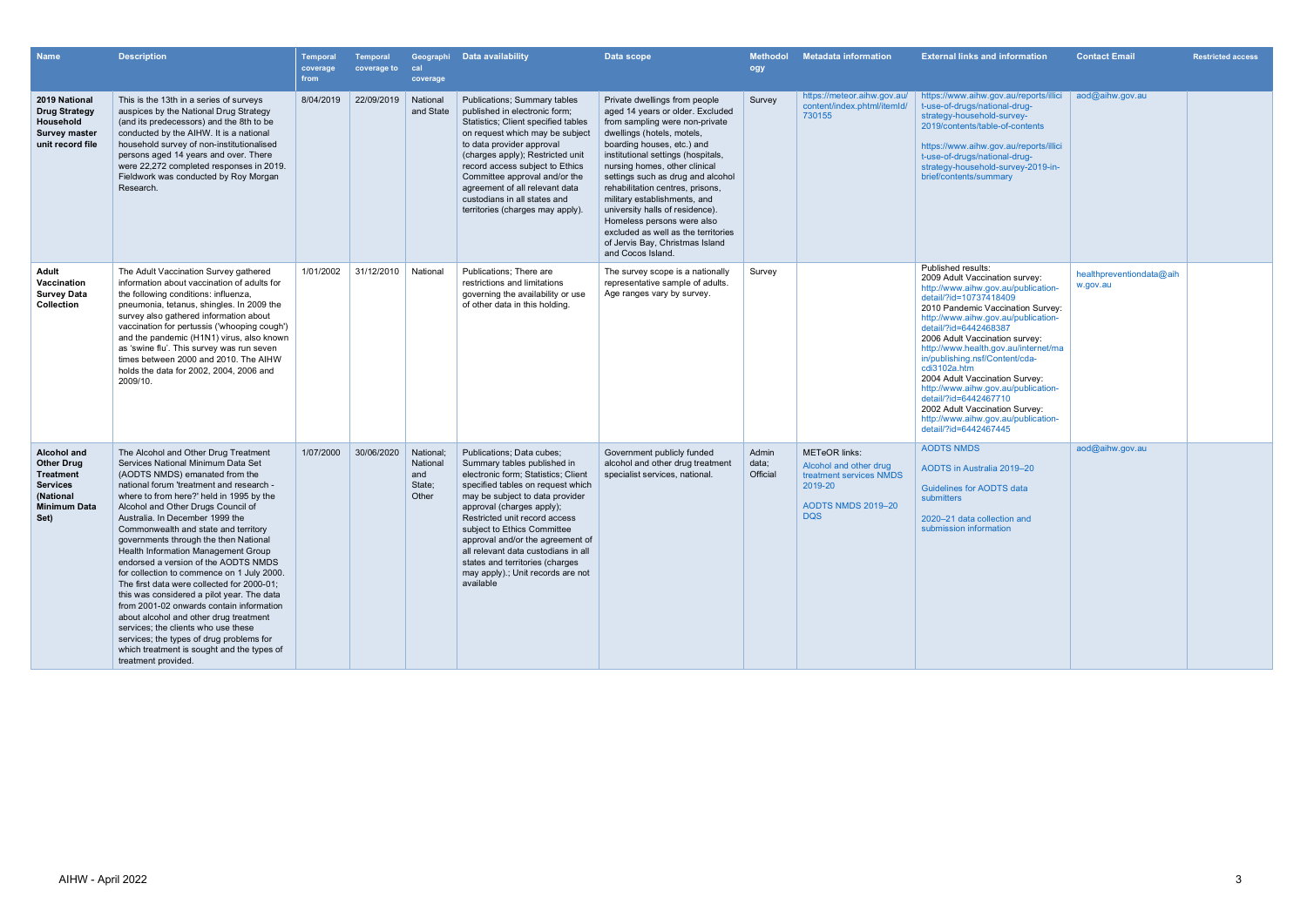| Name | Description | Temporal coverage from | Temporal coverage to | Geographical coverage | Data availability | Data scope | Methodology | Metadata information | External links and information | Contact Email | Restricted access |
|---|---|---|---|---|---|---|---|---|---|---|---|
| **2019 National Drug Strategy Household Survey master unit record file** | This is the 13th in a series of surveys auspices by the National Drug Strategy (and its predecessors) and the 8th to be conducted by the AIHW. It is a national household survey of non-institutionalised persons aged 14 years and over. There were 22,272 completed responses in 2019. Fieldwork was conducted by Roy Morgan Research. | 8/04/2019 | 22/09/2019 | National and State | Publications; Summary tables published in electronic form; Statistics; Client specified tables on request which may be subject to data provider approval (charges apply); Restricted unit record access subject to Ethics Committee approval and/or the agreement of all relevant data custodians in all states and territories (charges may apply). | Private dwellings from people aged 14 years or older. Excluded from sampling were non-private dwellings (hotels, motels, boarding houses, etc.) and institutional settings (hospitals, nursing homes, other clinical settings such as drug and alcohol rehabilitation centres, prisons, military establishments, and university halls of residence). Homeless persons were also excluded as well as the territories of Jervis Bay, Christmas Island and Cocos Island. | Survey | https://meteor.aihw.gov.au/content/index.phtml/itemId/730155 | https://www.aihw.gov.au/reports/illicit-use-of-drugs/national-drug-strategy-household-survey-2019/contents/table-of-contents <br><br> https://www.aihw.gov.au/reports/illicit-use-of-drugs/national-drug-strategy-household-survey-2019-in-brief/contents/summary | aod@aihw.gov.au | |
| **Adult Vaccination Survey Data Collection** | The Adult Vaccination Survey gathered information about vaccination of adults for the following conditions: influenza, pneumonia, tetanus, shingles. In 2009 the survey also gathered information about vaccination for pertussis ('whooping cough') and the pandemic (H1N1) virus, also known as 'swine flu'. This survey was run seven times between 2000 and 2010. The AIHW holds the data for 2002, 2004, 2006 and 2009/10. | 1/01/2002 | 31/12/2010 | National | Publications; There are restrictions and limitations governing the availability or use of other data in this holding. | The survey scope is a nationally representative sample of adults. Age ranges vary by survey. | Survey | | Published results: <br> 2009 Adult Vaccination survey: http://www.aihw.gov.au/publication-detail/?id=10737418409 <br> 2010 Pandemic Vaccination Survey: http://www.aihw.gov.au/publication-detail/?id=6442468387 <br> 2006 Adult Vaccination survey: http://www.health.gov.au/internet/main/publishing.nsf/Content/cda-cdi3102a.htm <br> 2004 Adult Vaccination Survey: http://www.aihw.gov.au/publication-detail/?id=6442467710 <br> 2002 Adult Vaccination Survey: http://www.aihw.gov.au/publication-detail/?id=6442467445 | healthpreventiondata@aihw.gov.au | |
| **Alcohol and Other Drug Treatment Services (National Minimum Data Set)** | The Alcohol and Other Drug Treatment Services National Minimum Data Set (AODTS NMDS) emanated from the national forum 'treatment and research - where to from here?' held in 1995 by the Alcohol and Other Drugs Council of Australia. In December 1999 the Commonwealth and state and territory governments through the then National Health Information Management Group endorsed a version of the AODTS NMDS for collection to commence on 1 July 2000. The first data were collected for 2000-01; this was considered a pilot year. The data from 2001-02 onwards contain information about alcohol and other drug treatment services; the clients who use these services; the types of drug problems for which treatment is sought and the types of treatment provided. | 1/07/2000 | 30/06/2020 | National; National and State; Other | Publications; Data cubes; Summary tables published in electronic form; Statistics; Client specified tables on request which may be subject to data provider approval (charges apply); Restricted unit record access subject to Ethics Committee approval and/or the agreement of all relevant data custodians in all states and territories (charges may apply).; Unit records are not available | Government publicly funded alcohol and other drug treatment specialist services, national. | Admin data; Official | METeOR links: <br> Alcohol and other drug treatment services NMDS 2019-20 <br><br> AODTS NMDS 2019–20 DQS | AODTS NMDS <br><br> AODTS in Australia 2019–20 <br><br> Guidelines for AODTS data submitters <br><br> 2020–21 data collection and submission information | aod@aihw.gov.au | |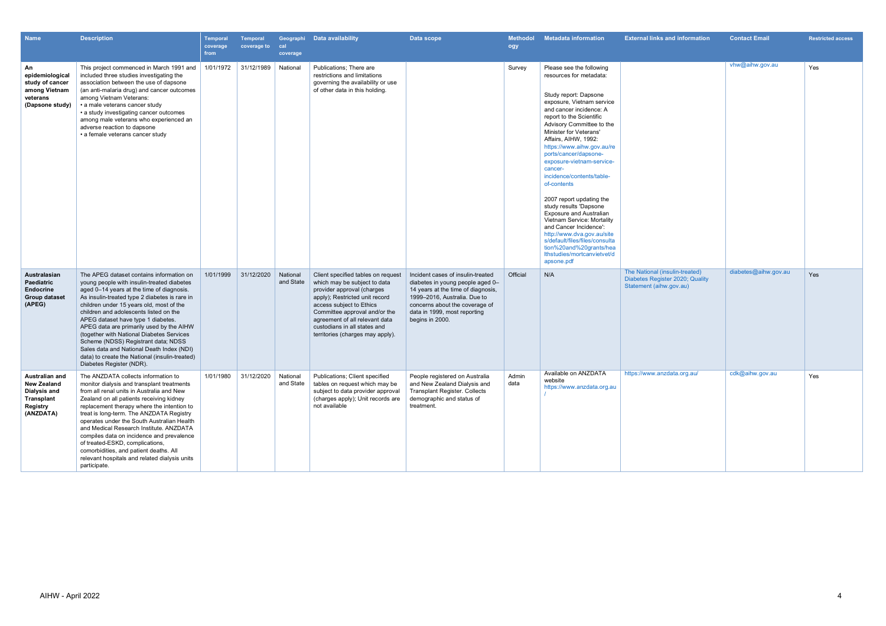| Name | Description | Temporal coverage from | Temporal coverage to | Geographical coverage | Data availability | Data scope | Methodology | Metadata information | External links and information | Contact Email | Restricted access |
|---|---|---|---|---|---|---|---|---|---|---|---|
| **An epidemiological study of cancer among Vietnam veterans (Dapsone study)** | This project commenced in March 1991 and included three studies investigating the association between the use of dapsone (an anti-malaria drug) and cancer outcomes among Vietnam Veterans:<br>• a male veterans cancer study<br>• a study investigating cancer outcomes among male veterans who experienced an adverse reaction to dapsone<br>• a female veterans cancer study | 1/01/1972 | 31/12/1989 | National | Publications; There are restrictions and limitations governing the availability or use of other data in this holding. | | Survey | Please see the following resources for metadata:<br><br>Study report: Dapsone exposure, Vietnam service and cancer incidence: A report to the Scientific Advisory Committee to the Minister for Veterans' Affairs, AIHW, 1992: https://www.aihw.gov.au/reports/cancer/dapsone-exposure-vietnam-service-cancer-incidence/contents/table-of-contents<br><br>2007 report updating the study results 'Dapsone Exposure and Australian Vietnam Service: Mortality and Cancer Incidence': http://www.dva.gov.au/sites/default/files/files/consultation%20and%20grants/healthstudies/mortcanvietvet/dapsone.pdf | | vhw@aihw.gov.au | Yes |
| **Australasian Paediatric Endocrine Group dataset (APEG)** | The APEG dataset contains information on young people with insulin-treated diabetes aged 0–14 years at the time of diagnosis. As insulin-treated type 2 diabetes is rare in children under 15 years old, most of the children and adolescents listed on the APEG dataset have type 1 diabetes. APEG data are primarily used by the AIHW (together with National Diabetes Services Scheme (NDSS) Registrant data; NDSS Sales data and National Death Index (NDI) data) to create the National (insulin-treated) Diabetes Register (NDR). | 1/01/1999 | 31/12/2020 | National and State | Client specified tables on request which may be subject to data provider approval (charges apply); Restricted unit record access subject to Ethics Committee approval and/or the agreement of all relevant data custodians in all states and territories (charges may apply). | Incident cases of insulin-treated diabetes in young people aged 0–14 years at the time of diagnosis, 1999–2016, Australia. Due to concerns about the coverage of data in 1999, most reporting begins in 2000. | Official | N/A | The National (insulin-treated) Diabetes Register 2020; Quality Statement (aihw.gov.au) | diabetes@aihw.gov.au | Yes |
| **Australian and New Zealand Dialysis and Transplant Registry (ANZDATA)** | The ANZDATA collects information to monitor dialysis and transplant treatments from all renal units in Australia and New Zealand on all patients receiving kidney replacement therapy where the intention to treat is long-term. The ANZDATA Registry operates under the South Australian Health and Medical Research Institute. ANZDATA compiles data on incidence and prevalence of treated-ESKD, complications, comorbidities, and patient deaths. All relevant hospitals and related dialysis units participate. | 1/01/1980 | 31/12/2020 | National and State | Publications; Client specified tables on request which may be subject to data provider approval (charges apply); Unit records are not available | People registered on Australia and New Zealand Dialysis and Transplant Register. Collects demographic and status of treatment. | Admin data | Available on ANZDATA website https://www.anzdata.org.au/ | https://www.anzdata.org.au/ | cdk@aihw.gov.au | Yes |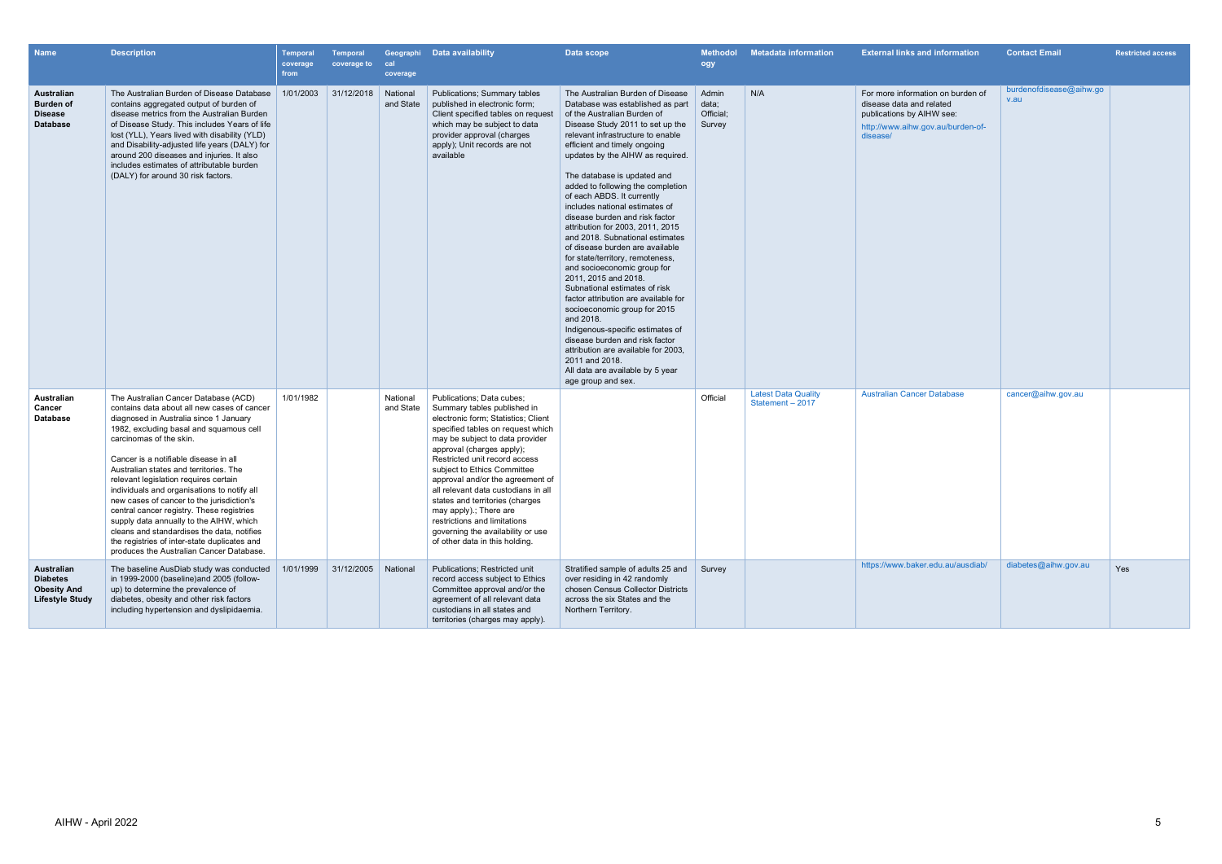| Name | Description | Temporal coverage from | Temporal coverage to | Geographical coverage | Data availability | Data scope | Methodology | Metadata information | External links and information | Contact Email | Restricted access |
|---|---|---|---|---|---|---|---|---|---|---|---|
| **Australian Burden of Disease Database** | The Australian Burden of Disease Database contains aggregated output of burden of disease metrics from the Australian Burden of Disease Study. This includes Years of life lost (YLL), Years lived with disability (YLD) and Disability-adjusted life years (DALY) for around 200 diseases and injuries. It also includes estimates of attributable burden (DALY) for around 30 risk factors. | 1/01/2003 | 31/12/2018 | National and State | Publications; Summary tables published in electronic form; Client specified tables on request which may be subject to data provider approval (charges apply); Unit records are not available | The Australian Burden of Disease Database was established as part of the Australian Burden of Disease Study 2011 to set up the relevant infrastructure to enable efficient and timely ongoing updates by the AIHW as required.<br><br>The database is updated and added to following the completion of each ABDS. It currently includes national estimates of disease burden and risk factor attribution for 2003, 2011, 2015 and 2018. Subnational estimates of disease burden are available for state/territory, remoteness, and socioeconomic group for 2011, 2015 and 2018.<br>Subnational estimates of risk factor attribution are available for socioeconomic group for 2015 and 2018.<br>Indigenous-specific estimates of disease burden and risk factor attribution are available for 2003, 2011 and 2018.<br>All data are available by 5 year age group and sex. | Admin data; Official; Survey | N/A | For more information on burden of disease data and related publications by AIHW see: http://www.aihw.gov.au/burden-of-disease/ | burdenofdisease@aihw.gov.au | |
| **Australian Cancer Database** | The Australian Cancer Database (ACD) contains data about all new cases of cancer diagnosed in Australia since 1 January 1982, excluding basal and squamous cell carcinomas of the skin.<br><br>Cancer is a notifiable disease in all Australian states and territories. The relevant legislation requires certain individuals and organisations to notify all new cases of cancer to the jurisdiction's central cancer registry. These registries supply data annually to the AIHW, which cleans and standardises the data, notifies the registries of inter-state duplicates and produces the Australian Cancer Database. | 1/01/1982 | | National and State | Publications; Data cubes; Summary tables published in electronic form; Statistics; Client specified tables on request which may be subject to data provider approval (charges apply); Restricted unit record access subject to Ethics Committee approval and/or the agreement of all relevant data custodians in all states and territories (charges may apply).; There are restrictions and limitations governing the availability or use of other data in this holding. | | Official | Latest Data Quality Statement – 2017 | Australian Cancer Database | cancer@aihw.gov.au | |
| **Australian Diabetes Obesity And Lifestyle Study** | The baseline AusDiab study was conducted in 1999-2000 (baseline)and 2005 (follow-up) to determine the prevalence of diabetes, obesity and other risk factors including hypertension and dyslipidaemia. | 1/01/1999 | 31/12/2005 | National | Publications; Restricted unit record access subject to Ethics Committee approval and/or the agreement of all relevant data custodians in all states and territories (charges may apply). | Stratified sample of adults 25 and over residing in 42 randomly chosen Census Collector Districts across the six States and the Northern Territory. | Survey | | https://www.baker.edu.au/ausdiab/ | diabetes@aihw.gov.au | Yes |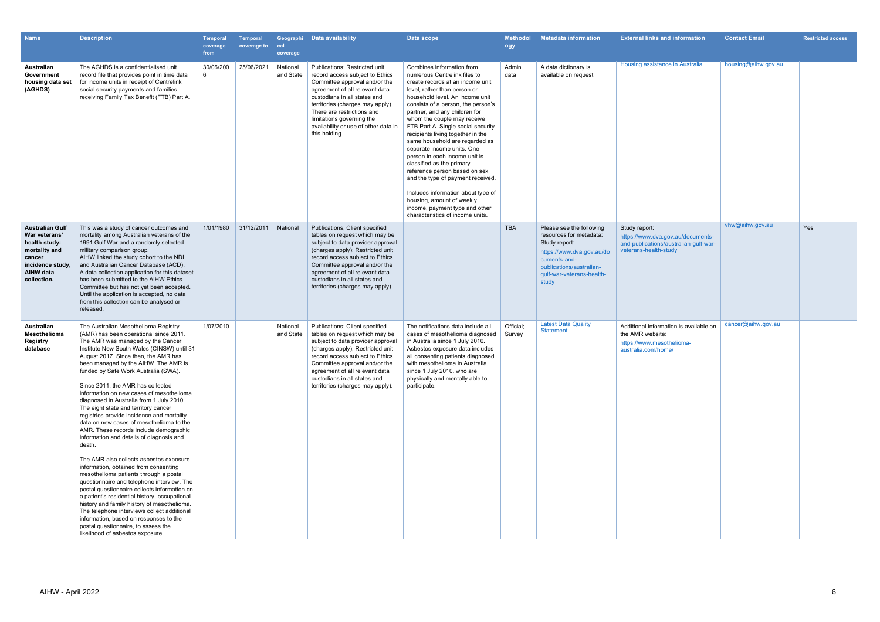| Name | Description | Temporal coverage from | Temporal coverage to | Geographical coverage | Data availability | Data scope | Methodology | Metadata information | External links and information | Contact Email | Restricted access |
|---|---|---|---|---|---|---|---|---|---|---|---|
| **Australian Government housing data set (AGHDS)** | The AGHDS is a confidentialised unit record file that provides point in time data for income units in receipt of Centrelink social security payments and families receiving Family Tax Benefit (FTB) Part A. | 30/06/2006 | 25/06/2021 | National and State | Publications; Restricted unit record access subject to Ethics Committee approval and/or the agreement of all relevant data custodians in all states and territories (charges may apply). There are restrictions and limitations governing the availability or use of other data in this holding. | Combines information from numerous Centrelink files to create records at an income unit level, rather than person or household level. An income unit consists of a person, the person's partner, and any children for whom the couple may receive FTB Part A. Single social security recipients living together in the same household are regarded as separate income units. One person in each income unit is classified as the primary reference person based on sex and the type of payment received.<br><br>Includes information about type of housing, amount of weekly income, payment type and other characteristics of income units. | Admin data | A data dictionary is available on request | Housing assistance in Australia | housing@aihw.gov.au | |
| **Australian Gulf War veterans' health study: mortality and cancer incidence study, AIHW data collection.** | This was a study of cancer outcomes and mortality among Australian veterans of the 1991 Gulf War and a randomly selected military comparison group.<br>AIHW linked the study cohort to the NDI and Australian Cancer Database (ACD).<br>A data collection application for this dataset has been submitted to the AIHW Ethics Committee but has not yet been accepted. Until the application is accepted, no data from this collection can be analysed or released. | 1/01/1980 | 31/12/2011 | National | Publications; Client specified tables on request which may be subject to data provider approval (charges apply); Restricted unit record access subject to Ethics Committee approval and/or the agreement of all relevant data custodians in all states and territories (charges may apply). | | TBA | Please see the following resources for metadata:<br>Study report:<br>https://www.dva.gov.au/documents-and-publications/australian-gulf-war-veterans-health-study | Study report:<br>https://www.dva.gov.au/documents-and-publications/australian-gulf-war-veterans-health-study | vhw@aihw.gov.au | Yes |
| **Australian Mesothelioma Registry database** | The Australian Mesothelioma Registry (AMR) has been operational since 2011. The AMR was managed by the Cancer Institute New South Wales (CINSW) until 31 August 2017. Since then, the AMR has been managed by the AIHW. The AMR is funded by Safe Work Australia (SWA).<br><br>Since 2011, the AMR has collected information on new cases of mesothelioma diagnosed in Australia from 1 July 2010. The eight state and territory cancer registries provide incidence and mortality data on new cases of mesothelioma to the AMR. These records include demographic information and details of diagnosis and death.<br><br>The AMR also collects asbestos exposure information, obtained from consenting mesothelioma patients through a postal questionnaire and telephone interview. The postal questionnaire collects information on a patient's residential history, occupational history and family history of mesothelioma. The telephone interviews collect additional information, based on responses to the postal questionnaire, to assess the likelihood of asbestos exposure. | 1/07/2010 | | National and State | Publications; Client specified tables on request which may be subject to data provider approval (charges apply); Restricted unit record access subject to Ethics Committee approval and/or the agreement of all relevant data custodians in all states and territories (charges may apply). | The notifications data include all cases of mesothelioma diagnosed in Australia since 1 July 2010. Asbestos exposure data includes all consenting patients diagnosed with mesothelioma in Australia since 1 July 2010, who are physically and mentally able to participate. | Official; Survey | Latest Data Quality Statement | Additional information is available on the AMR website:<br>https://www.mesothelioma-australia.com/home/ | cancer@aihw.gov.au | |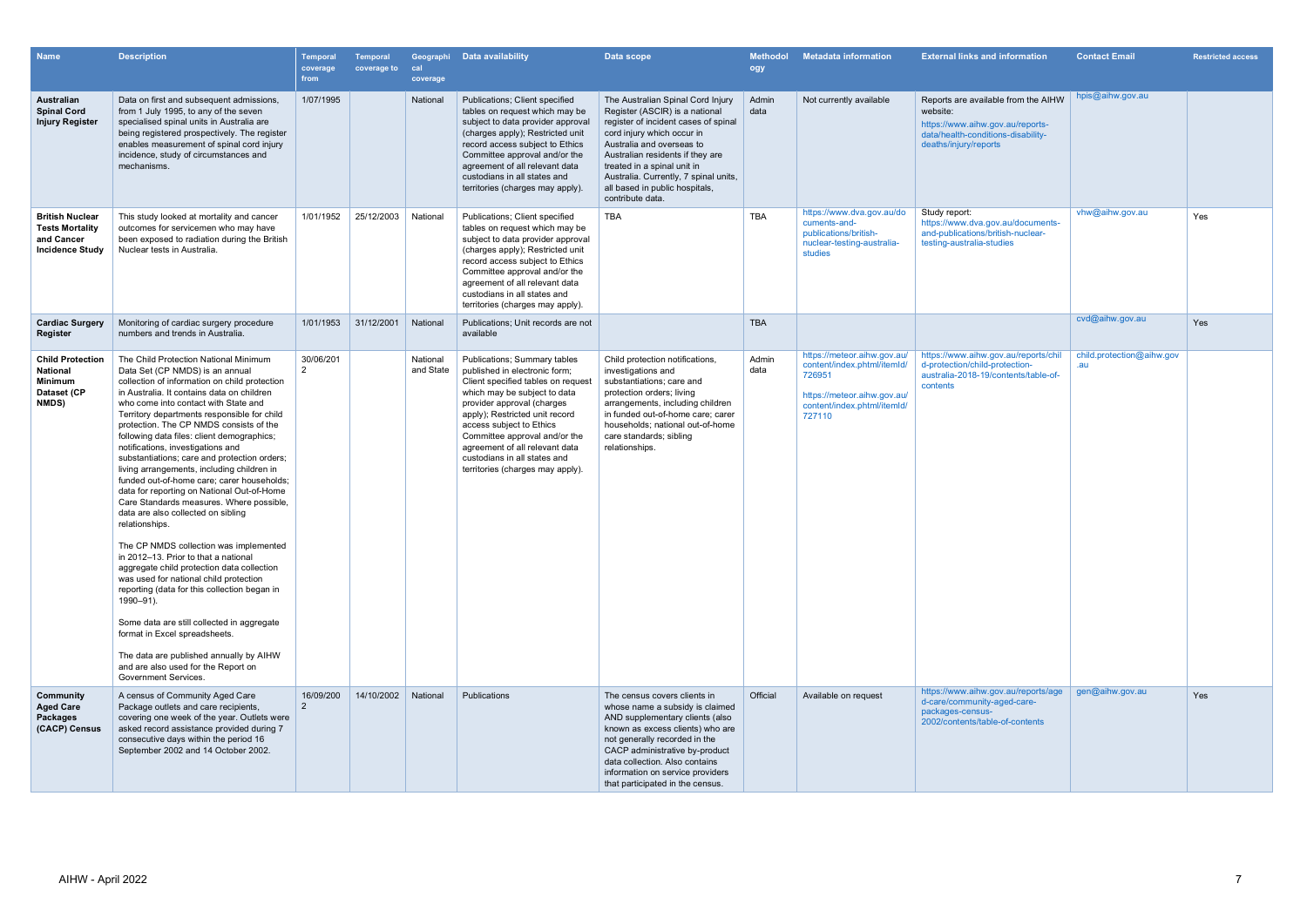| Name | Description | Temporal coverage from | Temporal coverage to | Geographical coverage | Data availability | Data scope | Methodology | Metadata information | External links and information | Contact Email | Restricted access |
|---|---|---|---|---|---|---|---|---|---|---|---|
| **Australian Spinal Cord Injury Register** | Data on first and subsequent admissions, from 1 July 1995, to any of the seven specialised spinal units in Australia are being registered prospectively. The register enables measurement of spinal cord injury incidence, study of circumstances and mechanisms. | 1/07/1995 | | National | Publications; Client specified tables on request which may be subject to data provider approval (charges apply); Restricted unit record access subject to Ethics Committee approval and/or the agreement of all relevant data custodians in all states and territories (charges may apply). | The Australian Spinal Cord Injury Register (ASCIR) is a national register of incident cases of spinal cord injury which occur in Australia and overseas to Australian residents if they are treated in a spinal unit in Australia. Currently, 7 spinal units, all based in public hospitals, contribute data. | Admin data | Not currently available | Reports are available from the AIHW website: https://www.aihw.gov.au/reports-data/health-conditions-disability-deaths/injury/reports | hpis@aihw.gov.au | |
| **British Nuclear Tests Mortality and Cancer Incidence Study** | This study looked at mortality and cancer outcomes for servicemen who may have been exposed to radiation during the British Nuclear tests in Australia. | 1/01/1952 | 25/12/2003 | National | Publications; Client specified tables on request which may be subject to data provider approval (charges apply); Restricted unit record access subject to Ethics Committee approval and/or the agreement of all relevant data custodians in all states and territories (charges may apply). | TBA | TBA | https://www.dva.gov.au/documents-and-publications/british-nuclear-testing-australia-studies | Study report: https://www.dva.gov.au/documents-and-publications/british-nuclear-testing-australia-studies | vhw@aihw.gov.au | Yes |
| **Cardiac Surgery Register** | Monitoring of cardiac surgery procedure numbers and trends in Australia. | 1/01/1953 | 31/12/2001 | National | Publications; Unit records are not available | | TBA | | | cvd@aihw.gov.au | Yes |
| **Child Protection National Minimum Dataset (CP NMDS)** | The Child Protection National Minimum Data Set (CP NMDS) is an annual collection of information on child protection in Australia. It contains data on children who come into contact with State and Territory departments responsible for child protection. The CP NMDS consists of the following data files: client demographics; notifications, investigations and substantiations; care and protection orders; living arrangements, including children in funded out-of-home care; carer households; data for reporting on National Out-of-Home Care Standards measures. Where possible, data are also collected on sibling relationships.<br><br>The CP NMDS collection was implemented in 2012–13. Prior to that a national aggregate child protection data collection was used for national child protection reporting (data for this collection began in 1990–91).<br><br>Some data are still collected in aggregate format in Excel spreadsheets.<br><br>The data are published annually by AIHW and are also used for the Report on Government Services. | 30/06/2012 | | National and State | Publications; Summary tables published in electronic form; Client specified tables on request which may be subject to data provider approval (charges apply); Restricted unit record access subject to Ethics Committee approval and/or the agreement of all relevant data custodians in all states and territories (charges may apply). | Child protection notifications, investigations and substantiations; care and protection orders; living arrangements, including children in funded out-of-home care; carer households; national out-of-home care standards; sibling relationships. | Admin data | https://meteor.aihw.gov.au/content/index.phtml/itemId/726951<br><br>https://meteor.aihw.gov.au/content/index.phtml/itemId/727110 | https://www.aihw.gov.au/reports/child-protection/child-protection-australia-2018-19/contents/table-of-contents | child.protection@aihw.gov.au | |
| **Community Aged Care Packages (CACP) Census** | A census of Community Aged Care Package outlets and care recipients, covering one week of the year. Outlets were asked record assistance provided during 7 consecutive days within the period 16 September 2002 and 14 October 2002. | 16/09/2002 | 14/10/2002 | National | Publications | The census covers clients in whose name a subsidy is claimed AND supplementary clients (also known as excess clients) who are not generally recorded in the CACP administrative by-product data collection. Also contains information on service providers that participated in the census. | Official | Available on request | https://www.aihw.gov.au/reports/aged-care/community-aged-care-packages-census-2002/contents/table-of-contents | gen@aihw.gov.au | Yes |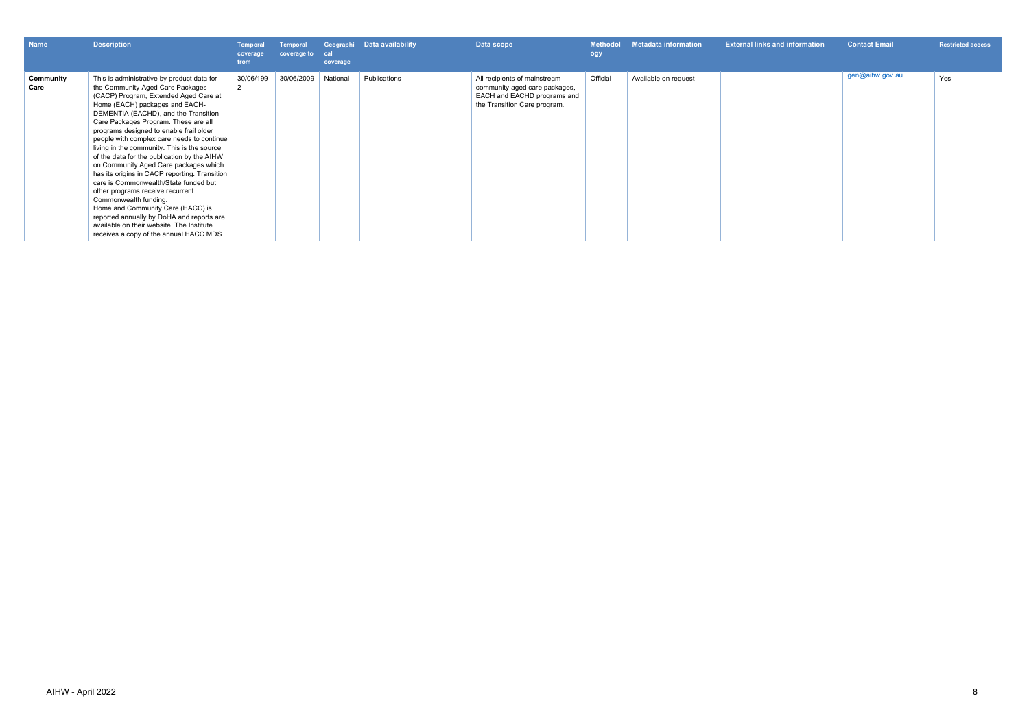| Name | Description | Temporal coverage from | Temporal coverage to | Geographical coverage | Data availability | Data scope | Methodology | Metadata information | External links and information | Contact Email | Restricted access |
|---|---|---|---|---|---|---|---|---|---|---|---|
| **Community Care** | This is administrative by product data for the Community Aged Care Packages (CACP) Program, Extended Aged Care at Home (EACH) packages and EACH-DEMENTIA (EACHD), and the Transition Care Packages Program. These are all programs designed to enable frail older people with complex care needs to continue living in the community. This is the source of the data for the publication by the AIHW on Community Aged Care packages which has its origins in CACP reporting. Transition care is Commonwealth/State funded but other programs receive recurrent Commonwealth funding.<br>Home and Community Care (HACC) is reported annually by DoHA and reports are available on their website. The Institute receives a copy of the annual HACC MDS. | 30/06/1992 | 30/06/2009 | National | Publications | All recipients of mainstream community aged care packages, EACH and EACHD programs and the Transition Care program. | Official | Available on request | | gen@aihw.gov.au | Yes |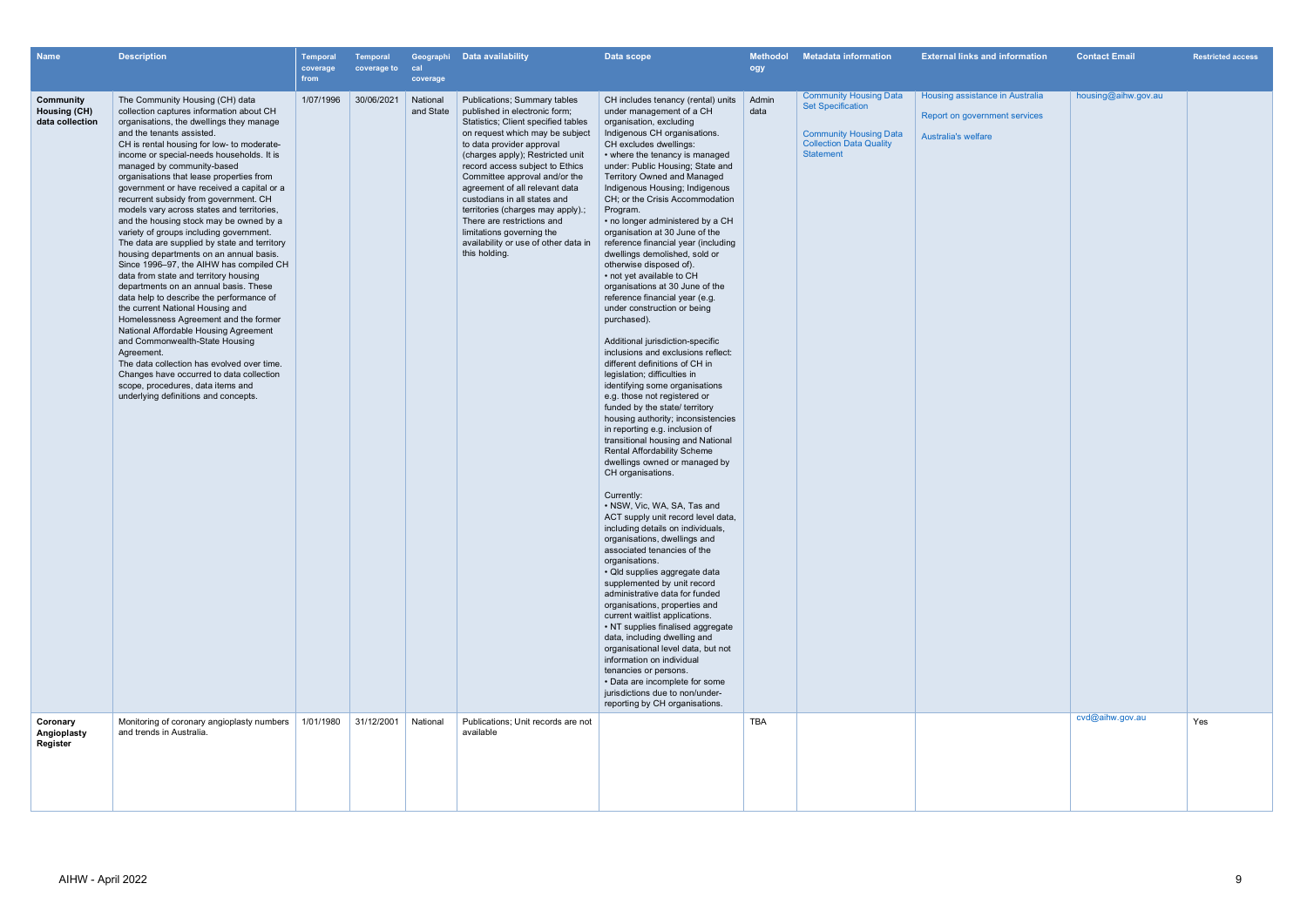| Name | Description | Temporal coverage from | Temporal coverage to | Geographical coverage | Data availability | Data scope | Methodology | Metadata information | External links and information | Contact Email | Restricted access |
|---|---|---|---|---|---|---|---|---|---|---|---|
| **Community Housing (CH) data collection** | The Community Housing (CH) data collection captures information about CH organisations, the dwellings they manage and the tenants assisted.<br>CH is rental housing for low- to moderate-income or special-needs households. It is managed by community-based organisations that lease properties from government or have received a capital or a recurrent subsidy from government. CH models vary across states and territories, and the housing stock may be owned by a variety of groups including government.<br>The data are supplied by state and territory housing departments on an annual basis. Since 1996–97, the AIHW has compiled CH data from state and territory housing departments on an annual basis. These data help to describe the performance of the current National Housing and Homelessness Agreement and the former National Affordable Housing Agreement and Commonwealth-State Housing Agreement.<br>The data collection has evolved over time. Changes have occurred to data collection scope, procedures, data items and underlying definitions and concepts. | 1/07/1996 | 30/06/2021 | National and State | Publications; Summary tables published in electronic form; Statistics; Client specified tables on request which may be subject to data provider approval (charges apply); Restricted unit record access subject to Ethics Committee approval and/or the agreement of all relevant data custodians in all states and territories (charges may apply).; There are restrictions and limitations governing the availability or use of other data in this holding. | CH includes tenancy (rental) units under management of a CH organisation, excluding Indigenous CH organisations.<br>CH excludes dwellings:<br>• where the tenancy is managed under: Public Housing; State and Territory Owned and Managed Indigenous Housing; Indigenous CH; or the Crisis Accommodation Program.<br>• no longer administered by a CH organisation at 30 June of the reference financial year (including dwellings demolished, sold or otherwise disposed of).<br>• not yet available to CH organisations at 30 June of the reference financial year (e.g. under construction or being purchased).<br><br>Additional jurisdiction-specific inclusions and exclusions reflect: different definitions of CH in legislation; difficulties in identifying some organisations e.g. those not registered or funded by the state/ territory housing authority; inconsistencies in reporting e.g. inclusion of transitional housing and National Rental Affordability Scheme dwellings owned or managed by CH organisations.<br><br>Currently:<br>• NSW, Vic, WA, SA, Tas and ACT supply unit record level data, including details on individuals, organisations, dwellings and associated tenancies of the organisations.<br>• Qld supplies aggregate data supplemented by unit record administrative data for funded organisations, properties and current waitlist applications.<br>• NT supplies finalised aggregate data, including dwelling and organisational level data, but not information on individual tenancies or persons.<br>• Data are incomplete for some jurisdictions due to non/under-reporting by CH organisations. | Admin data | Community Housing Data Set Specification<br><br>Community Housing Data Collection Data Quality Statement | Housing assistance in Australia<br><br>Report on government services<br><br>Australia's welfare | housing@aihw.gov.au | |
| **Coronary Angioplasty Register** | Monitoring of coronary angioplasty numbers and trends in Australia. | 1/01/1980 | 31/12/2001 | National | Publications; Unit records are not available | | TBA | | | cvd@aihw.gov.au | Yes |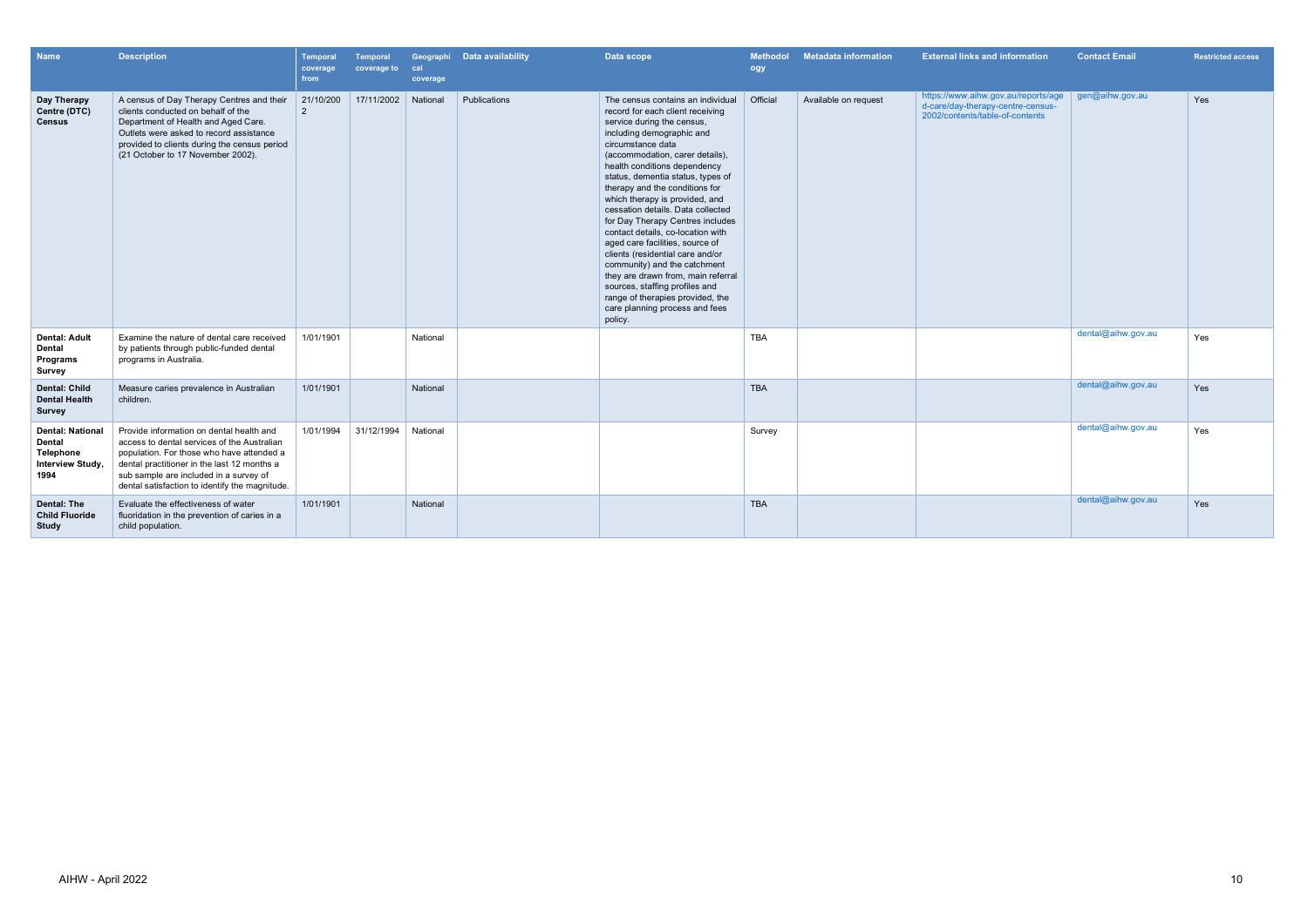| Name | Description | Temporal coverage from | Temporal coverage to | Geographical coverage | Data availability | Data scope | Methodology | Metadata information | External links and information | Contact Email | Restricted access |
|---|---|---|---|---|---|---|---|---|---|---|---|
| **Day Therapy Centre (DTC) Census** | A census of Day Therapy Centres and their clients conducted on behalf of the Department of Health and Aged Care. Outlets were asked to record assistance provided to clients during the census period (21 October to 17 November 2002). | 21/10/2002 | 17/11/2002 | National | Publications | The census contains an individual record for each client receiving service during the census, including demographic and circumstance data (accommodation, carer details), health conditions dependency status, dementia status, types of therapy and the conditions for which therapy is provided, and cessation details. Data collected for Day Therapy Centres includes contact details, co-location with aged care facilities, source of clients (residential care and/or community) and the catchment they are drawn from, main referral sources, staffing profiles and range of therapies provided, the care planning process and fees policy. | Official | Available on request | https://www.aihw.gov.au/reports/aged-care/day-therapy-centre-census-2002/contents/table-of-contents | gen@aihw.gov.au | Yes |
| **Dental: Adult Dental Programs Survey** | Examine the nature of dental care received by patients through public-funded dental programs in Australia. | 1/01/1901 | | National | | | TBA | | | dental@aihw.gov.au | Yes |
| **Dental: Child Dental Health Survey** | Measure caries prevalence in Australian children. | 1/01/1901 | | National | | | TBA | | | dental@aihw.gov.au | Yes |
| **Dental: National Dental Telephone Interview Study, 1994** | Provide information on dental health and access to dental services of the Australian population. For those who have attended a dental practitioner in the last 12 months a sub sample are included in a survey of dental satisfaction to identify the magnitude. | 1/01/1994 | 31/12/1994 | National | | | Survey | | | dental@aihw.gov.au | Yes |
| **Dental: The Child Fluoride Study** | Evaluate the effectiveness of water fluoridation in the prevention of caries in a child population. | 1/01/1901 | | National | | | TBA | | | dental@aihw.gov.au | Yes |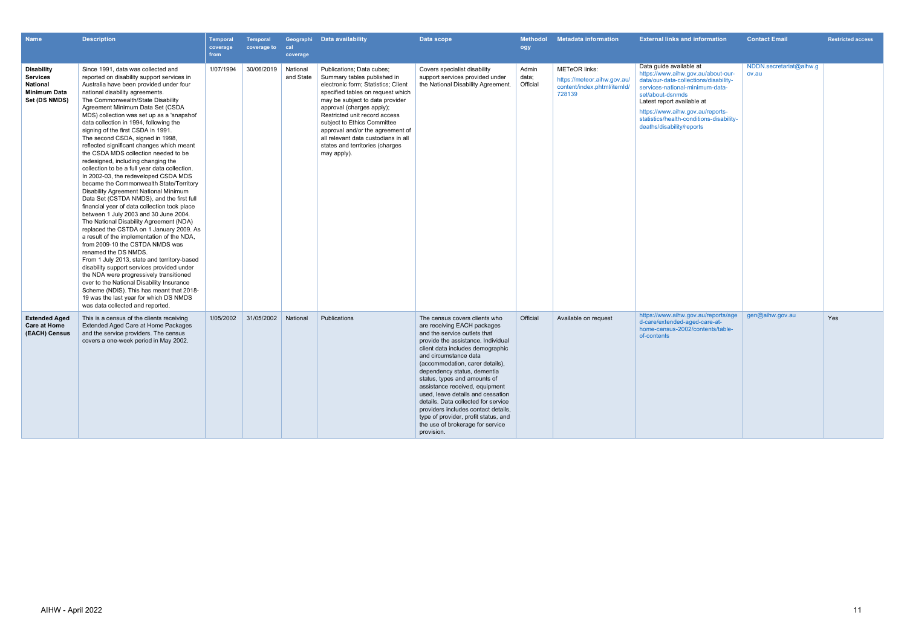| Name | Description | Temporal coverage from | Temporal coverage to | Geographical coverage | Data availability | Data scope | Methodology | Metadata information | External links and information | Contact Email | Restricted access |
|---|---|---|---|---|---|---|---|---|---|---|---|
| **Disability Services National Minimum Data Set (DS NMDS)** | Since 1991, data was collected and reported on disability support services in Australia have been provided under four national disability agreements. The Commonwealth/State Disability Agreement Minimum Data Set (CSDA MDS) collection was set up as a 'snapshot' data collection in 1994, following the signing of the first CSDA in 1991. The second CSDA, signed in 1998, reflected significant changes which meant the CSDA MDS collection needed to be redesigned, including changing the collection to be a full year data collection. In 2002-03, the redeveloped CSDA MDS became the Commonwealth State/Territory Disability Agreement National Minimum Data Set (CSTDA NMDS), and the first full financial year of data collection took place between 1 July 2003 and 30 June 2004. The National Disability Agreement (NDA) replaced the CSTDA on 1 January 2009. As a result of the implementation of the NDA, from 2009-10 the CSTDA NMDS was renamed the DS NMDS. From 1 July 2013, state and territory-based disability support services provided under the NDA were progressively transitioned over to the National Disability Insurance Scheme (NDIS). This has meant that 2018-19 was the last year for which DS NMDS was data collected and reported. | 1/07/1994 | 30/06/2019 | National and State | Publications; Data cubes; Summary tables published in electronic form; Statistics; Client specified tables on request which may be subject to data provider approval (charges apply); Restricted unit record access subject to Ethics Committee approval and/or the agreement of all relevant data custodians in all states and territories (charges may apply). | Covers specialist disability support services provided under the National Disability Agreement. | Admin data; Official | METeOR links: https://meteor.aihw.gov.au/content/index.phtml/itemId/728139 | Data guide available at https://www.aihw.gov.au/about-our-data/our-data-collections/disability-services-national-minimum-data-set/about-dsnmds Latest report available at https://www.aihw.gov.au/reports-statistics/health-conditions-disability-deaths/disability/reports | NDDN.secretariat@aihw.gov.au | |
| **Extended Aged Care at Home (EACH) Census** | This is a census of the clients receiving Extended Aged Care at Home Packages and the service providers. The census covers a one-week period in May 2002. | 1/05/2002 | 31/05/2002 | National | Publications | The census covers clients who are receiving EACH packages and the service outlets that provide the assistance. Individual client data includes demographic and circumstance data (accommodation, carer details), dependency status, dementia status, types and amounts of assistance received, equipment used, leave details and cessation details. Data collected for service providers includes contact details, type of provider, profit status, and the use of brokerage for service provision. | Official | Available on request | https://www.aihw.gov.au/reports/aged-care/extended-aged-care-at-home-census-2002/contents/table-of-contents | gen@aihw.gov.au | Yes |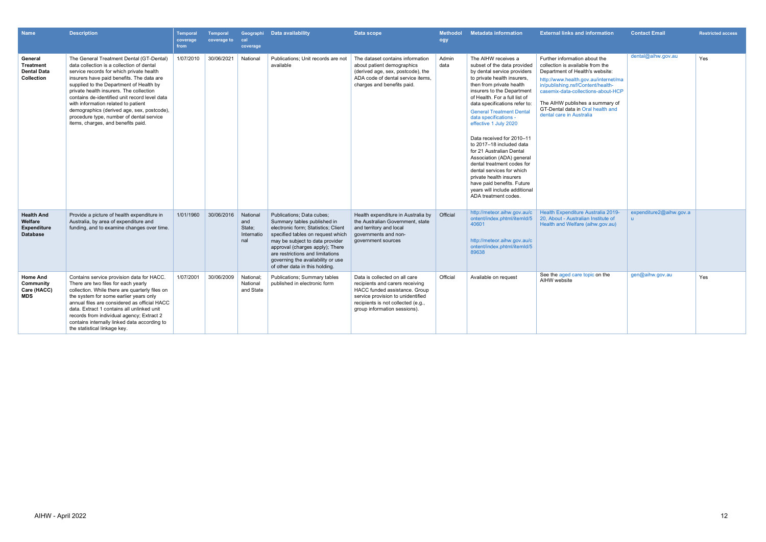| Name | Description | Temporal coverage from | Temporal coverage to | Geographical coverage | Data availability | Data scope | Methodology | Metadata information | External links and information | Contact Email | Restricted access |
|---|---|---|---|---|---|---|---|---|---|---|---|
| **General Treatment Dental Data Collection** | The General Treatment Dental (GT-Dental) data collection is a collection of dental service records for which private health insurers have paid benefits. The data are supplied to the Department of Health by private health insurers. The collection contains de-identified unit record level data with information related to patient demographics (derived age, sex, postcode), procedure type, number of dental service items, charges, and benefits paid. | 1/07/2010 | 30/06/2021 | National | Publications; Unit records are not available | The dataset contains information about patient demographics (derived age, sex, postcode), the ADA code of dental service items, charges and benefits paid. | Admin data | The AIHW receives a subset of the data provided by dental service providers to private health insurers, then from private health insurers to the Department of Health. For a full list of data specifications refer to: General Treatment Dental data specifications - effective 1 July 2020<br><br>Data received for 2010–11 to 2017–18 included data for 21 Australian Dental Association (ADA) general dental treatment codes for dental services for which private health insurers have paid benefits. Future years will include additional ADA treatment codes. | Further information about the collection is available from the Department of Health's website: http://www.health.gov.au/internet/main/publishing.nsf/Content/health-casemix-data-collections-about-HCP<br><br>The AIHW publishes a summary of GT-Dental data in Oral health and dental care in Australia | dental@aihw.gov.au | Yes |
| **Health And Welfare Expenditure Database** | Provide a picture of health expenditure in Australia, by area of expenditure and funding, and to examine changes over time. | 1/01/1960 | 30/06/2016 | National and State; International | Publications; Data cubes; Summary tables published in electronic form; Statistics; Client specified tables on request which may be subject to data provider approval (charges apply); There are restrictions and limitations governing the availability or use of other data in this holding. | Health expenditure in Australia by the Australian Government, state and territory and local governments and non-government sources | Official | http://meteor.aihw.gov.au/content/index.phtml/itemId/540601<br><br>http://meteor.aihw.gov.au/content/index.phtml/itemId/589638 | Health Expenditure Australia 2019-20, About - Australian Institute of Health and Welfare (aihw.gov.au) | expenditure2@aihw.gov.au | |
| **Home And Community Care (HACC) MDS** | Contains service provision data for HACC. There are two files for each yearly collection. While there are quarterly files on the system for some earlier years only annual files are considered as official HACC data. Extract 1 contains all unlinked unit records from individual agency; Extract 2 contains internally linked data according to the statistical linkage key. | 1/07/2001 | 30/06/2009 | National; National and State | Publications; Summary tables published in electronic form | Data is collected on all care recipients and carers receiving HACC funded assistance. Group service provision to unidentified recipients is not collected (e.g., group information sessions). | Official | Available on request | See the aged care topic on the AIHW website | gen@aihw.gov.au | Yes |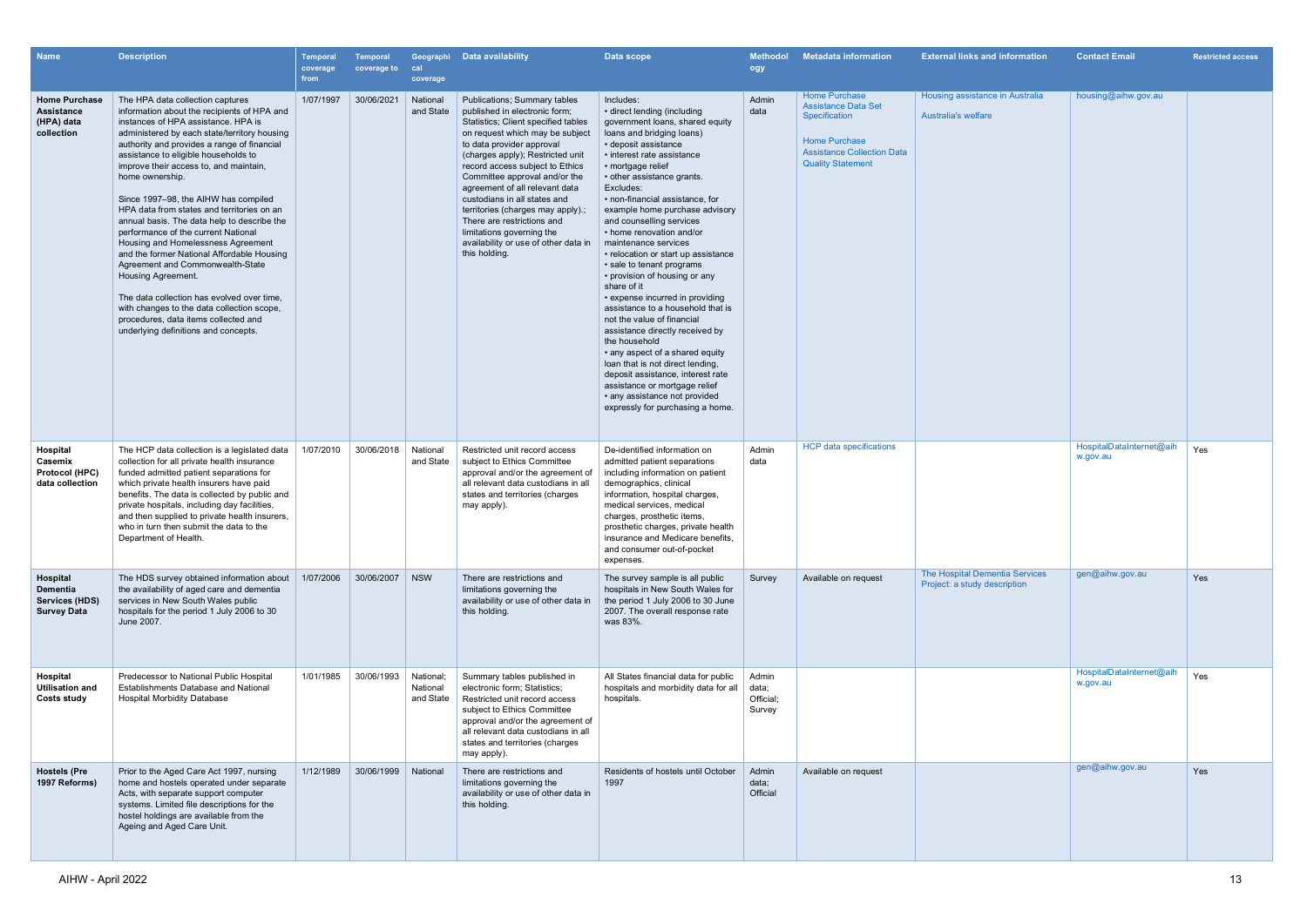| Name | Description | Temporal coverage from | Temporal coverage to | Geographical coverage | Data availability | Data scope | Methodology | Metadata information | External links and information | Contact Email | Restricted access |
|---|---|---|---|---|---|---|---|---|---|---|---|
| **Home Purchase Assistance (HPA) data collection** | The HPA data collection captures information about the recipients of HPA and instances of HPA assistance. HPA is administered by each state/territory housing authority and provides a range of financial assistance to eligible households to improve their access to, and maintain, home ownership. Since 1997–98, the AIHW has compiled HPA data from states and territories on an annual basis. The data help to describe the performance of the current National Housing and Homelessness Agreement and the former National Affordable Housing Agreement and Commonwealth-State Housing Agreement. The data collection has evolved over time, with changes to the data collection scope, procedures, data items collected and underlying definitions and concepts. | 1/07/1997 | 30/06/2021 | National and State | Publications; Summary tables published in electronic form; Statistics; Client specified tables on request which may be subject to data provider approval (charges apply); Restricted unit record access subject to Ethics Committee approval and/or the agreement of all relevant data custodians in all states and territories (charges may apply).; There are restrictions and limitations governing the availability or use of other data in this holding. | Includes: • direct lending (including government loans, shared equity loans and bridging loans) • deposit assistance • interest rate assistance • mortgage relief • other assistance grants. Excludes: • non-financial assistance, for example home purchase advisory and counselling services • home renovation and/or maintenance services • relocation or start up assistance • sale to tenant programs • provision of housing or any share of it • expense incurred in providing assistance to a household that is not the value of financial assistance directly received by the household • any aspect of a shared equity loan that is not direct lending, deposit assistance, interest rate assistance or mortgage relief • any assistance not provided expressly for purchasing a home. | Admin data | Home Purchase Assistance Data Set Specification; Home Purchase Assistance Collection Data Quality Statement | Housing assistance in Australia; Australia's welfare | housing@aihw.gov.au | |
| **Hospital Casemix Protocol (HPC) data collection** | The HCP data collection is a legislated data collection for all private health insurance funded admitted patient separations for which private health insurers have paid benefits. The data is collected by public and private hospitals, including day facilities, and then supplied to private health insurers, who in turn then submit the data to the Department of Health. | 1/07/2010 | 30/06/2018 | National and State | Restricted unit record access subject to Ethics Committee approval and/or the agreement of all relevant data custodians in all states and territories (charges may apply). | De-identified information on admitted patient separations including information on patient demographics, clinical information, hospital charges, medical services, medical charges, prosthetic items, prosthetic charges, private health insurance and Medicare benefits, and consumer out-of-pocket expenses. | Admin data | HCP data specifications | | HospitalDataInternet@aihw.gov.au | Yes |
| **Hospital Dementia Services (HDS) Survey Data** | The HDS survey obtained information about the availability of aged care and dementia services in New South Wales public hospitals for the period 1 July 2006 to 30 June 2007. | 1/07/2006 | 30/06/2007 | NSW | There are restrictions and limitations governing the availability or use of other data in this holding. | The survey sample is all public hospitals in New South Wales for the period 1 July 2006 to 30 June 2007. The overall response rate was 83%. | Survey | Available on request | The Hospital Dementia Services Project: a study description | gen@aihw.gov.au | Yes |
| **Hospital Utilisation and Costs study** | Predecessor to National Public Hospital Establishments Database and National Hospital Morbidity Database | 1/01/1985 | 30/06/1993 | National; National and State | Summary tables published in electronic form; Statistics; Restricted unit record access subject to Ethics Committee approval and/or the agreement of all relevant data custodians in all states and territories (charges may apply). | All States financial data for public hospitals and morbidity data for all hospitals. | Admin data; Official; Survey | | | HospitalDataInternet@aihw.gov.au | Yes |
| **Hostels (Pre 1997 Reforms)** | Prior to the Aged Care Act 1997, nursing home and hostels operated under separate Acts, with separate support computer systems. Limited file descriptions for the hostel holdings are available from the Ageing and Aged Care Unit. | 1/12/1989 | 30/06/1999 | National | There are restrictions and limitations governing the availability or use of other data in this holding. | Residents of hostels until October 1997 | Admin data; Official | Available on request | | gen@aihw.gov.au | Yes |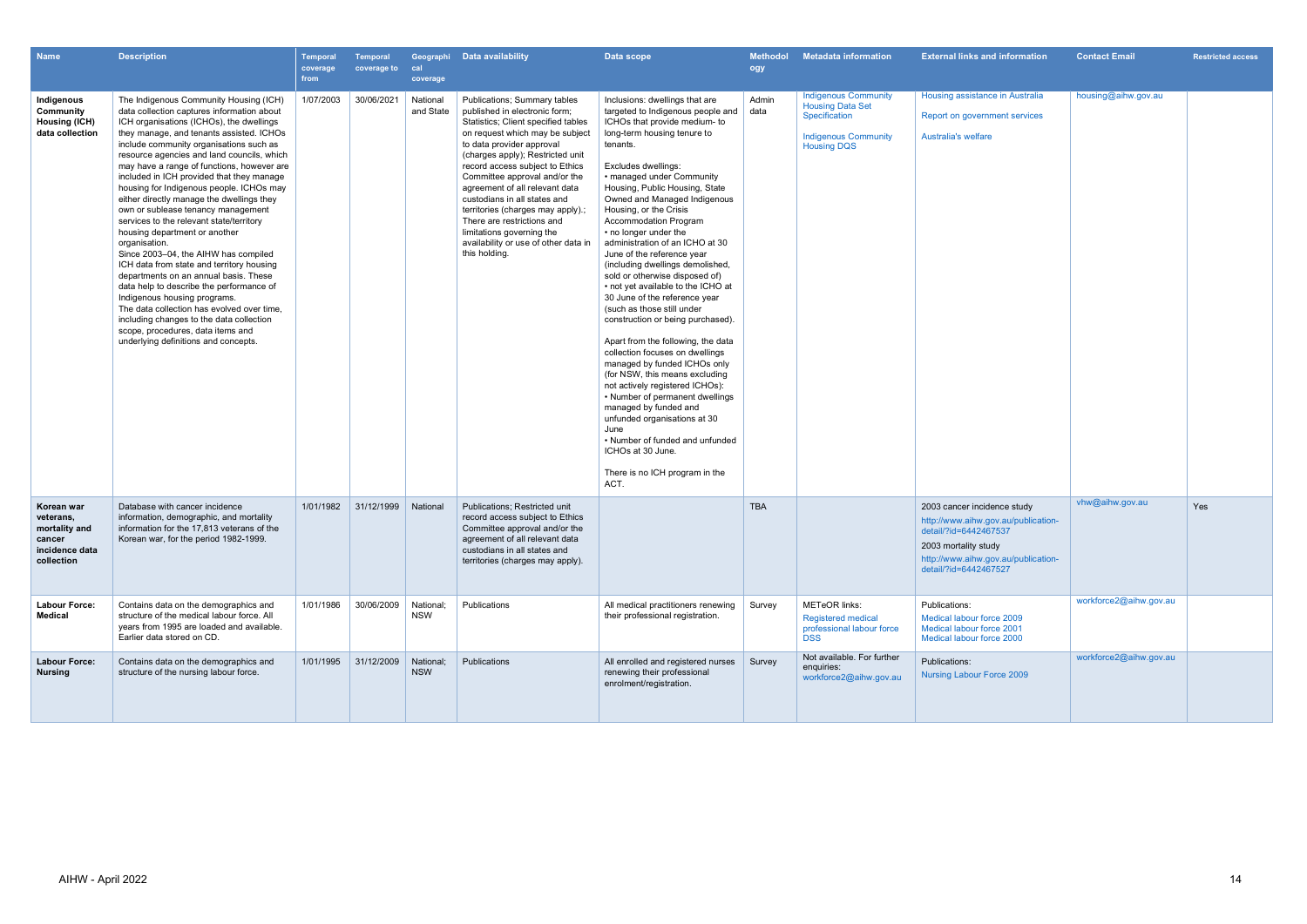| Name | Description | Temporal coverage from | Temporal coverage to | Geographical coverage | Data availability | Data scope | Methodology | Metadata information | External links and information | Contact Email | Restricted access |
|---|---|---|---|---|---|---|---|---|---|---|---|
| **Indigenous Community Housing (ICH) data collection** | The Indigenous Community Housing (ICH) data collection captures information about ICH organisations (ICHOs), the dwellings they manage, and tenants assisted. ICHOs include community organisations such as resource agencies and land councils, which may have a range of functions, however are included in ICH provided that they manage housing for Indigenous people. ICHOs may either directly manage the dwellings they own or sublease tenancy management services to the relevant state/territory housing department or another organisation.<br>Since 2003–04, the AIHW has compiled ICH data from state and territory housing departments on an annual basis. These data help to describe the performance of Indigenous housing programs.<br>The data collection has evolved over time, including changes to the data collection scope, procedures, data items and underlying definitions and concepts. | 1/07/2003 | 30/06/2021 | National and State | Publications; Summary tables published in electronic form; Statistics; Client specified tables on request which may be subject to data provider approval (charges apply); Restricted unit record access subject to Ethics Committee approval and/or the agreement of all relevant data custodians in all states and territories (charges may apply).; There are restrictions and limitations governing the availability or use of other data in this holding. | Inclusions: dwellings that are targeted to Indigenous people and ICHOs that provide medium- to long-term housing tenure to tenants.<br><br>Excludes dwellings:<br>• managed under Community Housing, Public Housing, State Owned and Managed Indigenous Housing, or the Crisis Accommodation Program<br>• no longer under the administration of an ICHO at 30 June of the reference year (including dwellings demolished, sold or otherwise disposed of)<br>• not yet available to the ICHO at 30 June of the reference year (such as those still under construction or being purchased).<br><br>Apart from the following, the data collection focuses on dwellings managed by funded ICHOs only (for NSW, this means excluding not actively registered ICHOs):<br>• Number of permanent dwellings managed by funded and unfunded organisations at 30 June<br>• Number of funded and unfunded ICHOs at 30 June.<br><br>There is no ICH program in the ACT. | Admin data | Indigenous Community Housing Data Set Specification<br><br>Indigenous Community Housing DQS | Housing assistance in Australia<br><br>Report on government services<br><br>Australia's welfare | housing@aihw.gov.au | |
| **Korean war veterans, mortality and cancer incidence data collection** | Database with cancer incidence information, demographic, and mortality information for the 17,813 veterans of the Korean war, for the period 1982-1999. | 1/01/1982 | 31/12/1999 | National | Publications; Restricted unit record access subject to Ethics Committee approval and/or the agreement of all relevant data custodians in all states and territories (charges may apply). | | TBA | | 2003 cancer incidence study<br>http://www.aihw.gov.au/publication-detail/?id=6442467537<br>2003 mortality study<br>http://www.aihw.gov.au/publication-detail/?id=6442467527 | vhw@aihw.gov.au | Yes |
| **Labour Force: Medical** | Contains data on the demographics and structure of the medical labour force. All years from 1995 are loaded and available. Earlier data stored on CD. | 1/01/1986 | 30/06/2009 | National; NSW | Publications | All medical practitioners renewing their professional registration. | Survey | METeOR links:<br>Registered medical professional labour force DSS | Publications:<br>Medical labour force 2009<br>Medical labour force 2001<br>Medical labour force 2000 | workforce2@aihw.gov.au | |
| **Labour Force: Nursing** | Contains data on the demographics and structure of the nursing labour force. | 1/01/1995 | 31/12/2009 | National; NSW | Publications | All enrolled and registered nurses renewing their professional enrolment/registration. | Survey | Not available. For further enquiries: workforce2@aihw.gov.au | Publications:<br>Nursing Labour Force 2009 | workforce2@aihw.gov.au | |

AIHW - April 2022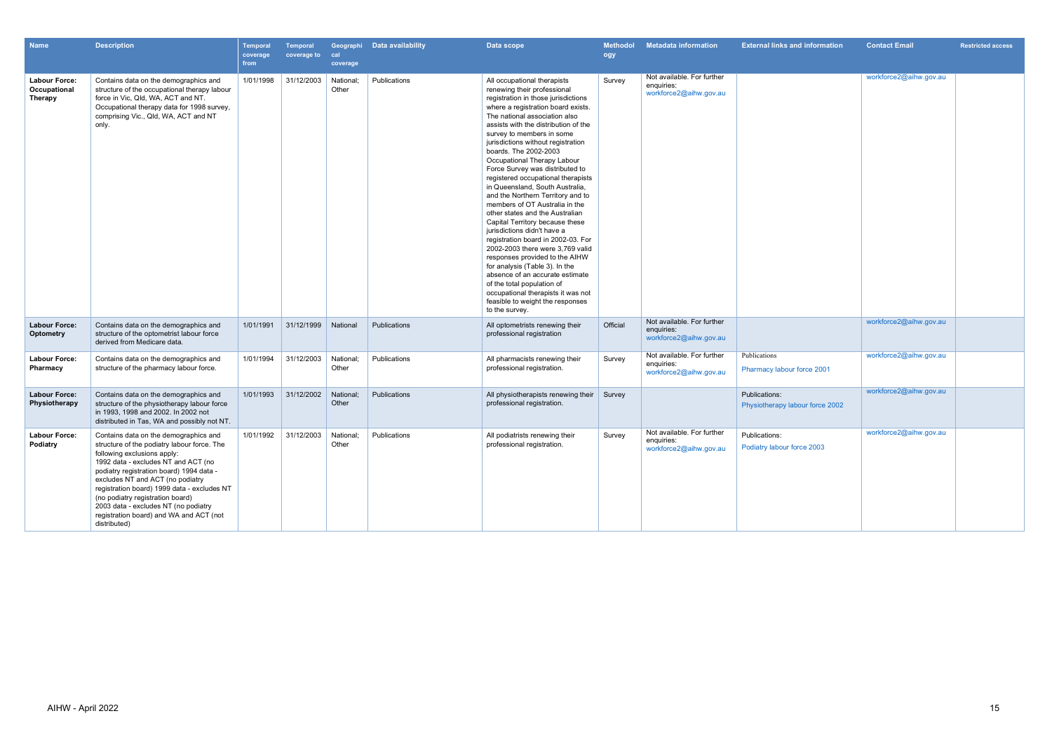| Name | Description | Temporal coverage from | Temporal coverage to | Geographical coverage | Data availability | Data scope | Methodology | Metadata information | External links and information | Contact Email | Restricted access |
|---|---|---|---|---|---|---|---|---|---|---|---|
| **Labour Force: Occupational Therapy** | Contains data on the demographics and structure of the occupational therapy labour force in Vic, Qld, WA, ACT and NT. Occupational therapy data for 1998 survey, comprising Vic., Qld, WA, ACT and NT only. | 1/01/1998 | 31/12/2003 | National; Other | Publications | All occupational therapists renewing their professional registration in those jurisdictions where a registration board exists. The national association also assists with the distribution of the survey to members in some jurisdictions without registration boards. The 2002-2003 Occupational Therapy Labour Force Survey was distributed to registered occupational therapists in Queensland, South Australia, and the Northern Territory and to members of OT Australia in the other states and the Australian Capital Territory because these jurisdictions didn't have a registration board in 2002-03. For 2002-2003 there were 3,769 valid responses provided to the AIHW for analysis (Table 3). In the absence of an accurate estimate of the total population of occupational therapists it was not feasible to weight the responses to the survey. | Survey | Not available. For further enquiries: workforce2@aihw.gov.au | | workforce2@aihw.gov.au | |
| **Labour Force: Optometry** | Contains data on the demographics and structure of the optometrist labour force derived from Medicare data. | 1/01/1991 | 31/12/1999 | National | Publications | All optometrists renewing their professional registration | Official | Not available. For further enquiries: workforce2@aihw.gov.au | | workforce2@aihw.gov.au | |
| **Labour Force: Pharmacy** | Contains data on the demographics and structure of the pharmacy labour force. | 1/01/1994 | 31/12/2003 | National; Other | Publications | All pharmacists renewing their professional registration. | Survey | Not available. For further enquiries: workforce2@aihw.gov.au | Publications<br>Pharmacy labour force 2001 | workforce2@aihw.gov.au | |
| **Labour Force: Physiotherapy** | Contains data on the demographics and structure of the physiotherapy labour force in 1993, 1998 and 2002. In 2002 not distributed in Tas, WA and possibly not NT. | 1/01/1993 | 31/12/2002 | National; Other | Publications | All physiotherapists renewing their professional registration. | Survey | | Publications:<br>Physiotherapy labour force 2002 | workforce2@aihw.gov.au | |
| **Labour Force: Podiatry** | Contains data on the demographics and structure of the podiatry labour force. The following exclusions apply:<br>1992 data - excludes NT and ACT (no podiatry registration board) 1994 data - excludes NT and ACT (no podiatry registration board) 1999 data - excludes NT (no podiatry registration board)<br>2003 data - excludes NT (no podiatry registration board) and WA and ACT (not distributed) | 1/01/1992 | 31/12/2003 | National; Other | Publications | All podiatrists renewing their professional registration. | Survey | Not available. For further enquiries: workforce2@aihw.gov.au | Publications:<br>Podiatry labour force 2003 | workforce2@aihw.gov.au | |

AIHW - April 2022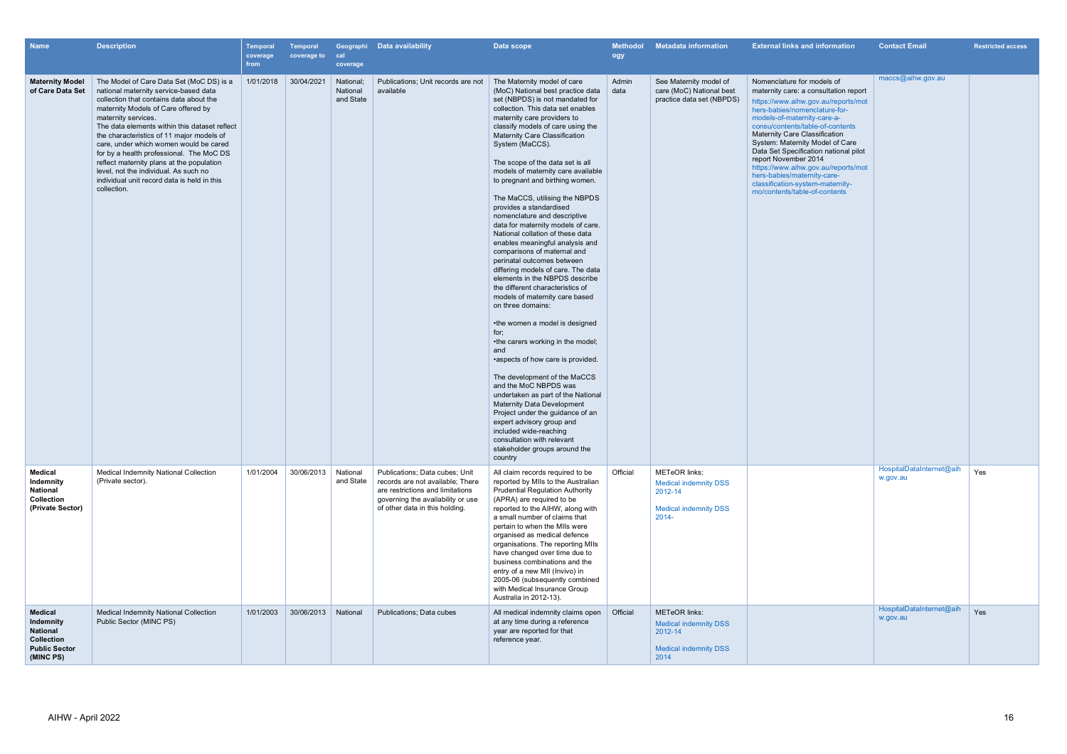| Name | Description | Temporal coverage from | Temporal coverage to | Geographical coverage | Data availability | Data scope | Methodology | Metadata information | External links and information | Contact Email | Restricted access |
|---|---|---|---|---|---|---|---|---|---|---|---|
| **Maternity Model of Care Data Set** | The Model of Care Data Set (MoC DS) is a national maternity service-based data collection that contains data about the maternity Models of Care offered by maternity services.<br>The data elements within this dataset reflect the characteristics of 11 major models of care, under which women would be cared for by a health professional. The MoC DS reflect maternity plans at the population level, not the individual. As such no individual unit record data is held in this collection. | 1/01/2018 | 30/04/2021 | National; National and State | Publications; Unit records are not available | The Maternity model of care (MoC) National best practice data set (NBPDS) is not mandated for collection. This data set enables maternity care providers to classify models of care using the Maternity Care Classification System (MaCCS).<br><br>The scope of the data set is all models of maternity care available to pregnant and birthing women.<br><br>The MaCCS, utilising the NBPDS provides a standardised nomenclature and descriptive data for maternity models of care. National collation of these data enables meaningful analysis and comparisons of maternal and perinatal outcomes between differing models of care. The data elements in the NBPDS describe the different characteristics of models of maternity care based on three domains:<br><br>•the women a model is designed for;<br>•the carers working in the model; and<br>•aspects of how care is provided.<br><br>The development of the MaCCS and the MoC NBPDS was undertaken as part of the National Maternity Data Development Project under the guidance of an expert advisory group and included wide-reaching consultation with relevant stakeholder groups around the country | Admin data | See Maternity model of care (MoC) National best practice data set (NBPDS) | Nomenclature for models of maternity care: a consultation report https://www.aihw.gov.au/reports/mothers-babies/nomenclature-for-models-of-maternity-care-a-consu/contents/table-of-contents Maternity Care Classification System: Maternity Model of Care Data Set Specification national pilot report November 2014 https://www.aihw.gov.au/reports/mothers-babies/maternity-care-classification-system-maternity-mo/contents/table-of-contents | maccs@aihw.gov.au | |
| **Medical Indemnity National Collection (Private Sector)** | Medical Indemnity National Collection (Private sector). | 1/01/2004 | 30/06/2013 | National and State | Publications; Data cubes; Unit records are not available; There are restrictions and limitations governing the availability or use of other data in this holding. | All claim records required to be reported by MIIs to the Australian Prudential Regulation Authority (APRA) are required to be reported to the AIHW, along with a small number of claims that pertain to when the MIIs were organised as medical defence organisations. The reporting MIIs have changed over time due to business combinations and the entry of a new MII (Invivo) in 2005-06 (subsequently combined with Medical Insurance Group Australia in 2012-13). | Official | METeOR links:<br>Medical indemnity DSS 2012-14<br><br>Medical indemnity DSS 2014- | | HospitalDataInternet@aihw.gov.au | Yes |
| **Medical Indemnity National Collection Public Sector (MINC PS)** | Medical Indemnity National Collection Public Sector (MINC PS) | 1/01/2003 | 30/06/2013 | National | Publications; Data cubes | All medical indemnity claims open at any time during a reference year are reported for that reference year. | Official | METeOR links:<br>Medical indemnity DSS 2012-14<br><br>Medical indemnity DSS 2014 | | HospitalDataInternet@aihw.gov.au | Yes |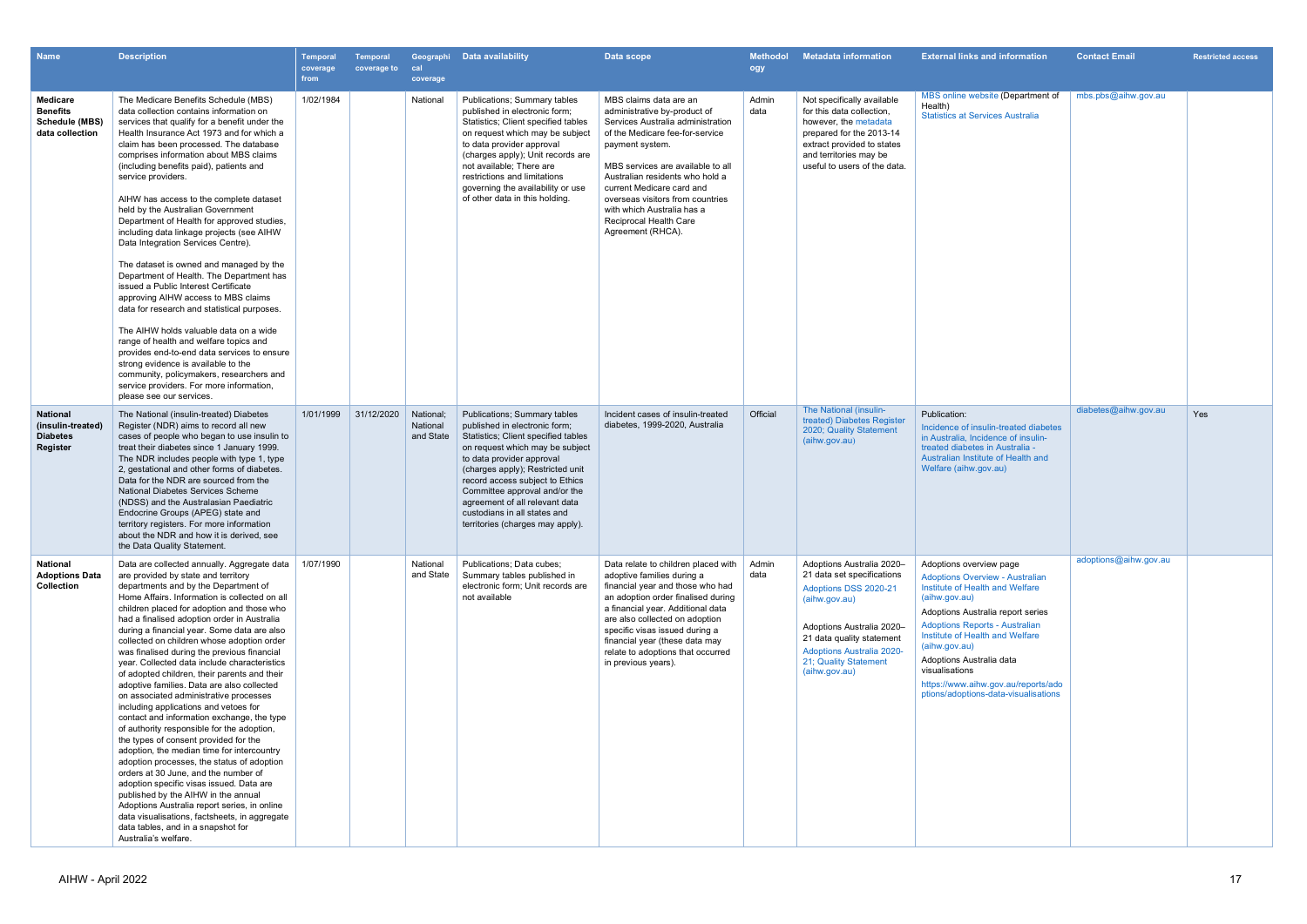| Name | Description | Temporal coverage from | Temporal coverage to | Geographical coverage | Data availability | Data scope | Methodology | Metadata information | External links and information | Contact Email | Restricted access |
|---|---|---|---|---|---|---|---|---|---|---|---|
| **Medicare Benefits Schedule (MBS) data collection** | The Medicare Benefits Schedule (MBS) data collection contains information on services that qualify for a benefit under the Health Insurance Act 1973 and for which a claim has been processed. The database comprises information about MBS claims (including benefits paid), patients and service providers.<br><br>AIHW has access to the complete dataset held by the Australian Government Department of Health for approved studies, including data linkage projects (see AIHW Data Integration Services Centre).<br><br>The dataset is owned and managed by the Department of Health. The Department has issued a Public Interest Certificate approving AIHW access to MBS claims data for research and statistical purposes.<br><br>The AIHW holds valuable data on a wide range of health and welfare topics and provides end-to-end data services to ensure strong evidence is available to the community, policymakers, researchers and service providers. For more information, please see our services. | 1/02/1984 | | National | Publications; Summary tables published in electronic form; Statistics; Client specified tables on request which may be subject to data provider approval (charges apply); Unit records are not available; There are restrictions and limitations governing the availability or use of other data in this holding. | MBS claims data are an administrative by-product of Services Australia administration of the Medicare fee-for-service payment system.<br><br>MBS services are available to all Australian residents who hold a current Medicare card and overseas visitors from countries with which Australia has a Reciprocal Health Care Agreement (RHCA). | Admin data | Not specifically available for this data collection, however, the metadata prepared for the 2013-14 extract provided to states and territories may be useful to users of the data. | MBS online website (Department of Health)<br>Statistics at Services Australia | mbs.pbs@aihw.gov.au | |
| **National (insulin-treated) Diabetes Register** | The National (insulin-treated) Diabetes Register (NDR) aims to record all new cases of people who began to use insulin to treat their diabetes since 1 January 1999. The NDR includes people with type 1, type 2, gestational and other forms of diabetes. Data for the NDR are sourced from the National Diabetes Services Scheme (NDSS) and the Australasian Paediatric Endocrine Groups (APEG) state and territory registers. For more information about the NDR and how it is derived, see the Data Quality Statement. | 1/01/1999 | 31/12/2020 | National; National and State | Publications; Summary tables published in electronic form; Statistics; Client specified tables on request which may be subject to data provider approval (charges apply); Restricted unit record access subject to Ethics Committee approval and/or the agreement of all relevant data custodians in all states and territories (charges may apply). | Incident cases of insulin-treated diabetes, 1999-2020, Australia | Official | The National (insulin-treated) Diabetes Register 2020; Quality Statement (aihw.gov.au) | Publication:<br>Incidence of insulin-treated diabetes in Australia, Incidence of insulin-treated diabetes in Australia - Australian Institute of Health and Welfare (aihw.gov.au) | diabetes@aihw.gov.au | Yes |
| **National Adoptions Data Collection** | Data are collected annually. Aggregate data are provided by state and territory departments and by the Department of Home Affairs. Information is collected on all children placed for adoption and those who had a finalised adoption order in Australia during a financial year. Some data are also collected on children whose adoption order was finalised during the previous financial year. Collected data include characteristics of adopted children, their parents and their adoptive families. Data are also collected on associated administrative processes including applications and vetoes for contact and information exchange, the type of authority responsible for the adoption, the types of consent provided for the adoption, the median time for intercountry adoption processes, the status of adoption orders at 30 June, and the number of adoption specific visas issued. Data are published by the AIHW in the annual Adoptions Australia report series, in online data visualisations, factsheets, in aggregate data tables, and in a snapshot for Australia's welfare. | 1/07/1990 | | National and State | Publications; Data cubes; Summary tables published in electronic form; Unit records are not available | Data relate to children placed with adoptive families during a financial year and those who had an adoption order finalised during a financial year. Additional data are also collected on adoption specific visas issued during a financial year (these data may relate to adoptions that occurred in previous years). | Admin data | Adoptions Australia 2020–21 data set specifications<br>Adoptions DSS 2020-21 (aihw.gov.au)<br><br>Adoptions Australia 2020–21 data quality statement<br>Adoptions Australia 2020-21; Quality Statement (aihw.gov.au) | Adoptions overview page<br>Adoptions Overview - Australian Institute of Health and Welfare (aihw.gov.au)<br>Adoptions Australia report series<br>Adoptions Reports - Australian Institute of Health and Welfare (aihw.gov.au)<br>Adoptions Australia data visualisations<br>https://www.aihw.gov.au/reports/adoptions/adoptions-data-visualisations | adoptions@aihw.gov.au | |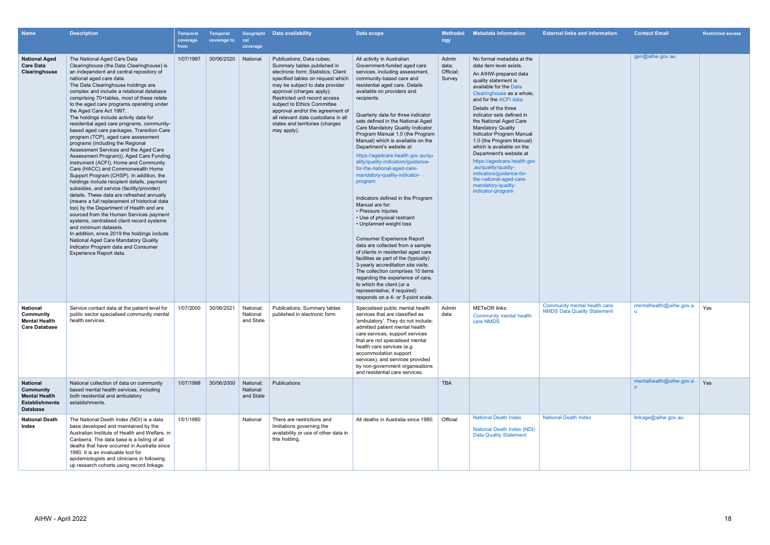| Name | Description | Temporal coverage from | Temporal coverage to | Geographical coverage | Data availability | Data scope | Methodology | Metadata information | External links and information | Contact Email | Restricted access |
|---|---|---|---|---|---|---|---|---|---|---|---|
| **National Aged Care Data Clearinghouse** | The National Aged Care Data Clearinghouse (the Data Clearinghouse) is an independent and central repository of national aged care data. The Data Clearinghouse holdings are complex and include a relational database comprising 70+tables, most of these relate to the aged care programs operating under the Aged Care Act 1997. The holdings include activity data for residential aged care programs, community-based aged care packages, Transition Care program (TCP), aged care assessment programs (including the Regional Assessment Services and the Aged Care Assessment Program)), Aged Care Funding Instrument (ACFI), Home and Community Care (HACC) and Commonwealth Home Support Program (CHSP). In addition, the holdings include recipient details, payment subsidies, and service (facility/provider) details. These data are refreshed annually (means a full replacement of historical data too) by the Department of Health and are sourced from the Human Services payment systems, centralised client record systems and minimum datasets. In addition, since 2019 the holdings include National Aged Care Mandatory Quality Indicator Program data and Consumer Experience Report data. | 1/07/1997 | 30/06/2020 | National | Publications; Data cubes; Summary tables published in electronic form; Statistics; Client specified tables on request which may be subject to data provider approval (charges apply); Restricted unit record access subject to Ethics Committee approval and/or the agreement of all relevant data custodians in all states and territories (charges may apply). | All activity in Australian Government-funded aged care services, including assessment, community-based care and residential aged care. Details available on providers and recipients. Quarterly data for three indicator sets defined in the National Aged Care Mandatory Quality Indicator Program Manual 1.0 (the Program Manual) which is available on the Department's website at https://agedcare.health.gov.au/quality/quality-indicators/guidance-for-the-national-aged-care-mandatory-quality-indicator-program Indicators defined in the Program Manual are for: • Pressure injuries • Use of physical restraint • Unplanned weight loss Consumer Experience Report data are collected from a sample of clients in residential aged care facilities as part of the (typically) 3-yearly accreditation site visits. The collection comprises 10 items regarding the experience of care, to which the client (or a representative, if required) responds on a 4- or 5-point scale. | Admin data; Official; Survey | No formal metadata at the data item level exists. An AIHW-prepared data quality statement is available for the Data Clearinghouse as a whole, and for the ACFI data. Details of the three indicator sets defined in the National Aged Care Mandatory Quality Indicator Program Manual 1.0 (the Program Manual) which is available on the Department's website at https://agedcare.health.gov.au/quality/quality-indicators/guidance-for-the-national-aged-care-mandatory-quality-indicator-program | | gen@aihw.gov.au | |
| **National Community Mental Health Care Database** | Service contact data at the patient level for public sector specialised community mental health services. | 1/07/2000 | 30/06/2021 | National; National and State | Publications; Summary tables published in electronic form | Specialised public mental health services that are classified as 'ambulatory'. They do not include: admitted patient mental health care services, support services that are not specialised mental health care services (e.g. accommodation support services), and services provided by non-government organisations and residential care services. | Admin data | METeOR links: Community mental health care NMDS | Community mental health care NMDS Data Quality Statement | mentalhealth@aihw.gov.au | Yes |
| **National Community Mental Health Establishments Database** | National collection of data on community based mental health services, including both residential and ambulatory establishments. | 1/07/1998 | 30/06/2000 | National; National and State | Publications | | TBA | | | mentalhealth@aihw.gov.au | Yes |
| **National Death Index** | The National Death Index (NDI) is a data base developed and maintained by the Australian Institute of Health and Welfare, in Canberra. The data base is a listing of all deaths that have occurred in Australia since 1980. It is an invaluable tool for epidemiologists and clinicians in following up research cohorts using record linkage. | 1/01/1980 | | National | There are restrictions and limitations governing the availability or use of other data in this holding. | All deaths in Australia since 1980. | Official | National Death Index National Death Index (NDI) Data Quality Statement | National Death Index | linkage@aihw.gov.au | |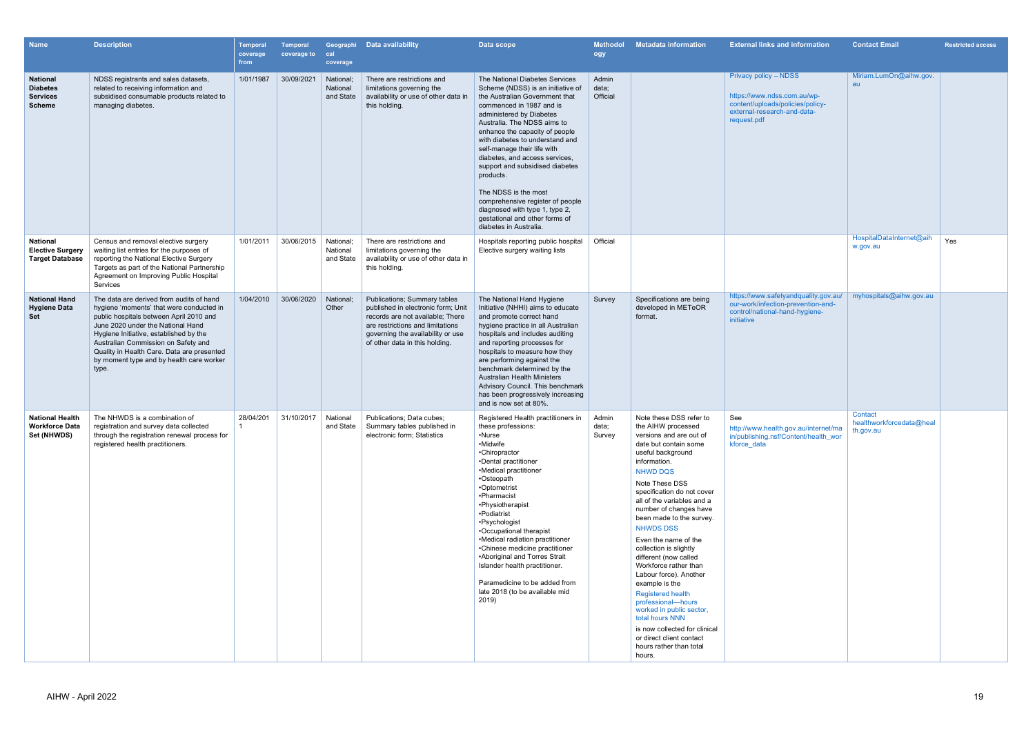| Name | Description | Temporal coverage from | Temporal coverage to | Geographical coverage | Data availability | Data scope | Methodology | Metadata information | External links and information | Contact Email | Restricted access |
|---|---|---|---|---|---|---|---|---|---|---|---|
| **National Diabetes Services Scheme** | NDSS registrants and sales datasets, related to receiving information and subsidised consumable products related to managing diabetes. | 1/01/1987 | 30/09/2021 | National; National and State | There are restrictions and limitations governing the availability or use of other data in this holding. | The National Diabetes Services Scheme (NDSS) is an initiative of the Australian Government that commenced in 1987 and is administered by Diabetes Australia. The NDSS aims to enhance the capacity of people with diabetes to understand and self-manage their life with diabetes, and access services, support and subsidised diabetes products.<br><br>The NDSS is the most comprehensive register of people diagnosed with type 1, type 2, gestational and other forms of diabetes in Australia. | Admin data; Official | | Privacy policy – NDSS<br><br>https://www.ndss.com.au/wp-content/uploads/policies/policy-external-research-and-data-request.pdf | Miriam.LumOn@aihw.gov.au | |
| **National Elective Surgery Target Database** | Census and removal elective surgery waiting list entries for the purposes of reporting the National Elective Surgery Targets as part of the National Partnership Agreement on Improving Public Hospital Services | 1/01/2011 | 30/06/2015 | National; National and State | There are restrictions and limitations governing the availability or use of other data in this holding. | Hospitals reporting public hospital Elective surgery waiting lists | Official | | | HospitalDataInternet@aihw.gov.au | Yes |
| **National Hand Hygiene Data Set** | The data are derived from audits of hand hygiene 'moments' that were conducted in public hospitals between April 2010 and June 2020 under the National Hand Hygiene Initiative, established by the Australian Commission on Safety and Quality in Health Care. Data are presented by moment type and by health care worker type. | 1/04/2010 | 30/06/2020 | National; Other | Publications; Summary tables published in electronic form; Unit records are not available; There are restrictions and limitations governing the availability or use of other data in this holding. | The National Hand Hygiene Initiative (NHHI) aims to educate and promote correct hand hygiene practice in all Australian hospitals and includes auditing and reporting processes for hospitals to measure how they are performing against the benchmark determined by the Australian Health Ministers Advisory Council. This benchmark has been progressively increasing and is now set at 80%. | Survey | Specifications are being developed in METeOR format. | https://www.safetyandquality.gov.au/our-work/infection-prevention-and-control/national-hand-hygiene-initiative | myhospitals@aihw.gov.au | |
| **National Health Workforce Data Set (NHWDS)** | The NHWDS is a combination of registration and survey data collected through the registration renewal process for registered health practitioners. | 28/04/2011 | 31/10/2017 | National and State | Publications; Data cubes; Summary tables published in electronic form; Statistics | Registered Health practitioners in these professions:<br>•Nurse<br>•Midwife<br>•Chiropractor<br>•Dental practitioner<br>•Medical practitioner<br>•Osteopath<br>•Optometrist<br>•Pharmacist<br>•Physiotherapist<br>•Podiatrist<br>•Psychologist<br>•Occupational therapist<br>•Medical radiation practitioner<br>•Chinese medicine practitioner<br>•Aboriginal and Torres Strait Islander health practitioner.<br><br>Paramedicine to be added from late 2018 (to be available mid 2019) | Admin data; Survey | Note these DSS refer to the AIHW processed versions and are out of date but contain some useful background information.<br>NHWD DQS<br>Note These DSS specification do not cover all of the variables and a number of changes have been made to the survey.<br>NHWDS DSS<br>Even the name of the collection is slightly different (now called Workforce rather than Labour force). Another example is the<br>Registered health professional—hours worked in public sector, total hours NNN<br>is now collected for clinical or direct client contact hours rather than total hours. | See<br>http://www.health.gov.au/internet/main/publishing.nsf/Content/health_workforce_data | Contact healthworkforcedata@health.gov.au | |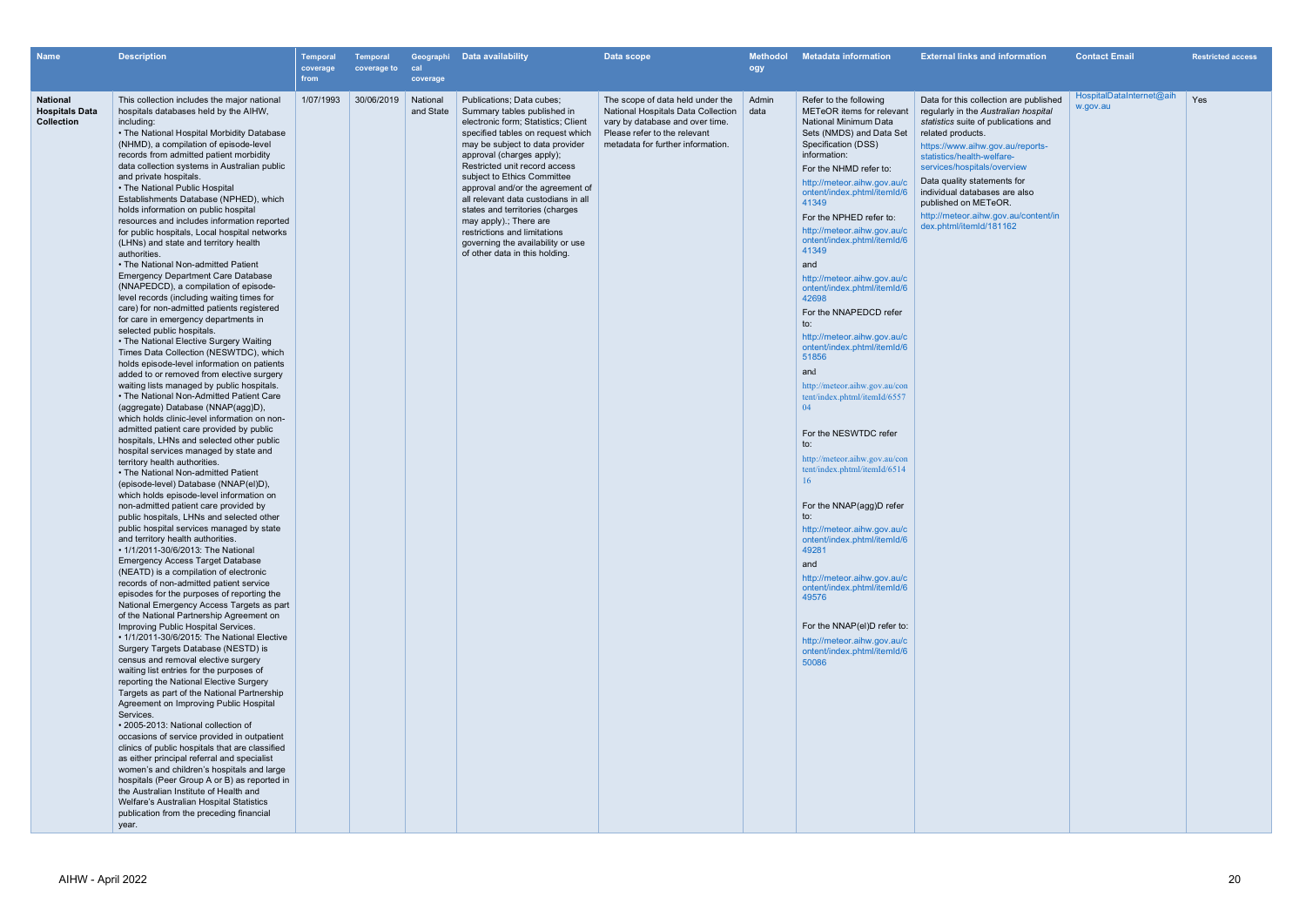| Name | Description | Temporal coverage from | Temporal coverage to | Geographical coverage | Data availability | Data scope | Methodology | Metadata information | External links and information | Contact Email | Restricted access |
|---|---|---|---|---|---|---|---|---|---|---|---|
| **National Hospitals Data Collection** | This collection includes the major national hospitals databases held by the AIHW, including: • The National Hospital Morbidity Database (NHMD), a compilation of episode-level records from admitted patient morbidity data collection systems in Australian public and private hospitals. • The National Public Hospital Establishments Database (NPHED), which holds information on public hospital resources and includes information reported for public hospitals, Local hospital networks (LHNs) and state and territory health authorities. • The National Non-admitted Patient Emergency Department Care Database (NNAPEDCD), a compilation of episode-level records (including waiting times for care) for non-admitted patients registered for care in emergency departments in selected public hospitals. • The National Elective Surgery Waiting Times Data Collection (NESWTDC), which holds episode-level information on patients added to or removed from elective surgery waiting lists managed by public hospitals. • The National Non-Admitted Patient Care (aggregate) Database (NNAP(agg)D), which holds clinic-level information on non-admitted patient care provided by public hospitals, LHNs and selected other public hospital services managed by state and territory health authorities. • The National Non-admitted Patient (episode-level) Database (NNAP(el)D), which holds episode-level information on non-admitted patient care provided by public hospitals, LHNs and selected other public hospital services managed by state and territory health authorities. • 1/1/2011-30/6/2013: The National Emergency Access Target Database (NEATD) is a compilation of electronic records of non-admitted patient service episodes for the purposes of reporting the National Emergency Access Targets as part of the National Partnership Agreement on Improving Public Hospital Services. • 1/1/2011-30/6/2015: The National Elective Surgery Targets Database (NESTD) is census and removal elective surgery waiting list entries for the purposes of reporting the National Elective Surgery Targets as part of the National Partnership Agreement on Improving Public Hospital Services. • 2005-2013: National collection of occasions of service provided in outpatient clinics of public hospitals that are classified as either principal referral and specialist women's and children's hospitals and large hospitals (Peer Group A or B) as reported in the Australian Institute of Health and Welfare's Australian Hospital Statistics publication from the preceding financial year. | 1/07/1993 | 30/06/2019 | National and State | Publications; Data cubes; Summary tables published in electronic form; Statistics; Client specified tables on request which may be subject to data provider approval (charges apply); Restricted unit record access subject to Ethics Committee approval and/or the agreement of all relevant data custodians in all states and territories (charges may apply).; There are restrictions and limitations governing the availability or use of other data in this holding. | The scope of data held under the National Hospitals Data Collection vary by database and over time. Please refer to the relevant metadata for further information. | Admin data | Refer to the following METeOR items for relevant National Minimum Data Sets (NMDS) and Data Set Specification (DSS) information: For the NHMD refer to: http://meteor.aihw.gov.au/content/index.phtml/itemId/641349 For the NPHED refer to: http://meteor.aihw.gov.au/content/index.phtml/itemId/641349 and http://meteor.aihw.gov.au/content/index.phtml/itemId/642698 For the NNAPEDCD refer to: http://meteor.aihw.gov.au/content/index.phtml/itemId/651856 and http://meteor.aihw.gov.au/content/index.phtml/itemId/655704 For the NESWTDC refer to: http://meteor.aihw.gov.au/content/index.phtml/itemId/651416 For the NNAP(agg)D refer to: http://meteor.aihw.gov.au/content/index.phtml/itemId/649281 and http://meteor.aihw.gov.au/content/index.phtml/itemId/649576 For the NNAP(el)D refer to: http://meteor.aihw.gov.au/content/index.phtml/itemId/650086 | Data for this collection are published regularly in the *Australian hospital statistics* suite of publications and related products. https://www.aihw.gov.au/reports-statistics/health-welfare-services/hospitals/overview Data quality statements for individual databases are also published on METeOR. http://meteor.aihw.gov.au/content/index.phtml/itemId/181162 | HospitalDataInternet@aihw.gov.au | Yes |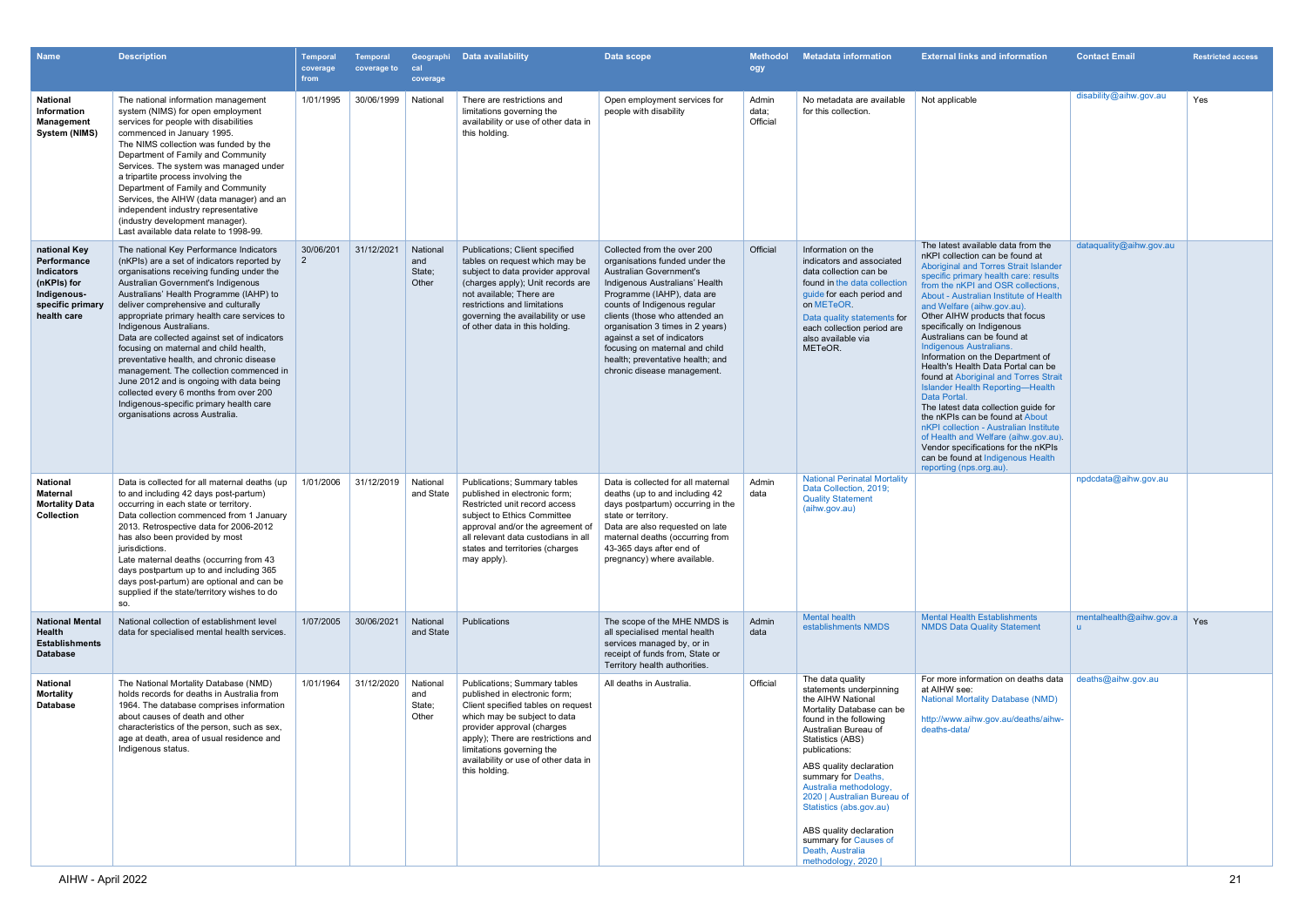| Name | Description | Temporal coverage from | Temporal coverage to | Geographical coverage | Data availability | Data scope | Methodology | Metadata information | External links and information | Contact Email | Restricted access |
|---|---|---|---|---|---|---|---|---|---|---|---|
| **National Information Management System (NIMS)** | The national information management system (NIMS) for open employment services for people with disabilities commenced in January 1995. The NIMS collection was funded by the Department of Family and Community Services. The system was managed under a tripartite process involving the Department of Family and Community Services, the AIHW (data manager) and an independent industry representative (industry development manager). Last available data relate to 1998-99. | 1/01/1995 | 30/06/1999 | National | There are restrictions and limitations governing the availability or use of other data in this holding. | Open employment services for people with disability | Admin data; Official | No metadata are available for this collection. | Not applicable | disability@aihw.gov.au | Yes |
| **national Key Performance Indicators (nKPIs) for Indigenous-specific primary health care** | The national Key Performance Indicators (nKPIs) are a set of indicators reported by organisations receiving funding under the Australian Government's Indigenous Australians' Health Programme (IAHP) to deliver comprehensive and culturally appropriate primary health care services to Indigenous Australians. Data are collected against set of indicators focusing on maternal and child health, preventative health, and chronic disease management. The collection commenced in June 2012 and is ongoing with data being collected every 6 months from over 200 Indigenous-specific primary health care organisations across Australia. | 30/06/2012 | 31/12/2021 | National and State; Other | Publications; Client specified tables on request which may be subject to data provider approval (charges apply); Unit records are not available; There are restrictions and limitations governing the availability or use of other data in this holding. | Collected from the over 200 organisations funded under the Australian Government's Indigenous Australians' Health Programme (IAHP), data are counts of Indigenous regular clients (those who attended an organisation 3 times in 2 years) against a set of indicators focusing on maternal and child health; preventative health; and chronic disease management. | Official | Information on the indicators and associated data collection can be found in the data collection guide for each period and on METeOR. Data quality statements for each collection period are also available via METeOR. | The latest available data from the nKPI collection can be found at Aboriginal and Torres Strait Islander specific primary health care: results from the nKPI and OSR collections, About - Australian Institute of Health and Welfare (aihw.gov.au). Other AIHW products that focus specifically on Indigenous Australians can be found at Indigenous Australians. Information on the Department of Health's Health Data Portal can be found at Aboriginal and Torres Strait Islander Health Reporting—Health Data Portal. The latest data collection guide for the nKPIs can be found at About nKPI collection - Australian Institute of Health and Welfare (aihw.gov.au). Vendor specifications for the nKPIs can be found at Indigenous Health reporting (nps.org.au). | dataquality@aihw.gov.au | |
| **National Maternal Mortality Data Collection** | Data is collected for all maternal deaths (up to and including 42 days post-partum) occurring in each state or territory. Data collection commenced from 1 January 2013. Retrospective data for 2006-2012 has also been provided by most jurisdictions. Late maternal deaths (occurring from 43 days postpartum up to and including 365 days post-partum) are optional and can be supplied if the state/territory wishes to do so. | 1/01/2006 | 31/12/2019 | National and State | Publications; Summary tables published in electronic form; Restricted unit record access subject to Ethics Committee approval and/or the agreement of all relevant data custodians in all states and territories (charges may apply). | Data is collected for all maternal deaths (up to and including 42 days postpartum) occurring in the state or territory. Data are also requested on late maternal deaths (occurring from 43-365 days after end of pregnancy) where available. | Admin data | National Perinatal Mortality Data Collection, 2019; Quality Statement (aihw.gov.au) | | npdcdata@aihw.gov.au | |
| **National Mental Health Establishments Database** | National collection of establishment level data for specialised mental health services. | 1/07/2005 | 30/06/2021 | National and State | Publications | The scope of the MHE NMDS is all specialised mental health services managed by, or in receipt of funds from, State or Territory health authorities. | Admin data | Mental health establishments NMDS | Mental Health Establishments NMDS Data Quality Statement | mentalhealth@aihw.gov.au | Yes |
| **National Mortality Database** | The National Mortality Database (NMD) holds records for deaths in Australia from 1964. The database comprises information about causes of death and other characteristics of the person, such as sex, age at death, area of usual residence and Indigenous status. | 1/01/1964 | 31/12/2020 | National and State; Other | Publications; Summary tables published in electronic form; Client specified tables on request which may be subject to data provider approval (charges apply); There are restrictions and limitations governing the availability or use of other data in this holding. | All deaths in Australia. | Official | The data quality statements underpinning the AIHW National Mortality Database can be found in the following Australian Bureau of Statistics (ABS) publications:<br><br>ABS quality declaration summary for Deaths, Australia methodology, 2020 \| Australian Bureau of Statistics (abs.gov.au)<br><br>ABS quality declaration summary for Causes of Death, Australia methodology, 2020 \| | For more information on deaths data at AIHW see:<br>National Mortality Database (NMD)<br><br>http://www.aihw.gov.au/deaths/aihw-deaths-data/ | deaths@aihw.gov.au | |

AIHW - April 2022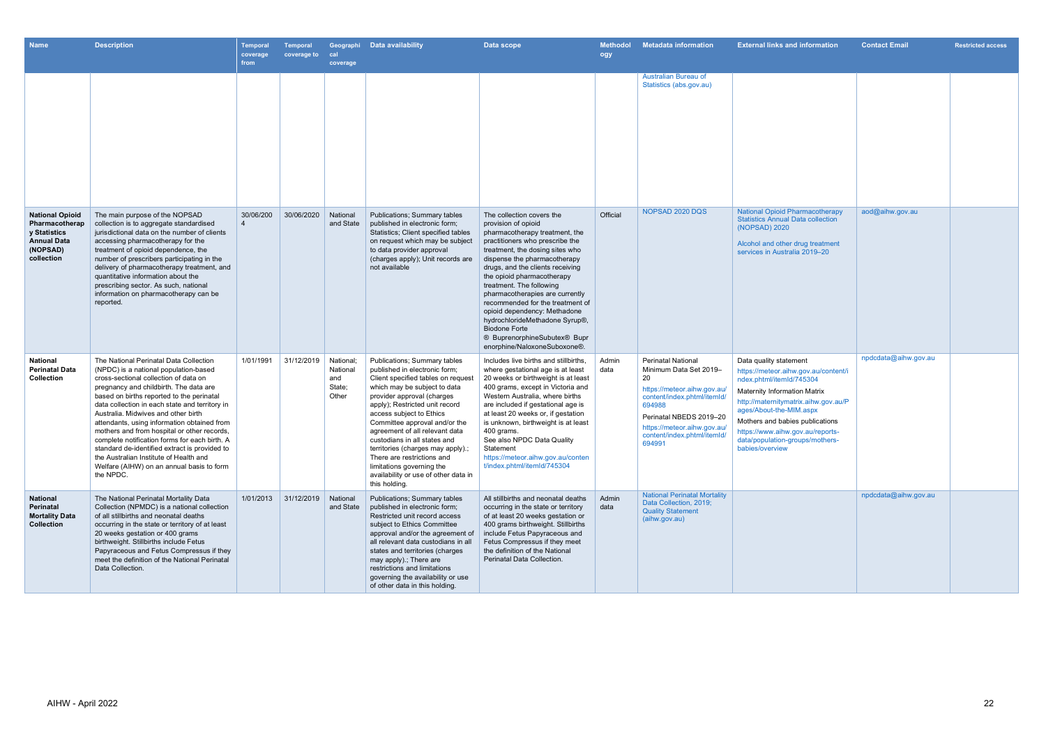| Name | Description | Temporal coverage from | Temporal coverage to | Geographical coverage | Data availability | Data scope | Methodology | Metadata information | External links and information | Contact Email | Restricted access |
|---|---|---|---|---|---|---|---|---|---|---|---|
| | | | | | | | | Australian Bureau of Statistics (abs.gov.au) | | | |
| **National Opioid Pharmacotherapy Statistics Annual Data (NOPSAD) collection** | The main purpose of the NOPSAD collection is to aggregate standardised jurisdictional data on the number of clients accessing pharmacotherapy for the treatment of opioid dependence, the number of prescribers participating in the delivery of pharmacotherapy treatment, and quantitative information about the prescribing sector. As such, national information on pharmacotherapy can be reported. | 30/06/2004 | 30/06/2020 | National and State | Publications; Summary tables published in electronic form; Statistics; Client specified tables on request which may be subject to data provider approval (charges apply); Unit records are not available | The collection covers the provision of opioid pharmacotherapy treatment, the practitioners who prescribe the treatment, the dosing sites who dispense the pharmacotherapy drugs, and the clients receiving the opioid pharmacotherapy treatment. The following pharmacotherapies are currently recommended for the treatment of opioid dependency: Methadone hydrochlorideMethadone Syrup®, Biodone Forte ® BuprenorphineSubutex® Buprenorphine/NaloxoneSuboxone®. | Official | NOPSAD 2020 DQS | National Opioid Pharmacotherapy Statistics Annual Data collection (NOPSAD) 2020<br><br>Alcohol and other drug treatment services in Australia 2019–20 | aod@aihw.gov.au | |
| **National Perinatal Data Collection** | The National Perinatal Data Collection (NPDC) is a national population-based cross-sectional collection of data on pregnancy and childbirth. The data are based on births reported to the perinatal data collection in each state and territory in Australia. Midwives and other birth attendants, using information obtained from mothers and from hospital or other records, complete notification forms for each birth. A standard de-identified extract is provided to the Australian Institute of Health and Welfare (AIHW) on an annual basis to form the NPDC. | 1/01/1991 | 31/12/2019 | National; National and State; Other | Publications; Summary tables published in electronic form; Client specified tables on request which may be subject to data provider approval (charges apply); Restricted unit record access subject to Ethics Committee approval and/or the agreement of all relevant data custodians in all states and territories (charges may apply).; There are restrictions and limitations governing the availability or use of other data in this holding. | Includes live births and stillbirths, where gestational age is at least 20 weeks or birthweight is at least 400 grams, except in Victoria and Western Australia, where births are included if gestational age is at least 20 weeks or, if gestation is unknown, birthweight is at least 400 grams.<br>See also NPDC Data Quality Statement https://meteor.aihw.gov.au/content/index.phtml/itemId/745304 | Admin data | Perinatal National Minimum Data Set 2019–20<br>https://meteor.aihw.gov.au/content/index.phtml/itemId/694988<br>Perinatal NBEDS 2019–20<br>https://meteor.aihw.gov.au/content/index.phtml/itemId/694991 | Data quality statement<br>https://meteor.aihw.gov.au/content/index.phtml/itemId/745304<br>Maternity Information Matrix<br>http://maternitymatrix.aihw.gov.au/Pages/About-the-MIM.aspx<br>Mothers and babies publications<br>https://www.aihw.gov.au/reports-data/population-groups/mothers-babies/overview | npdcdata@aihw.gov.au | |
| **National Perinatal Mortality Data Collection** | The National Perinatal Mortality Data Collection (NPMDC) is a national collection of all stillbirths and neonatal deaths occurring in the state or territory of at least 20 weeks gestation or 400 grams birthweight. Stillbirths include Fetus Papyraceous and Fetus Compressus if they meet the definition of the National Perinatal Data Collection. | 1/01/2013 | 31/12/2019 | National and State | Publications; Summary tables published in electronic form; Restricted unit record access subject to Ethics Committee approval and/or the agreement of all relevant data custodians in all states and territories (charges may apply).; There are restrictions and limitations governing the availability or use of other data in this holding. | All stillbirths and neonatal deaths occurring in the state or territory of at least 20 weeks gestation or 400 grams birthweight. Stillbirths include Fetus Papyraceous and Fetus Compressus if they meet the definition of the National Perinatal Data Collection. | Admin data | National Perinatal Mortality Data Collection, 2019; Quality Statement (aihw.gov.au) | | npdcdata@aihw.gov.au | |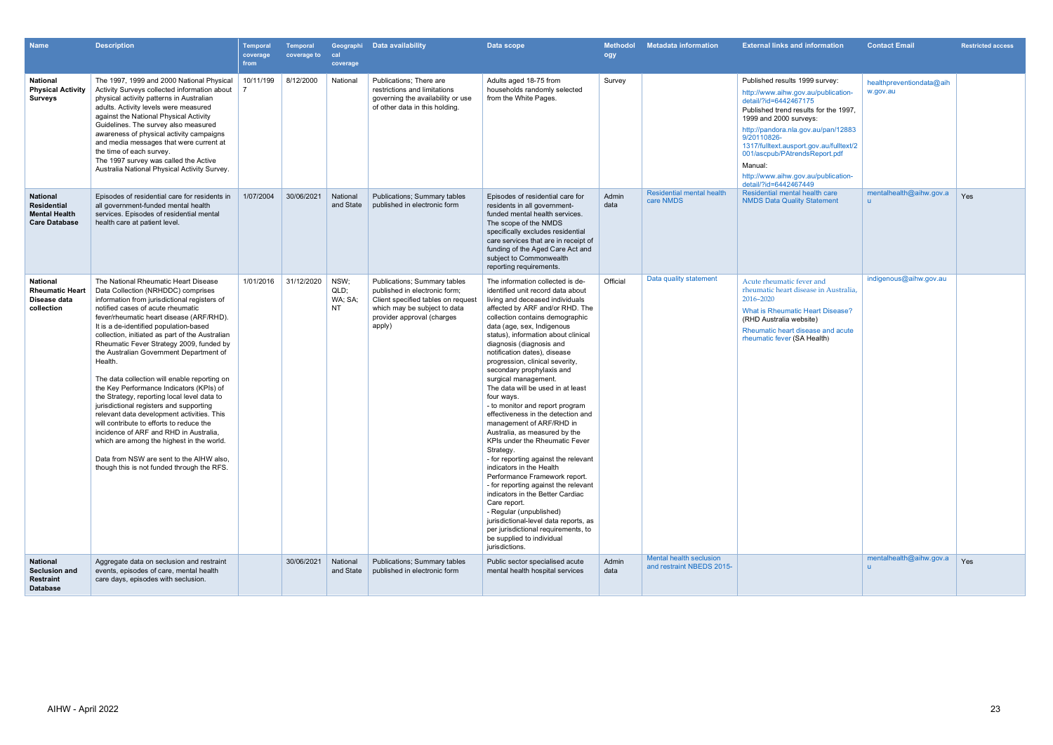| Name | Description | Temporal coverage from | Temporal coverage to | Geographical coverage | Data availability | Data scope | Methodology | Metadata information | External links and information | Contact Email | Restricted access |
|---|---|---|---|---|---|---|---|---|---|---|---|
| **National Physical Activity Surveys** | The 1997, 1999 and 2000 National Physical Activity Surveys collected information about physical activity patterns in Australian adults. Activity levels were measured against the National Physical Activity Guidelines. The survey also measured awareness of physical activity campaigns and media messages that were current at the time of each survey. The 1997 survey was called the Active Australia National Physical Activity Survey. | 10/11/1997 | 8/12/2000 | National | Publications; There are restrictions and limitations governing the availability or use of other data in this holding. | Adults aged 18-75 from households randomly selected from the White Pages. | Survey | | Published results 1999 survey: http://www.aihw.gov.au/publication-detail/?id=6442467175 Published trend results for the 1997, 1999 and 2000 surveys: http://pandora.nla.gov.au/pan/128839/20110826-1317/fulltext.ausport.gov.au/fulltext/2001/ascpub/PAtrendsReport.pdf Manual: http://www.aihw.gov.au/publication-detail/?id=6442467449 | healthpreventiondata@aihw.gov.au | |
| **National Residential Mental Health Care Database** | Episodes of residential care for residents in all government-funded mental health services. Episodes of residential mental health care at patient level. | 1/07/2004 | 30/06/2021 | National and State | Publications; Summary tables published in electronic form | Episodes of residential care for residents in all government-funded mental health services. The scope of the NMDS specifically excludes residential care services that are in receipt of funding of the Aged Care Act and subject to Commonwealth reporting requirements. | Admin data | Residential mental health care NMDS | Residential mental health care NMDS Data Quality Statement | mentalhealth@aihw.gov.au | Yes |
| **National Rheumatic Heart Disease data collection** | The National Rheumatic Heart Disease Data Collection (NRHDDC) comprises information from jurisdictional registers of notified cases of acute rheumatic fever/rheumatic heart disease (ARF/RHD). It is a de-identified population-based collection, initiated as part of the Australian Rheumatic Fever Strategy 2009, funded by the Australian Government Department of Health.<br><br>The data collection will enable reporting on the Key Performance Indicators (KPIs) of the Strategy, reporting local level data to jurisdictional registers and supporting relevant data development activities. This will contribute to efforts to reduce the incidence of ARF and RHD in Australia, which are among the highest in the world.<br><br>Data from NSW are sent to the AIHW also, though this is not funded through the RFS. | 1/01/2016 | 31/12/2020 | NSW; QLD; WA; SA; NT | Publications; Summary tables published in electronic form; Client specified tables on request which may be subject to data provider approval (charges apply) | The information collected is de-identified unit record data about living and deceased individuals affected by ARF and/or RHD. The collection contains demographic data (age, sex, Indigenous status), information about clinical diagnosis (diagnosis and notification dates), disease progression, clinical severity, secondary prophylaxis and surgical management.<br>The data will be used in at least four ways.<br>- to monitor and report program effectiveness in the detection and management of ARF/RHD in Australia, as measured by the KPIs under the Rheumatic Fever Strategy.<br>- for reporting against the relevant indicators in the Health Performance Framework report.<br>- for reporting against the relevant indicators in the Better Cardiac Care report.<br>- Regular (unpublished) jurisdictional-level data reports, as per jurisdictional requirements, to be supplied to individual jurisdictions. | Official | Data quality statement | Acute rheumatic fever and rheumatic heart disease in Australia, 2016–2020<br>What is Rheumatic Heart Disease? (RHD Australia website)<br>Rheumatic heart disease and acute rheumatic fever (SA Health) | indigenous@aihw.gov.au | |
| **National Seclusion and Restraint Database** | Aggregate data on seclusion and restraint events, episodes of care, mental health care days, episodes with seclusion. | | 30/06/2021 | National and State | Publications; Summary tables published in electronic form | Public sector specialised acute mental health hospital services | Admin data | Mental health seclusion and restraint NBEDS 2015- | | mentalhealth@aihw.gov.au | Yes |

AIHW - April 2022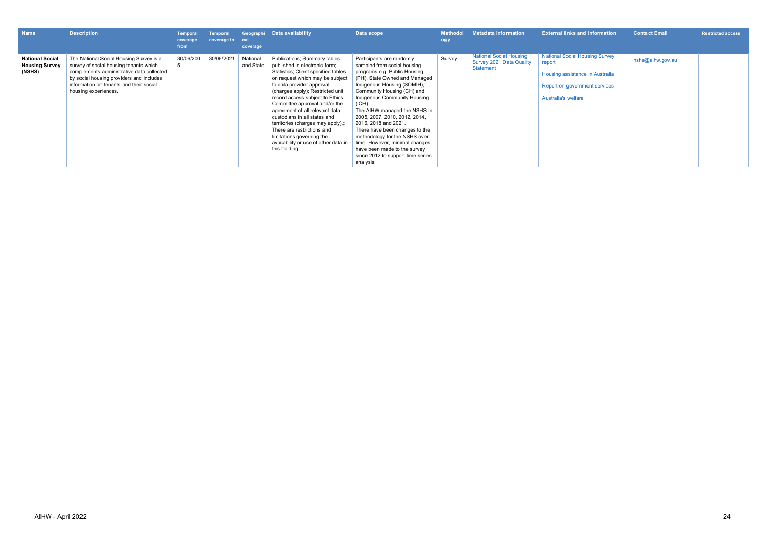| Name | Description | Temporal coverage from | Temporal coverage to | Geographical coverage | Data availability | Data scope | Methodology | Metadata information | External links and information | Contact Email | Restricted access |
|---|---|---|---|---|---|---|---|---|---|---|---|
| **National Social Housing Survey (NSHS)** | The National Social Housing Survey is a survey of social housing tenants which complements administrative data collected by social housing providers and includes information on tenants and their social housing experiences. | 30/06/2005 | 30/06/2021 | National and State | Publications; Summary tables published in electronic form; Statistics; Client specified tables on request which may be subject to data provider approval (charges apply); Restricted unit record access subject to Ethics Committee approval and/or the agreement of all relevant data custodians in all states and territories (charges may apply).; There are restrictions and limitations governing the availability or use of other data in this holding. | Participants are randomly sampled from social housing programs e.g. Public Housing (PH), State Owned and Managed Indigenous Housing (SOMIH), Community Housing (CH) and Indigenous Community Housing (ICH). The AIHW managed the NSHS in 2005, 2007, 2010, 2012, 2014, 2016, 2018 and 2021. There have been changes to the methodology for the NSHS over time. However, minimal changes have been made to the survey since 2012 to support time-series analysis. | Survey | National Social Housing Survey 2021 Data Quality Statement | National Social Housing Survey report<br>Housing assistance in Australia<br>Report on government services<br>Australia's welfare | nshs@aihw.gov.au | |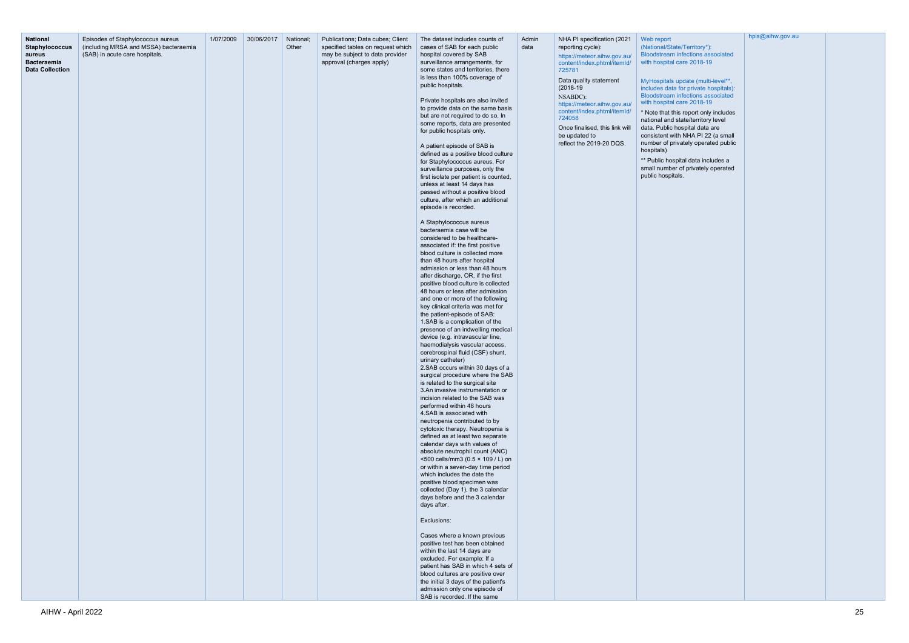| National Staphylococcus aureus Bacteraemia Data Collection | Episodes of Staphylococcus aureus (including MRSA and MSSA) bacteraemia (SAB) in acute care hospitals. | 1/07/2009 | 30/06/2017 | National; Other | Publications; Data cubes; Client specified tables on request which may be subject to data provider approval (charges apply) | The dataset includes counts of cases of SAB for each public hospital covered by SAB surveillance arrangements, for some states and territories, there is less than 100% coverage of public hospitals.<br><br>Private hospitals are also invited to provide data on the same basis but are not required to do so. In some reports, data are presented for public hospitals only.<br><br>A patient episode of SAB is defined as a positive blood culture for Staphylococcus aureus. For surveillance purposes, only the first isolate per patient is counted, unless at least 14 days has passed without a positive blood culture, after which an additional episode is recorded.<br><br>A Staphylococcus aureus bacteraemia case will be considered to be healthcare-associated if: the first positive blood culture is collected more than 48 hours after hospital admission or less than 48 hours after discharge, OR, if the first positive blood culture is collected 48 hours or less after admission and one or more of the following key clinical criteria was met for the patient-episode of SAB:<br>1.SAB is a complication of the presence of an indwelling medical device (e.g. intravascular line, haemodialysis vascular access, cerebrospinal fluid (CSF) shunt, urinary catheter)<br>2.SAB occurs within 30 days of a surgical procedure where the SAB is related to the surgical site<br>3.An invasive instrumentation or incision related to the SAB was performed within 48 hours<br>4.SAB is associated with neutropenia contributed to by cytotoxic therapy. Neutropenia is defined as at least two separate calendar days with values of absolute neutrophil count (ANC) <500 cells/mm3 (0.5 × 109 / L) on or within a seven-day time period which includes the date the positive blood specimen was collected (Day 1), the 3 calendar days before and the 3 calendar days after.<br><br>Exclusions:<br><br>Cases where a known previous positive test has been obtained within the last 14 days are excluded. For example: If a patient has SAB in which 4 sets of blood cultures are positive over the initial 3 days of the patient's admission only one episode of SAB is recorded. If the same | Admin data | NHA PI specification (2021 reporting cycle):<br>https://meteor.aihw.gov.au/content/index.phtml/itemId/725781<br><br>Data quality statement (2018-19 NSABDC):<br>https://meteor.aihw.gov.au/content/index.phtml/itemId/724058<br><br>Once finalised, this link will be updated to reflect the 2019-20 DQS. | Web report (National/State/Territory*): Bloodstream infections associated with hospital care 2018-19<br><br>MyHospitals update (multi-level**, includes data for private hospitals): Bloodstream infections associated with hospital care 2018-19<br><br>* Note that this report only includes national and state/territory level data. Public hospital data are consistent with NHA PI 22 (a small number of privately operated public hospitals)<br><br>** Public hospital data includes a small number of privately operated public hospitals. | hpis@aihw.gov.au | |
|---|---|---|---|---|---|---|---|---|---|---|---|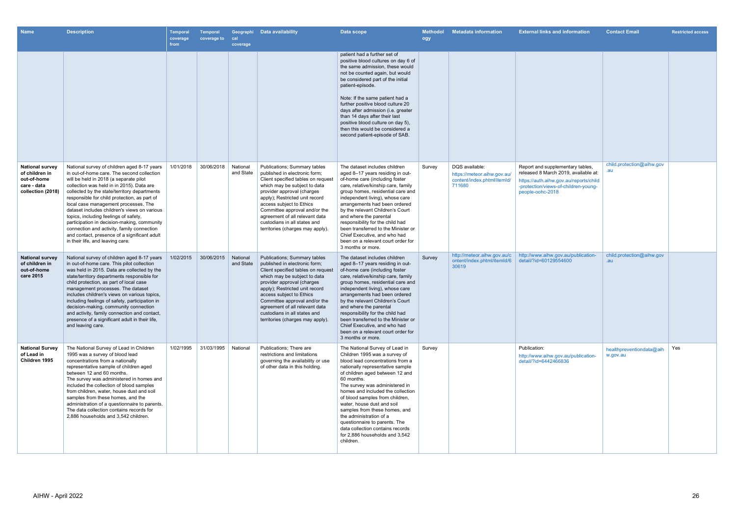| Name | Description | Temporal coverage from | Temporal coverage to | Geographical coverage | Data availability | Data scope | Methodology | Metadata information | External links and information | Contact Email | Restricted access |
|---|---|---|---|---|---|---|---|---|---|---|---|
| | | | | | | patient had a further set of positive blood cultures on day 6 of the same admission, these would not be counted again, but would be considered part of the initial patient-episode. Note: If the same patient had a further positive blood culture 20 days after admission (i.e. greater than 14 days after their last positive blood culture on day 5), then this would be considered a second patient-episode of SAB. | | | | | |
| **National survey of children in out-of-home care - data collection (2018)** | National survey of children aged 8-17 years in out-of-home care. The second collection will be held in 2018 (a separate pilot collection was held in 2015). Data are collected by the state/territory departments responsible for child protection, as part of local case management processes. The dataset includes children's views on various topics, including feelings of safety, participation in decision-making, community connection and activity, family connection and contact, presence of a significant adult in their life, and leaving care. | 1/01/2018 | 30/06/2018 | National and State | Publications; Summary tables published in electronic form; Client specified tables on request which may be subject to data provider approval (charges apply); Restricted unit record access subject to Ethics Committee approval and/or the agreement of all relevant data custodians in all states and territories (charges may apply). | The dataset includes children aged 8–17 years residing in out-of-home care (including foster care, relative/kinship care, family group homes, residential care and independent living), whose care arrangements had been ordered by the relevant Children's Court and where the parental responsibility for the child had been transferred to the Minister or Chief Executive, and who had been on a relevant court order for 3 months or more. | Survey | DQS available: https://meteor.aihw.gov.au/content/index.phtml/itemId/711680 | Report and supplementary tables, released 8 March 2019, available at: https://auth.aihw.gov.au/reports/child-protection/views-of-children-young-people-oohc-2018 | child.protection@aihw.gov.au | |
| **National survey of children in out-of-home care 2015** | National survey of children aged 8-17 years in out-of-home care. This pilot collection was held in 2015. Data are collected by the state/territory departments responsible for child protection, as part of local case management processes. The dataset includes children's views on various topics, including feelings of safety, participation in decision-making, community connection and activity, family connection and contact, presence of a significant adult in their life, and leaving care. | 1/02/2015 | 30/06/2015 | National and State | Publications; Summary tables published in electronic form; Client specified tables on request which may be subject to data provider approval (charges apply); Restricted unit record access subject to Ethics Committee approval and/or the agreement of all relevant data custodians in all states and territories (charges may apply). | The dataset includes children aged 8–17 years residing in out-of-home care (including foster care, relative/kinship care, family group homes, residential care and independent living), whose care arrangements had been ordered by the relevant Children's Court and where the parental responsibility for the child had been transferred to the Minister or Chief Executive, and who had been on a relevant court order for 3 months or more. | Survey | http://meteor.aihw.gov.au/content/index.phtml/itemId/630619 | http://www.aihw.gov.au/publication-detail/?id=60129554600 | child.protection@aihw.gov.au | |
| **National Survey of Lead in Children 1995** | The National Survey of Lead in Children 1995 was a survey of blood lead concentrations from a nationally representative sample of children aged between 12 and 60 months. The survey was administered in homes and included the collection of blood samples from children, water, house dust and soil samples from these homes, and the administration of a questionnaire to parents. The data collection contains records for 2,886 households and 3,542 children. | 1/02/1995 | 31/03/1995 | National | Publications; There are restrictions and limitations governing the availability or use of other data in this holding. | The National Survey of Lead in Children 1995 was a survey of blood lead concentrations from a nationally representative sample of children aged between 12 and 60 months. The survey was administered in homes and included the collection of blood samples from children, water, house dust and soil samples from these homes, and the administration of a questionnaire to parents. The data collection contains records for 2,886 households and 3,542 children. | Survey | | Publication: http://www.aihw.gov.au/publication-detail/?id=6442466836 | healthpreventiondata@aihw.gov.au | Yes |

AIHW - April 2022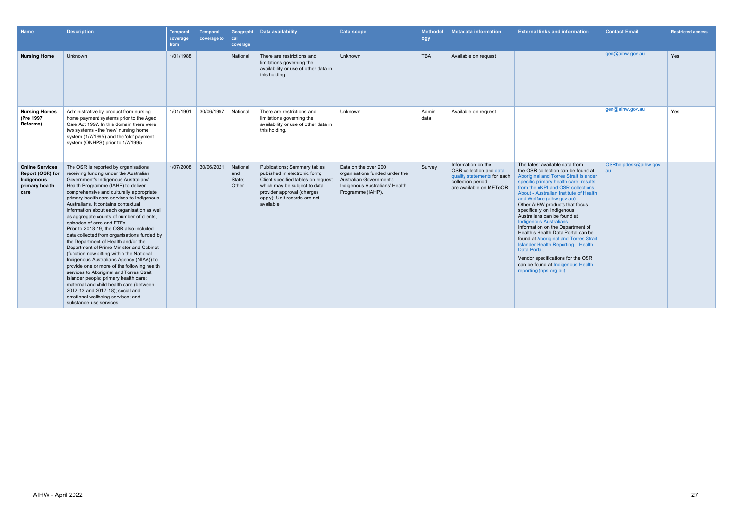| Name | Description | Temporal coverage from | Temporal coverage to | Geographical coverage | Data availability | Data scope | Methodology | Metadata information | External links and information | Contact Email | Restricted access |
|---|---|---|---|---|---|---|---|---|---|---|---|
| **Nursing Home** | Unknown | 1/01/1988 | | National | There are restrictions and limitations governing the availability or use of other data in this holding. | Unknown | TBA | Available on request | | gen@aihw.gov.au | Yes |
| **Nursing Homes (Pre 1997 Reforms)** | Administrative by product from nursing home payment systems prior to the Aged Care Act 1997. In this domain there were two systems - the 'new' nursing home system (1/7/1995) and the 'old' payment system (ONHPS) prior to 1/7/1995. | 1/01/1901 | 30/06/1997 | National | There are restrictions and limitations governing the availability or use of other data in this holding. | Unknown | Admin data | Available on request | | gen@aihw.gov.au | Yes |
| **Online Services Report (OSR) for Indigenous primary health care** | The OSR is reported by organisations receiving funding under the Australian Government's Indigenous Australians' Health Programme (IAHP) to deliver comprehensive and culturally appropriate primary health care services to Indigenous Australians. It contains contextual information about each organisation as well as aggregate counts of number of clients, episodes of care and FTEs. Prior to 2018-19, the OSR also included data collected from organisations funded by the Department of Health and/or the Department of Prime Minister and Cabinet (function now sitting within the National Indigenous Australians Agency (NIAA)) to provide one or more of the following health services to Aboriginal and Torres Strait Islander people: primary health care; maternal and child health care (between 2012-13 and 2017-18); social and emotional wellbeing services; and substance-use services. | 1/07/2008 | 30/06/2021 | National and State; Other | Publications; Summary tables published in electronic form; Client specified tables on request which may be subject to data provider approval (charges apply); Unit records are not available | Data on the over 200 organisations funded under the Australian Government's Indigenous Australians' Health Programme (IAHP). | Survey | Information on the OSR collection and data quality statements for each collection period are available on METeOR. | The latest available data from the OSR collection can be found at Aboriginal and Torres Strait Islander specific primary health care: results from the nKPI and OSR collections, About - Australian Institute of Health and Welfare (aihw.gov.au). Other AIHW products that focus specifically on Indigenous Australians can be found at Indigenous Australians. Information on the Department of Health's Health Data Portal can be found at Aboriginal and Torres Strait Islander Health Reporting—Health Data Portal. Vendor specifications for the OSR can be found at Indigenous Health reporting (nps.org.au). | OSRhelpdesk@aihw.gov.au | |

AIHW - April 2022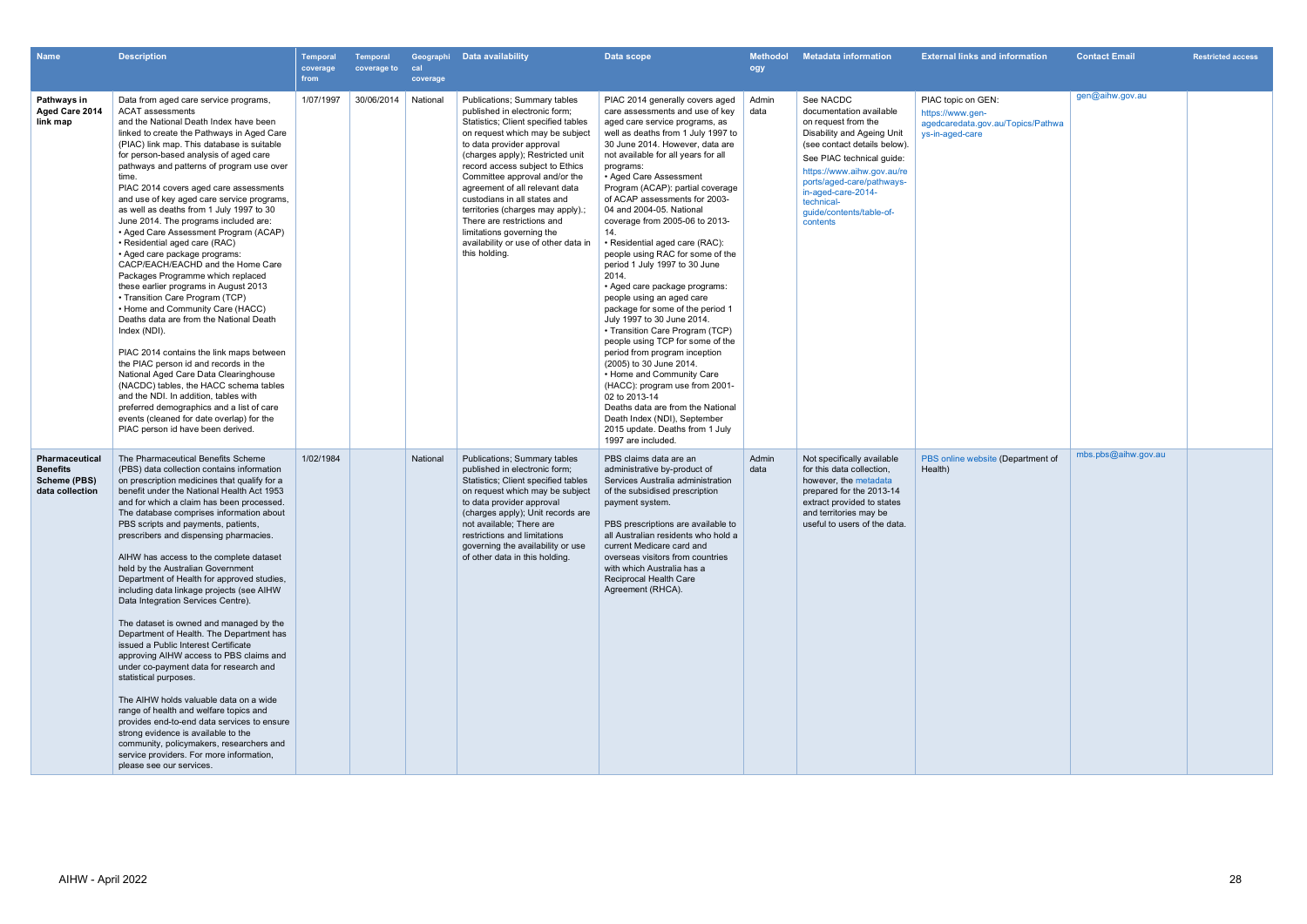| Name | Description | Temporal coverage from | Temporal coverage to | Geographical coverage | Data availability | Data scope | Methodology | Metadata information | External links and information | Contact Email | Restricted access |
|---|---|---|---|---|---|---|---|---|---|---|---|
| **Pathways in Aged Care 2014 link map** | Data from aged care service programs, ACAT assessments and the National Death Index have been linked to create the Pathways in Aged Care (PIAC) link map. This database is suitable for person-based analysis of aged care pathways and patterns of program use over time.<br>PIAC 2014 covers aged care assessments and use of key aged care service programs, as well as deaths from 1 July 1997 to 30 June 2014. The programs included are:<br>• Aged Care Assessment Program (ACAP)<br>• Residential aged care (RAC)<br>• Aged care package programs: CACP/EACH/EACHD and the Home Care Packages Programme which replaced these earlier programs in August 2013<br>• Transition Care Program (TCP)<br>• Home and Community Care (HACC)<br>Deaths data are from the National Death Index (NDI).<br><br>PIAC 2014 contains the link maps between the PIAC person id and records in the National Aged Care Data Clearinghouse (NACDC) tables, the HACC schema tables and the NDI. In addition, tables with preferred demographics and a list of care events (cleaned for date overlap) for the PIAC person id have been derived. | 1/07/1997 | 30/06/2014 | National | Publications; Summary tables published in electronic form; Statistics; Client specified tables on request which may be subject to data provider approval (charges apply); Restricted unit record access subject to Ethics Committee approval and/or the agreement of all relevant data custodians in all states and territories (charges may apply).; There are restrictions and limitations governing the availability or use of other data in this holding. | PIAC 2014 generally covers aged care assessments and use of key aged care service programs, as well as deaths from 1 July 1997 to 30 June 2014. However, data are not available for all years for all programs:<br>• Aged Care Assessment Program (ACAP): partial coverage of ACAP assessments for 2003-04 and 2004-05. National coverage from 2005-06 to 2013-14.<br>• Residential aged care (RAC): people using RAC for some of the period 1 July 1997 to 30 June 2014.<br>• Aged care package programs: people using an aged care package for some of the period 1 July 1997 to 30 June 2014.<br>• Transition Care Program (TCP) people using TCP for some of the period from program inception (2005) to 30 June 2014.<br>• Home and Community Care (HACC): program use from 2001-02 to 2013-14<br>Deaths data are from the National Death Index (NDI), September 2015 update. Deaths from 1 July 1997 are included. | Admin data | See NACDC documentation available on request from the Disability and Ageing Unit (see contact details below).<br>See PIAC technical guide: https://www.aihw.gov.au/reports/aged-care/pathways-in-aged-care-2014-technical-guide/contents/table-of-contents | PIAC topic on GEN: https://www.gen-agedcaredata.gov.au/Topics/Pathways-in-aged-care | gen@aihw.gov.au | |
| **Pharmaceutical Benefits Scheme (PBS) data collection** | The Pharmaceutical Benefits Scheme (PBS) data collection contains information on prescription medicines that qualify for a benefit under the National Health Act 1953 and for which a claim has been processed. The database comprises information about PBS scripts and payments, patients, prescribers and dispensing pharmacies.<br><br>AIHW has access to the complete dataset held by the Australian Government Department of Health for approved studies, including data linkage projects (see AIHW Data Integration Services Centre).<br><br>The dataset is owned and managed by the Department of Health. The Department has issued a Public Interest Certificate approving AIHW access to PBS claims and under co-payment data for research and statistical purposes.<br><br>The AIHW holds valuable data on a wide range of health and welfare topics and provides end-to-end data services to ensure strong evidence is available to the community, policymakers, researchers and service providers. For more information, please see our services. | 1/02/1984 | | National | Publications; Summary tables published in electronic form; Statistics; Client specified tables on request which may be subject to data provider approval (charges apply); Unit records are not available; There are restrictions and limitations governing the availability or use of other data in this holding. | PBS claims data are an administrative by-product of Services Australia administration of the subsidised prescription payment system.<br><br>PBS prescriptions are available to all Australian residents who hold a current Medicare card and overseas visitors from countries with which Australia has a Reciprocal Health Care Agreement (RHCA). | Admin data | Not specifically available for this data collection, however, the metadata prepared for the 2013-14 extract provided to states and territories may be useful to users of the data. | PBS online website (Department of Health) | mbs.pbs@aihw.gov.au | |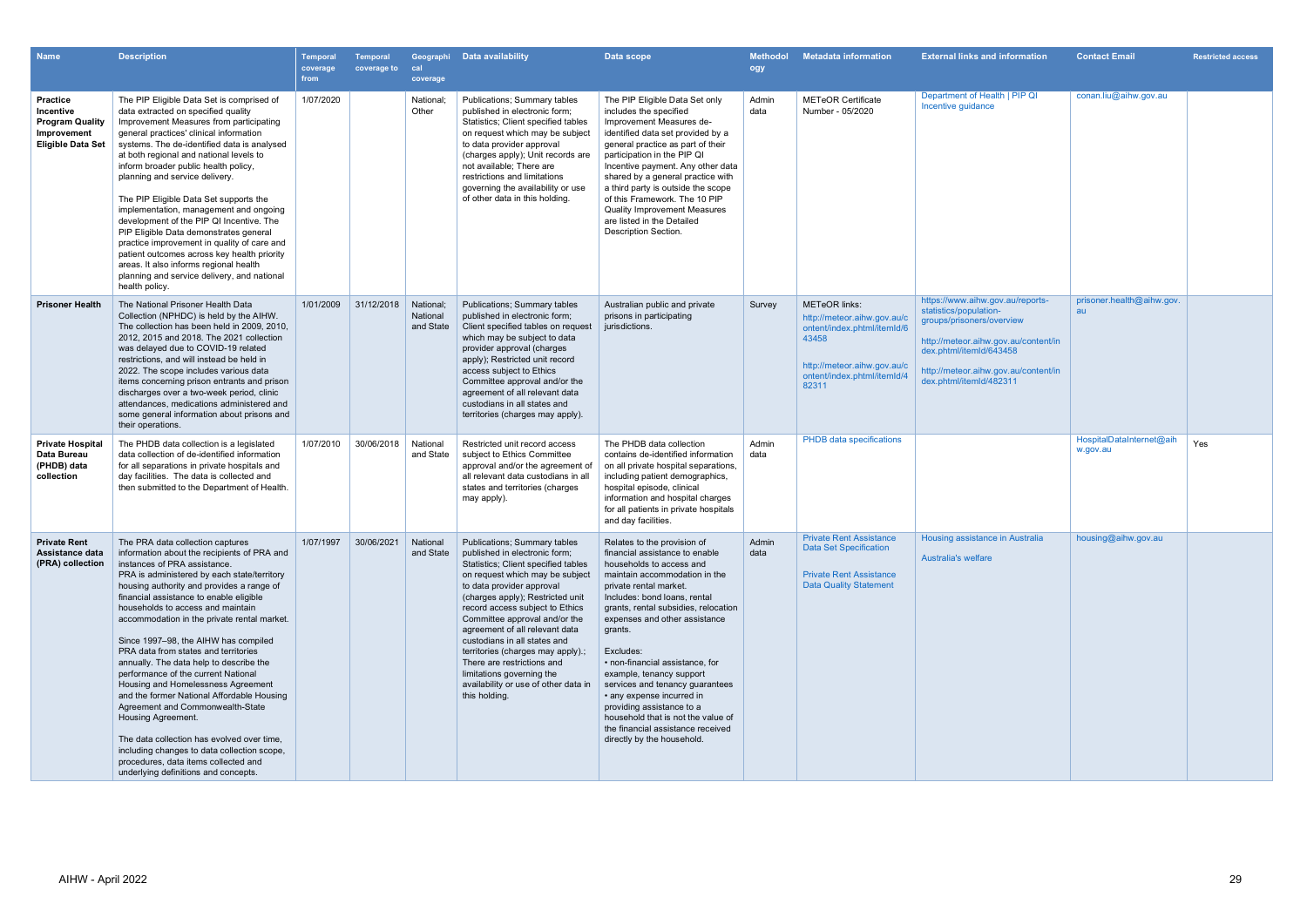| Name | Description | Temporal coverage from | Temporal coverage to | Geographical coverage | Data availability | Data scope | Methodology | Metadata information | External links and information | Contact Email | Restricted access |
|---|---|---|---|---|---|---|---|---|---|---|---|
| **Practice Incentive Program Quality Improvement Eligible Data Set** | The PIP Eligible Data Set is comprised of data extracted on specified quality Improvement Measures from participating general practices' clinical information systems. The de-identified data is analysed at both regional and national levels to inform broader public health policy, planning and service delivery.<br><br>The PIP Eligible Data Set supports the implementation, management and ongoing development of the PIP QI Incentive. The PIP Eligible Data demonstrates general practice improvement in quality of care and patient outcomes across key health priority areas. It also informs regional health planning and service delivery, and national health policy. | 1/07/2020 | | National; Other | Publications; Summary tables published in electronic form; Statistics; Client specified tables on request which may be subject to data provider approval (charges apply); Unit records are not available; There are restrictions and limitations governing the availability or use of other data in this holding. | The PIP Eligible Data Set only includes the specified Improvement Measures de-identified data set provided by a general practice as part of their participation in the PIP QI Incentive payment. Any other data shared by a general practice with a third party is outside the scope of this Framework. The 10 PIP Quality Improvement Measures are listed in the Detailed Description Section. | Admin data | METeOR Certificate Number - 05/2020 | Department of Health \| PIP QI Incentive guidance | conan.liu@aihw.gov.au | |
| **Prisoner Health** | The National Prisoner Health Data Collection (NPHDC) is held by the AIHW. The collection has been held in 2009, 2010, 2012, 2015 and 2018. The 2021 collection was delayed due to COVID-19 related restrictions, and will instead be held in 2022. The scope includes various data items concerning prison entrants and prison discharges over a two-week period, clinic attendances, medications administered and some general information about prisons and their operations. | 1/01/2009 | 31/12/2018 | National; National and State | Publications; Summary tables published in electronic form; Client specified tables on request which may be subject to data provider approval (charges apply); Restricted unit record access subject to Ethics Committee approval and/or the agreement of all relevant data custodians in all states and territories (charges may apply). | Australian public and private prisons in participating jurisdictions. | Survey | METeOR links:<br>http://meteor.aihw.gov.au/content/index.phtml/itemId/643458<br><br>http://meteor.aihw.gov.au/content/index.phtml/itemId/482311 | https://www.aihw.gov.au/reports-statistics/population-groups/prisoners/overview<br><br>http://meteor.aihw.gov.au/content/index.phtml/itemId/643458<br><br>http://meteor.aihw.gov.au/content/index.phtml/itemId/482311 | prisoner.health@aihw.gov.au | |
| **Private Hospital Data Bureau (PHDB) data collection** | The PHDB data collection is a legislated data collection of de-identified information for all separations in private hospitals and day facilities. The data is collected and then submitted to the Department of Health. | 1/07/2010 | 30/06/2018 | National and State | Restricted unit record access subject to Ethics Committee approval and/or the agreement of all relevant data custodians in all states and territories (charges may apply). | The PHDB data collection contains de-identified information on all private hospital separations, including patient demographics, hospital episode, clinical information and hospital charges for all patients in private hospitals and day facilities. | Admin data | PHDB data specifications | | HospitalDataInternet@aihw.gov.au | Yes |
| **Private Rent Assistance data (PRA) collection** | The PRA data collection captures information about the recipients of PRA and instances of PRA assistance.<br>PRA is administered by each state/territory housing authority and provides a range of financial assistance to enable eligible households to access and maintain accommodation in the private rental market.<br><br>Since 1997–98, the AIHW has compiled PRA data from states and territories annually. The data help to describe the performance of the current National Housing and Homelessness Agreement and the former National Affordable Housing Agreement and Commonwealth-State Housing Agreement.<br><br>The data collection has evolved over time, including changes to data collection scope, procedures, data items collected and underlying definitions and concepts. | 1/07/1997 | 30/06/2021 | National and State | Publications; Summary tables published in electronic form; Statistics; Client specified tables on request which may be subject to data provider approval (charges apply); Restricted unit record access subject to Ethics Committee approval and/or the agreement of all relevant data custodians in all states and territories (charges may apply).; There are restrictions and limitations governing the availability or use of other data in this holding. | Relates to the provision of financial assistance to enable households to access and maintain accommodation in the private rental market.<br>Includes: bond loans, rental grants, rental subsidies, relocation expenses and other assistance grants.<br><br>Excludes:<br>• non-financial assistance, for example, tenancy support services and tenancy guarantees<br>• any expense incurred in providing assistance to a household that is not the value of the financial assistance received directly by the household. | Admin data | Private Rent Assistance Data Set Specification<br><br>Private Rent Assistance Data Quality Statement | Housing assistance in Australia<br><br>Australia's welfare | housing@aihw.gov.au | |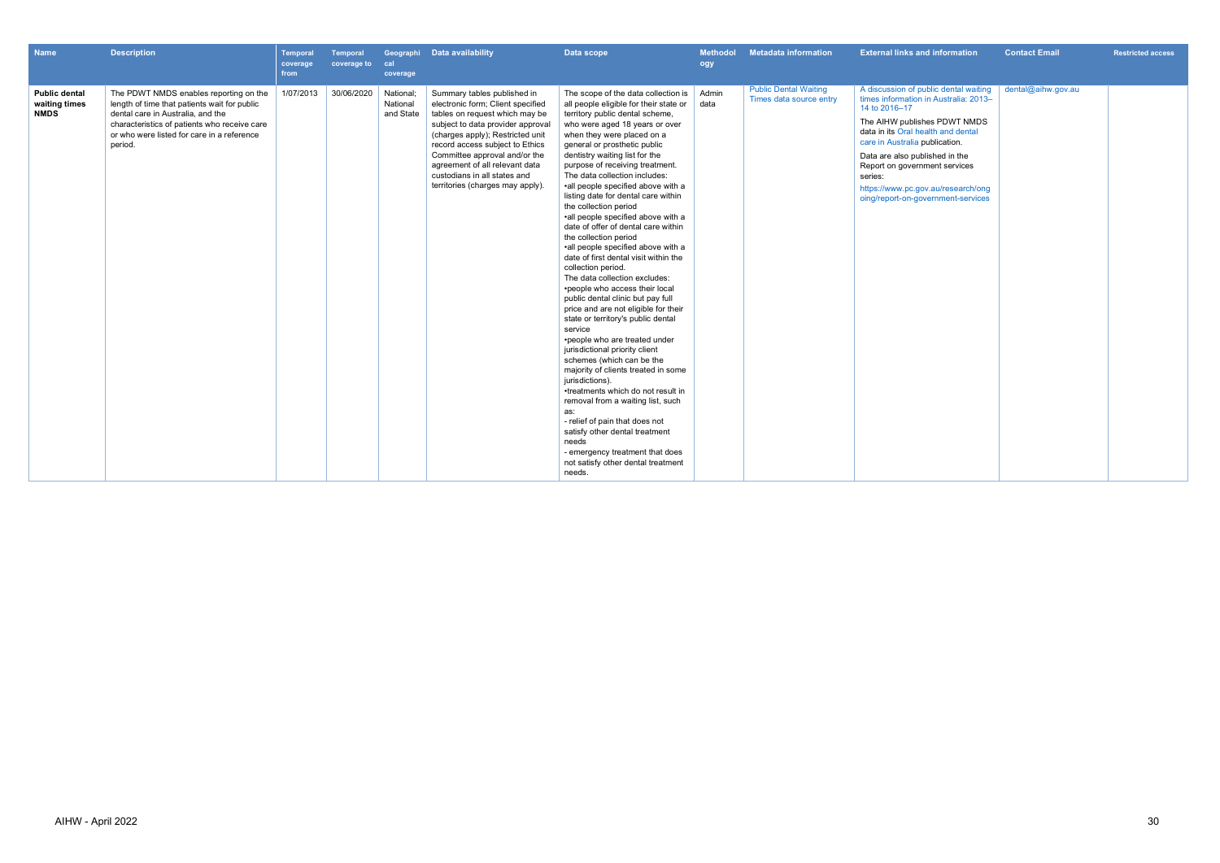| Name | Description | Temporal coverage from | Temporal coverage to | Geographical coverage | Data availability | Data scope | Methodology | Metadata information | External links and information | Contact Email | Restricted access |
|---|---|---|---|---|---|---|---|---|---|---|---|
| **Public dental waiting times NMDS** | The PDWT NMDS enables reporting on the length of time that patients wait for public dental care in Australia, and the characteristics of patients who receive care or who were listed for care in a reference period. | 1/07/2013 | 30/06/2020 | National; National and State | Summary tables published in electronic form; Client specified tables on request which may be subject to data provider approval (charges apply); Restricted unit record access subject to Ethics Committee approval and/or the agreement of all relevant data custodians in all states and territories (charges may apply). | The scope of the data collection is all people eligible for their state or territory public dental scheme, who were aged 18 years or over when they were placed on a general or prosthetic public dentistry waiting list for the purpose of receiving treatment.<br>The data collection includes:<br>•all people specified above with a listing date for dental care within the collection period<br>•all people specified above with a date of offer of dental care within the collection period<br>•all people specified above with a date of first dental visit within the collection period.<br>The data collection excludes:<br>•people who access their local public dental clinic but pay full price and are not eligible for their state or territory's public dental service<br>•people who are treated under jurisdictional priority client schemes (which can be the majority of clients treated in some jurisdictions).<br>•treatments which do not result in removal from a waiting list, such as:<br>- relief of pain that does not satisfy other dental treatment needs<br>- emergency treatment that does not satisfy other dental treatment needs. | Admin data | Public Dental Waiting Times data source entry | A discussion of public dental waiting times information in Australia: 2013–14 to 2016–17<br>The AIHW publishes PDWT NMDS data in its Oral health and dental care in Australia publication.<br>Data are also published in the Report on government services series:<br>https://www.pc.gov.au/research/ongoing/report-on-government-services | dental@aihw.gov.au | |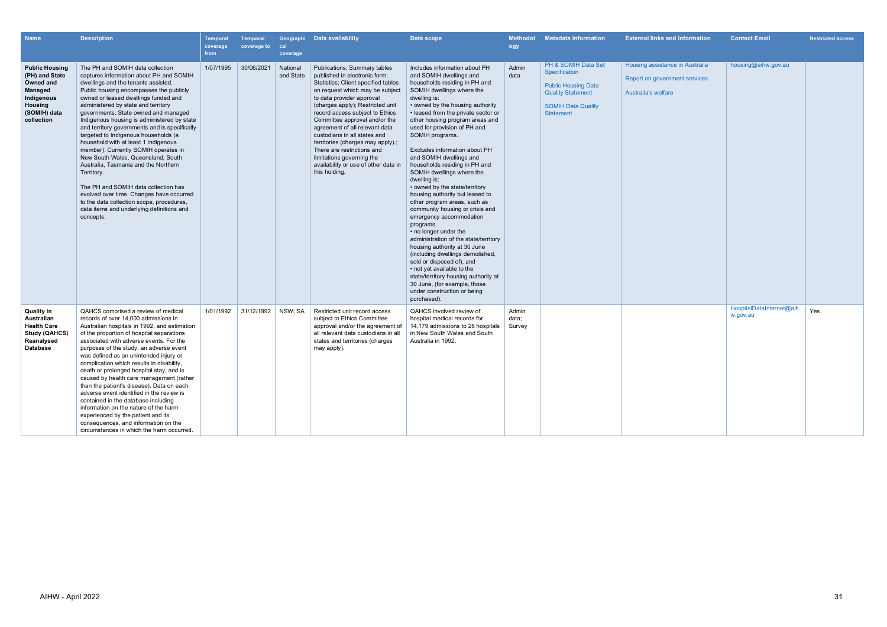| Name | Description | Temporal coverage from | Temporal coverage to | Geographical coverage | Data availability | Data scope | Methodology | Metadata information | External links and information | Contact Email | Restricted access |
|---|---|---|---|---|---|---|---|---|---|---|---|
| **Public Housing (PH) and State Owned and Managed Indigenous Housing (SOMIH) data collection** | The PH and SOMIH data collection captures information about PH and SOMIH dwellings and the tenants assisted. Public housing encompasses the publicly owned or leased dwellings funded and administered by state and territory governments. State owned and managed Indigenous housing is administered by state and territory governments and is specifically targeted to Indigenous households (a household with at least 1 Indigenous member). Currently SOMIH operates in New South Wales, Queensland, South Australia, Tasmania and the Northern Territory.<br><br>The PH and SOMIH data collection has evolved over time. Changes have occurred to the data collection scope, procedures, data items and underlying definitions and concepts. | 1/07/1995 | 30/06/2021 | National and State | Publications; Summary tables published in electronic form; Statistics; Client specified tables on request which may be subject to data provider approval (charges apply); Restricted unit record access subject to Ethics Committee approval and/or the agreement of all relevant data custodians in all states and territories (charges may apply).; There are restrictions and limitations governing the availability or use of other data in this holding. | Includes information about PH and SOMIH dwellings and households residing in PH and SOMIH dwellings where the dwelling is:<br>• owned by the housing authority<br>• leased from the private sector or other housing program areas and used for provision of PH and SOMIH programs.<br><br>Excludes information about PH and SOMIH dwellings and households residing in PH and SOMIH dwellings where the dwelling is:<br>• owned by the state/territory housing authority but leased to other program areas, such as community housing or crisis and emergency accommodation programs,<br>• no longer under the administration of the state/territory housing authority at 30 June (including dwellings demolished, sold or disposed of), and<br>• not yet available to the state/territory housing authority at 30 June, (for example, those under construction or being purchased). | Admin data | PH & SOMIH Data Set Specification<br><br>Public Housing Data Quality Statement<br><br>SOMIH Data Quality Statement | Housing assistance in Australia<br><br>Report on government services<br><br>Australia's welfare | housing@aihw.gov.au | |
| **Quality in Australian Health Care Study (QAHCS) Reanalysed Database** | QAHCS comprised a review of medical records of over 14,000 admissions in Australian hospitals in 1992, and estimation of the proportion of hospital separations associated with adverse events. For the purposes of the study, an adverse event was defined as an unintended injury or complication which results in disability, death or prolonged hospital stay, and is caused by health care management (rather than the patient's disease). Data on each adverse event identified in the review is contained in the database including information on the nature of the harm experienced by the patient and its consequences, and information on the circumstances in which the harm occurred. | 1/01/1992 | 31/12/1992 | NSW; SA | Restricted unit record access subject to Ethics Committee approval and/or the agreement of all relevant data custodians in all states and territories (charges may apply). | QAHCS involved review of hospital medical records for 14,179 admissions to 28 hospitals in New South Wales and South Australia in 1992. | Admin data; Survey | | | HospitalDataInternet@aihw.gov.au | Yes |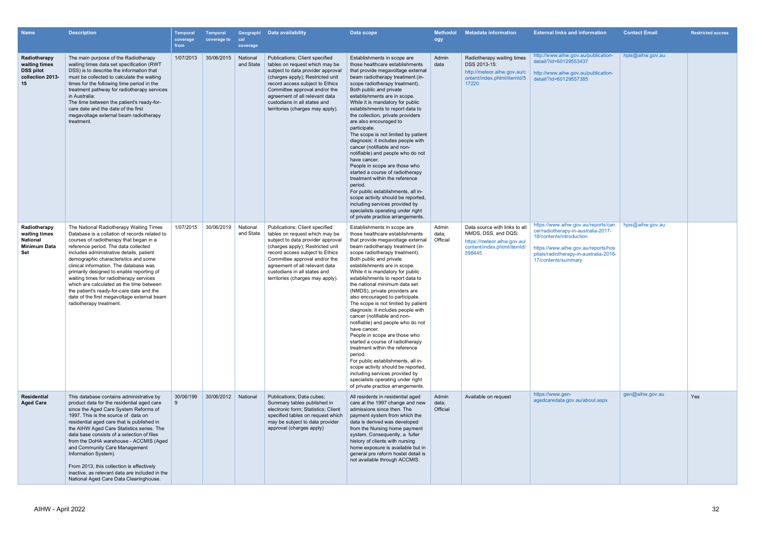| Name | Description | Temporal coverage from | Temporal coverage to | Geographical coverage | Data availability | Data scope | Methodology | Metadata information | External links and information | Contact Email | Restricted access |
|---|---|---|---|---|---|---|---|---|---|---|---|
| **Radiotherapy waiting times DSS pilot collection 2013-15** | The main purpose of the Radiotherapy waiting times data set specification (RWT DSS) is to describe the information that must be collected to calculate the waiting times for the following time period in the treatment pathway for radiotherapy services in Australia: The time between the patient's ready-for-care date and the date of the first megavoltage external beam radiotherapy treatment. | 1/07/2013 | 30/06/2015 | National and State | Publications; Client specified tables on request which may be subject to data provider approval (charges apply); Restricted unit record access subject to Ethics Committee approval and/or the agreement of all relevant data custodians in all states and territories (charges may apply). | Establishments in scope are those healthcare establishments that provide megavoltage external beam radiotherapy treatment (in-scope radiotherapy treatment). Both public and private establishments are in scope. While it is mandatory for public establishments to report data to the collection, private providers are also encouraged to participate. The scope is not limited by patient diagnosis: it includes people with cancer (notifiable and non-notifiable) and people who do not have cancer. People in scope are those who started a course of radiotherapy treatment within the reference period. For public establishments, all in-scope activity should be reported, including services provided by specialists operating under right of private practice arrangements. | Admin data | Radiotherapy waiting times DSS 2013-15: http://meteor.aihw.gov.au/content/index.phtml/itemId/517220 | http://www.aihw.gov.au/publication-detail/?id=60129553437 http://www.aihw.gov.au/publication-detail/?id=60129557385 | hpis@aihw.gov.au | |
| **Radiotherapy waiting times National Minimum Data Set** | The National Radiotherapy Waiting Times Database is a collation of records related to courses of radiotherapy that began in a reference period. The data collected includes administrative details, patient demographic characteristics and some clinical information. The database was primarily designed to enable reporting of waiting times for radiotherapy services which are calculated as the time between the patient's ready-for-care date and the date of the first megavoltage external beam radiotherapy treatment. | 1/07/2015 | 30/06/2019 | National and State | Publications; Client specified tables on request which may be subject to data provider approval (charges apply); Restricted unit record access subject to Ethics Committee approval and/or the agreement of all relevant data custodians in all states and territories (charges may apply). | Establishments in scope are those healthcare establishments that provide megavoltage external beam radiotherapy treatment (in-scope radiotherapy treatment). Both public and private establishments are in scope. While it is mandatory for public establishments to report data to the national minimum data set (NMDS), private providers are also encouraged to participate. The scope is not limited by patient diagnosis: it includes people with cancer (notifiable and non-notifiable) and people who do not have cancer. People in scope are those who started a course of radiotherapy treatment within the reference period. For public establishments, all in-scope activity should be reported, including services provided by specialists operating under right of private practice arrangements. | Admin data; Official | Data source with links to all NMDS, DSS, and DQS: https://meteor.aihw.gov.au/content/index.phtml/itemId/598445 | https://www.aihw.gov.au/reports/cancer/radiotherapy-in-australia-2017-18/contents/introduction https://www.aihw.gov.au/reports/hospitals/radiotherapy-in-australia-2016-17/contents/summary | hpis@aihw.gov.au | |
| **Residential Aged Care** | This database contains administrative by product data for the residential aged care since the Aged Care System Reforms of 1997. This is the source of data on residential aged care that is published in the AIHW Aged Care Statistics series. The data base consists of a selection of files from the DoHA warehouse - ACCMIS (Aged and Community Care Management Information System). From 2013, this collection is effectively inactive, as relevant data are included in the National Aged Care Data Clearinghouse. | 30/06/1999 | 30/06/2012 | National | Publications; Data cubes; Summary tables published in electronic form; Statistics; Client specified tables on request which may be subject to data provider approval (charges apply) | All residents in residential aged care at the 1997 change and new admissions since then. The payment system from which the data is derived was developed from the Nursing home payment system. Consequently, a fuller history of clients with nursing home exposure is available but in general pre reform hostel detail is not available through ACCMIS. | Admin data; Official | Available on request | https://www.gen-agedcaredata.gov.au/about.aspx | gen@aihw.gov.au | Yes |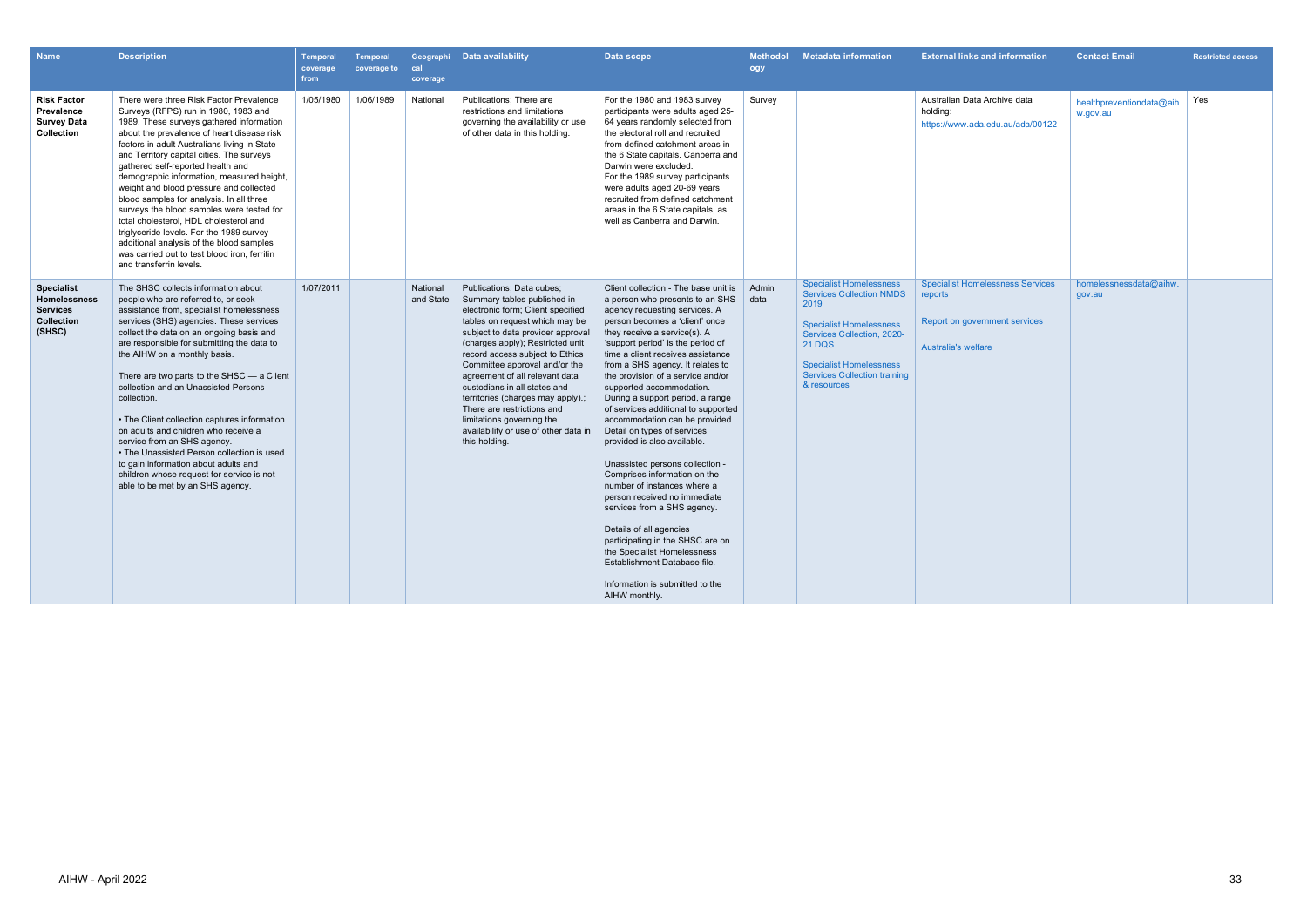| Name | Description | Temporal coverage from | Temporal coverage to | Geographical coverage | Data availability | Data scope | Methodology | Metadata information | External links and information | Contact Email | Restricted access |
|---|---|---|---|---|---|---|---|---|---|---|---|
| **Risk Factor Prevalence Survey Data Collection** | There were three Risk Factor Prevalence Surveys (RFPS) run in 1980, 1983 and 1989. These surveys gathered information about the prevalence of heart disease risk factors in adult Australians living in State and Territory capital cities. The surveys gathered self-reported health and demographic information, measured height, weight and blood pressure and collected blood samples for analysis. In all three surveys the blood samples were tested for total cholesterol, HDL cholesterol and triglyceride levels. For the 1989 survey additional analysis of the blood samples was carried out to test blood iron, ferritin and transferrin levels. | 1/05/1980 | 1/06/1989 | National | Publications; There are restrictions and limitations governing the availability or use of other data in this holding. | For the 1980 and 1983 survey participants were adults aged 25-64 years randomly selected from the electoral roll and recruited from defined catchment areas in the 6 State capitals. Canberra and Darwin were excluded.<br>For the 1989 survey participants were adults aged 20-69 years recruited from defined catchment areas in the 6 State capitals, as well as Canberra and Darwin. | Survey | | Australian Data Archive data holding: https://www.ada.edu.au/ada/00122 | healthpreventiondata@aihw.gov.au | Yes |
| **Specialist Homelessness Services Collection (SHSC)** | The SHSC collects information about people who are referred to, or seek assistance from, specialist homelessness services (SHS) agencies. These services collect the data on an ongoing basis and are responsible for submitting the data to the AIHW on a monthly basis.<br><br>There are two parts to the SHSC — a Client collection and an Unassisted Persons collection.<br><br>• The Client collection captures information on adults and children who receive a service from an SHS agency.<br>• The Unassisted Person collection is used to gain information about adults and children whose request for service is not able to be met by an SHS agency. | 1/07/2011 | | National and State | Publications; Data cubes; Summary tables published in electronic form; Client specified tables on request which may be subject to data provider approval (charges apply); Restricted unit record access subject to Ethics Committee approval and/or the agreement of all relevant data custodians in all states and territories (charges may apply).; There are restrictions and limitations governing the availability or use of other data in this holding. | Client collection - The base unit is a person who presents to an SHS agency requesting services. A person becomes a 'client' once they receive a service(s). A 'support period' is the period of time a client receives assistance from a SHS agency. It relates to the provision of a service and/or supported accommodation. During a support period, a range of services additional to supported accommodation can be provided. Detail on types of services provided is also available.<br><br>Unassisted persons collection - Comprises information on the number of instances where a person received no immediate services from a SHS agency.<br><br>Details of all agencies participating in the SHSC are on the Specialist Homelessness Establishment Database file.<br><br>Information is submitted to the AIHW monthly. | Admin data | Specialist Homelessness Services Collection NMDS 2019<br><br>Specialist Homelessness Services Collection, 2020-21 DQS<br><br>Specialist Homelessness Services Collection training & resources | Specialist Homelessness Services reports<br><br>Report on government services<br><br>Australia's welfare | homelessnessdata@aihw.gov.au | |

AIHW - April 2022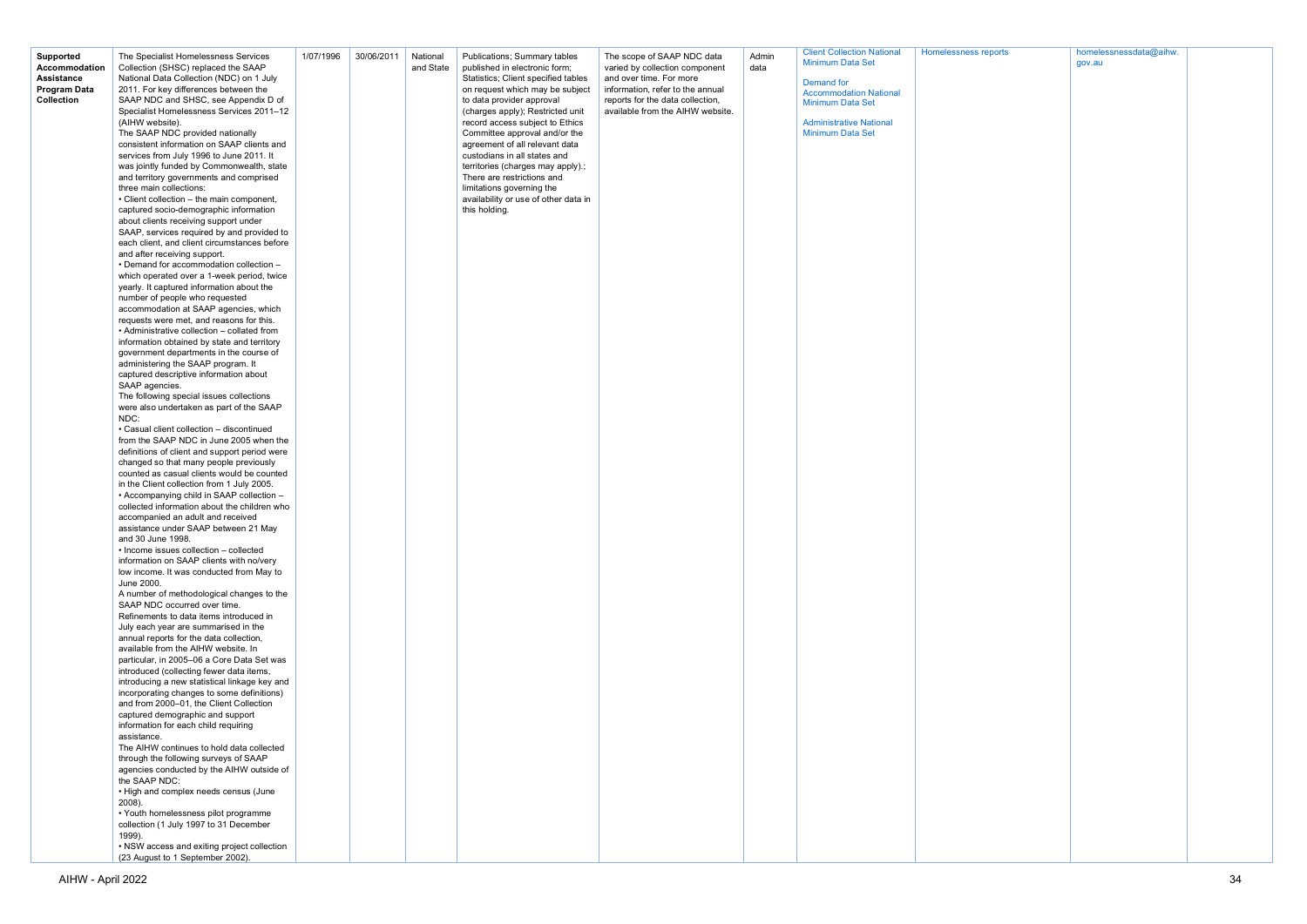| Supported Accommodation Assistance Program Data Collection | The Specialist Homelessness Services Collection (SHSC) replaced the SAAP National Data Collection (NDC) on 1 July 2011. For key differences between the SAAP NDC and SHSC, see Appendix D of Specialist Homelessness Services 2011–12 (AIHW website).<br>The SAAP NDC provided nationally consistent information on SAAP clients and services from July 1996 to June 2011. It was jointly funded by Commonwealth, state and territory governments and comprised three main collections:<br>• Client collection – the main component, captured socio-demographic information about clients receiving support under SAAP, services required by and provided to each client, and client circumstances before and after receiving support.<br>• Demand for accommodation collection – which operated over a 1-week period, twice yearly. It captured information about the number of people who requested accommodation at SAAP agencies, which requests were met, and reasons for this.<br>• Administrative collection – collated from information obtained by state and territory government departments in the course of administering the SAAP program. It captured descriptive information about SAAP agencies.<br>The following special issues collections were also undertaken as part of the SAAP NDC:<br>• Casual client collection – discontinued from the SAAP NDC in June 2005 when the definitions of client and support period were changed so that many people previously counted as casual clients would be counted in the Client collection from 1 July 2005.<br>• Accompanying child in SAAP collection – collected information about the children who accompanied an adult and received assistance under SAAP between 21 May and 30 June 1998.<br>• Income issues collection – collected information on SAAP clients with no/very low income. It was conducted from May to June 2000.<br>A number of methodological changes to the SAAP NDC occurred over time.<br>Refinements to data items introduced in July each year are summarised in the annual reports for the data collection, available from the AIHW website. In particular, in 2005–06 a Core Data Set was introduced (collecting fewer data items, introducing a new statistical linkage key and incorporating changes to some definitions) and from 2000–01, the Client Collection captured demographic and support information for each child requiring assistance.<br>The AIHW continues to hold data collected through the following surveys of SAAP agencies conducted by the AIHW outside of the SAAP NDC:<br>• High and complex needs census (June 2008).<br>• Youth homelessness pilot programme collection (1 July 1997 to 31 December 1999).<br>• NSW access and exiting project collection (23 August to 1 September 2002). | 1/07/1996 | 30/06/2011 | National and State | Publications; Summary tables published in electronic form; Statistics; Client specified tables on request which may be subject to data provider approval (charges apply); Restricted unit record access subject to Ethics Committee approval and/or the agreement of all relevant data custodians in all states and territories (charges may apply).; There are restrictions and limitations governing the availability or use of other data in this holding. | The scope of SAAP NDC data varied by collection component and over time. For more information, refer to the annual reports for the data collection, available from the AIHW website. | Admin data | Client Collection National Minimum Data Set<br><br>Demand for Accommodation National Minimum Data Set<br><br>Administrative National Minimum Data Set | Homelessness reports | homelessnessdata@aihw.gov.au | |
|---|---|---|---|---|---|---|---|---|---|---|---|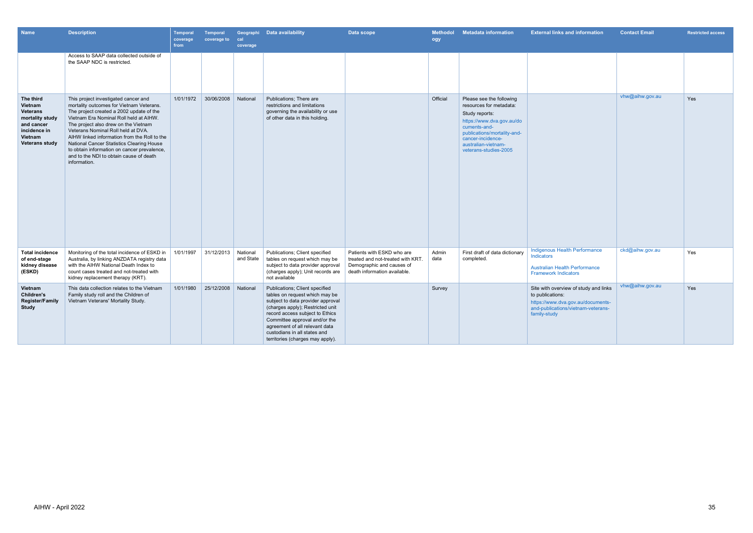| Name | Description | Temporal coverage from | Temporal coverage to | Geographical coverage | Data availability | Data scope | Methodology | Metadata information | External links and information | Contact Email | Restricted access |
|---|---|---|---|---|---|---|---|---|---|---|---|
| | Access to SAAP data collected outside of the SAAP NDC is restricted. | | | | | | | | | | |
| **The third Vietnam Veterans mortality study and cancer incidence in Vietnam Veterans study** | This project investigated cancer and mortality outcomes for Vietnam Veterans. The project created a 2002 update of the Vietnam Era Nominal Roll held at AIHW. The project also drew on the Vietnam Veterans Nominal Roll held at DVA. AIHW linked information from the Roll to the National Cancer Statistics Clearing House to obtain information on cancer prevalence, and to the NDI to obtain cause of death information. | 1/01/1972 | 30/06/2008 | National | Publications; There are restrictions and limitations governing the availability or use of other data in this holding. | | Official | Please see the following resources for metadata: Study reports: https://www.dva.gov.au/documents-and-publications/mortality-and-cancer-incidence-australian-vietnam-veterans-studies-2005 | | vhw@aihw.gov.au | Yes |
| **Total incidence of end-stage kidney disease (ESKD)** | Monitoring of the total incidence of ESKD in Australia, by linking ANZDATA registry data with the AIHW National Death Index to count cases treated and not-treated with kidney replacement therapy (KRT). | 1/01/1997 | 31/12/2013 | National and State | Publications; Client specified tables on request which may be subject to data provider approval (charges apply); Unit records are not available | Patients with ESKD who are treated and not-treated with KRT. Demographic and causes of death information available. | Admin data | First draft of data dictionary completed. | Indigenous Health Performance Indicators<br><br>Australian Health Performance Framework Indicators | ckd@aihw.gov.au | Yes |
| **Vietnam Children's Register/Family Study** | This data collection relates to the Vietnam Family study roll and the Children of Vietnam Veterans' Mortality Study. | 1/01/1980 | 25/12/2008 | National | Publications; Client specified tables on request which may be subject to data provider approval (charges apply); Restricted unit record access subject to Ethics Committee approval and/or the agreement of all relevant data custodians in all states and territories (charges may apply). | | Survey | | Site with overview of study and links to publications: https://www.dva.gov.au/documents-and-publications/vietnam-veterans-family-study | vhw@aihw.gov.au | Yes |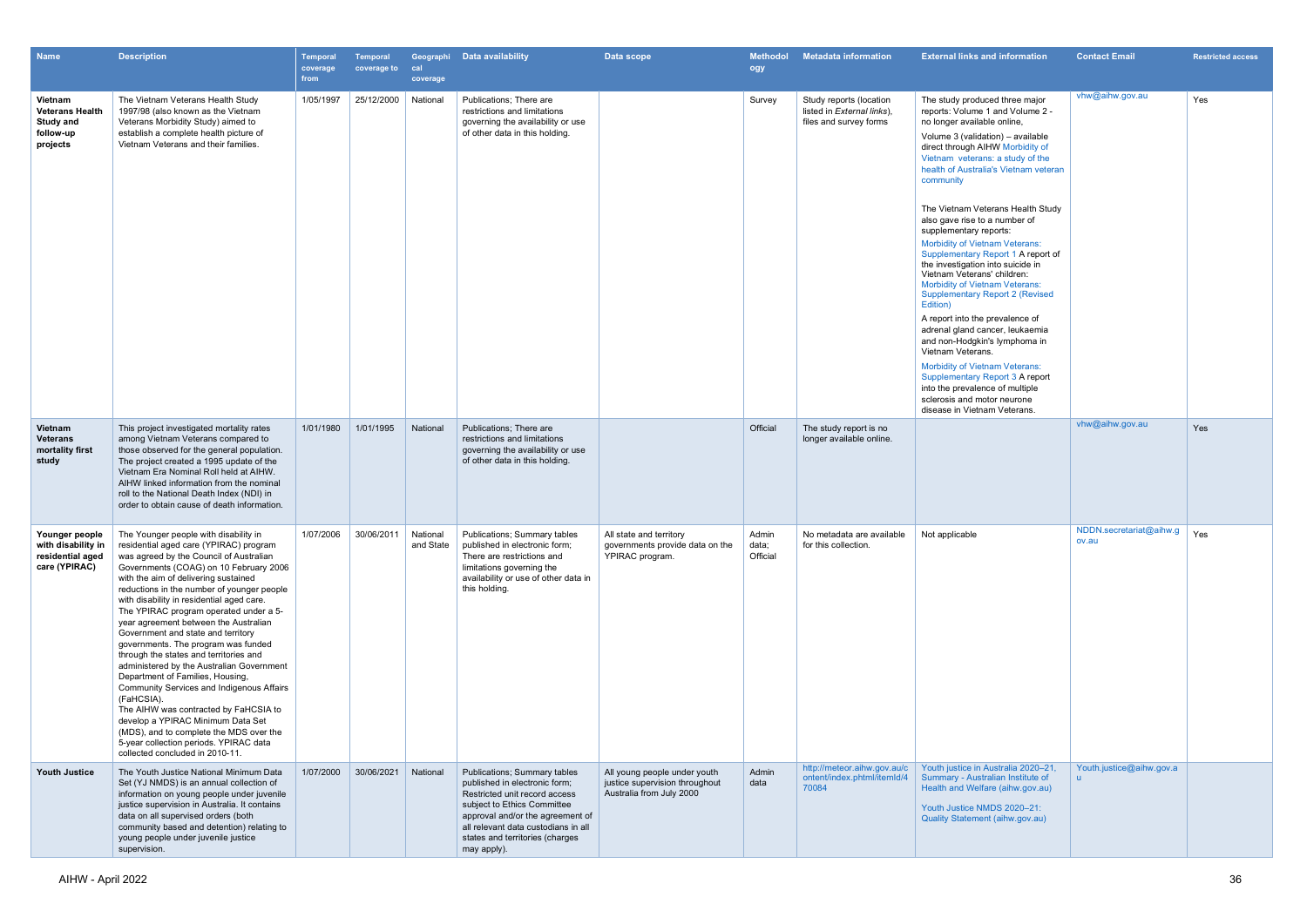| Name | Description | Temporal coverage from | Temporal coverage to | Geographical coverage | Data availability | Data scope | Methodology | Metadata information | External links and information | Contact Email | Restricted access |
|---|---|---|---|---|---|---|---|---|---|---|---|
| **Vietnam Veterans Health Study and follow-up projects** | The Vietnam Veterans Health Study 1997/98 (also known as the Vietnam Veterans Morbidity Study) aimed to establish a complete health picture of Vietnam Veterans and their families. | 1/05/1997 | 25/12/2000 | National | Publications; There are restrictions and limitations governing the availability or use of other data in this holding. | | Survey | Study reports (location listed in *External links*), files and survey forms | The study produced three major reports: Volume 1 and Volume 2 - no longer available online, Volume 3 (validation) – available direct through AIHW Morbidity of Vietnam veterans: a study of the health of Australia's Vietnam veteran community The Vietnam Veterans Health Study also gave rise to a number of supplementary reports: Morbidity of Vietnam Veterans: Supplementary Report 1 A report of the investigation into suicide in Vietnam Veterans' children: Morbidity of Vietnam Veterans: Supplementary Report 2 (Revised Edition) A report into the prevalence of adrenal gland cancer, leukaemia and non-Hodgkin's lymphoma in Vietnam Veterans. Morbidity of Vietnam Veterans: Supplementary Report 3 A report into the prevalence of multiple sclerosis and motor neurone disease in Vietnam Veterans. | vhw@aihw.gov.au | Yes |
| **Vietnam Veterans mortality first study** | This project investigated mortality rates among Vietnam Veterans compared to those observed for the general population. The project created a 1995 update of the Vietnam Era Nominal Roll held at AIHW. AIHW linked information from the nominal roll to the National Death Index (NDI) in order to obtain cause of death information. | 1/01/1980 | 1/01/1995 | National | Publications; There are restrictions and limitations governing the availability or use of other data in this holding. | | Official | The study report is no longer available online. | | vhw@aihw.gov.au | Yes |
| **Younger people with disability in residential aged care (YPIRAC)** | The Younger people with disability in residential aged care (YPIRAC) program was agreed by the Council of Australian Governments (COAG) on 10 February 2006 with the aim of delivering sustained reductions in the number of younger people with disability in residential aged care. The YPIRAC program operated under a 5-year agreement between the Australian Government and state and territory governments. The program was funded through the states and territories and administered by the Australian Government Department of Families, Housing, Community Services and Indigenous Affairs (FaHCSIA). The AIHW was contracted by FaHCSIA to develop a YPIRAC Minimum Data Set (MDS), and to complete the MDS over the 5-year collection periods. YPIRAC data collected concluded in 2010-11. | 1/07/2006 | 30/06/2011 | National and State | Publications; Summary tables published in electronic form; There are restrictions and limitations governing the availability or use of other data in this holding. | All state and territory governments provide data on the YPIRAC program. | Admin data; Official | No metadata are available for this collection. | Not applicable | NDDN.secretariat@aihw.gov.au | Yes |
| **Youth Justice** | The Youth Justice National Minimum Data Set (YJ NMDS) is an annual collection of information on young people under juvenile justice supervision in Australia. It contains data on all supervised orders (both community based and detention) relating to young people under juvenile justice supervision. | 1/07/2000 | 30/06/2021 | National | Publications; Summary tables published in electronic form; Restricted unit record access subject to Ethics Committee approval and/or the agreement of all relevant data custodians in all states and territories (charges may apply). | All young people under youth justice supervision throughout Australia from July 2000 | Admin data | http://meteor.aihw.gov.au/content/index.phtml/itemId/470084 | Youth justice in Australia 2020–21, Summary - Australian Institute of Health and Welfare (aihw.gov.au) Youth Justice NMDS 2020–21: Quality Statement (aihw.gov.au) | Youth.justice@aihw.gov.au | |

AIHW - April 2022